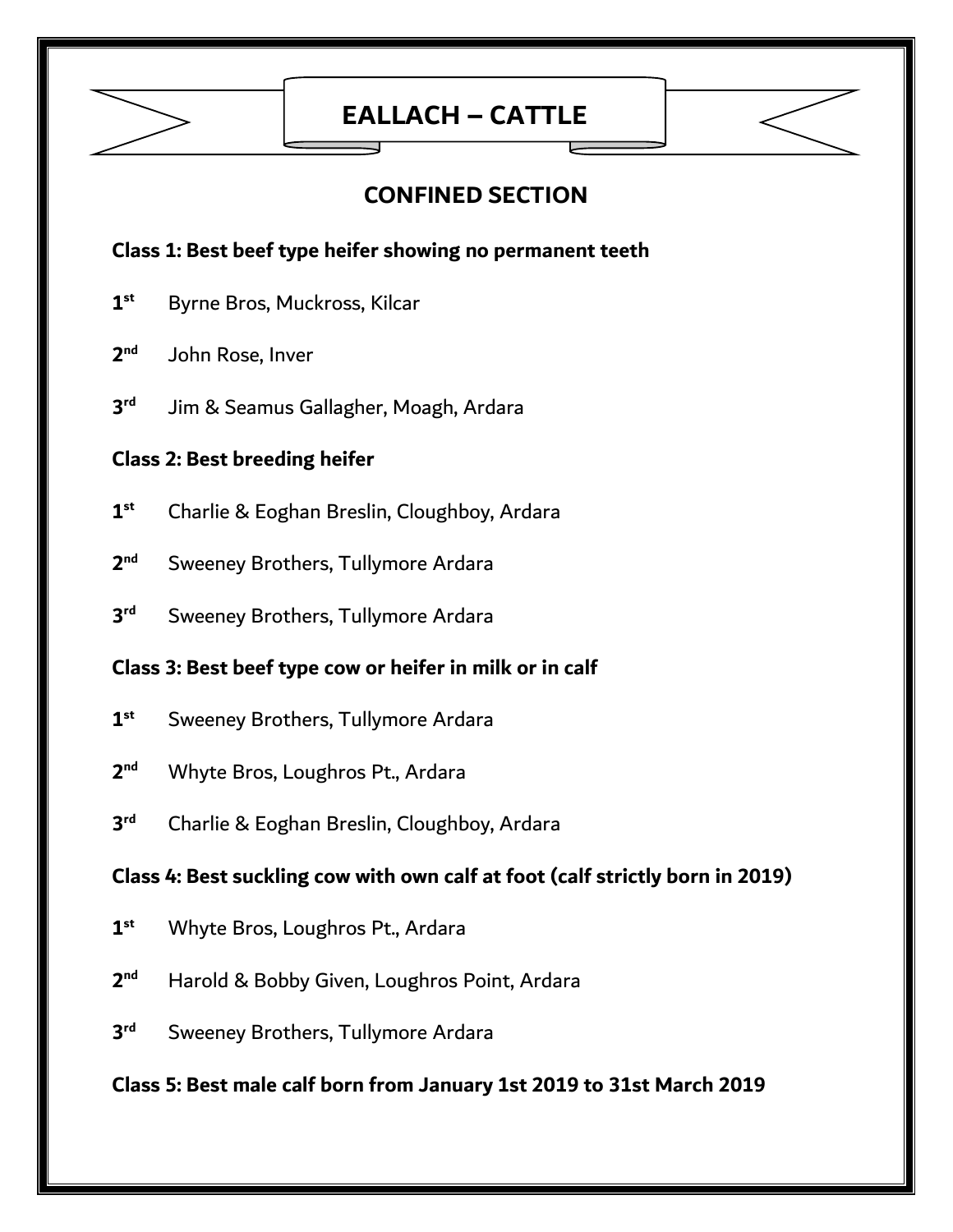# EALLACH – CATTLE

## CONFINED SECTION

**Class 1: Best beef type heifer showing no permanent teeth**

**1st** Byrne Bros, Muckross, Kilcar

**2nd** John Rose, Inver

**3rd** Jim & Seamus Gallagher, Moagh, Ardara

**Class 2: Best breeding heifer**

**1st** Charlie & Eoghan Breslin, Cloughboy, Ardara

**2nd** Sweeney Brothers, Tullymore Ardara

**3rd** Sweeney Brothers, Tullymore Ardara

**Class 3: Best beef type cow or heifer in milk or in calf**

**1st** Sweeney Brothers, Tullymore Ardara

**2nd** Whyte Bros, Loughros Pt., Ardara

**3rd** Charlie & Eoghan Breslin, Cloughboy, Ardara

**Class 4: Best suckling cow with own calf at foot (calf strictly born in 2019)**

**1st** Whyte Bros, Loughros Pt., Ardara

**2nd** Harold & Bobby Given, Loughros Point, Ardara

**3rd** Sweeney Brothers, Tullymore Ardara

**Class 5: Best male calf born from January 1st 2019 to 31st March 2019**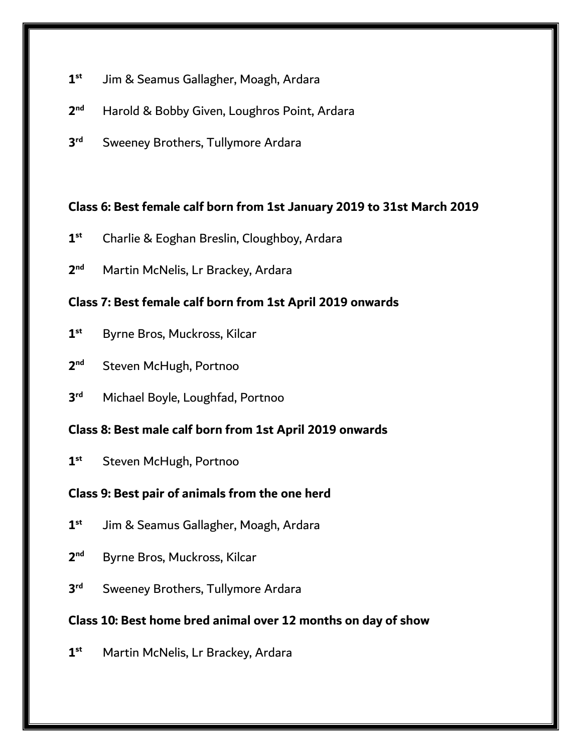1st Jim & Seamus Gallagher, Moagh, Ardara

2nd Harold & Bobby Given, Loughros Point, Ardara

3rd Sweeney Brothers, Tullymore Ardara

**Class 6: Best female calf born from 1st January 2019 to 31st March 2019**

1st Charlie & Eoghan Breslin, Cloughboy, Ardara

2nd Martin McNelis, Lr Brackey, Ardara

**Class 7: Best female calf born from 1st April 2019 onwards**

1st Byrne Bros, Muckross, Kilcar

2nd Steven McHugh, Portnoo

3rd Michael Boyle, Loughfad, Portnoo

**Class 8: Best male calf born from 1st April 2019 onwards**

1st Steven McHugh, Portnoo

**Class 9: Best pair of animals from the one herd**

1st Jim & Seamus Gallagher, Moagh, Ardara

2nd Byrne Bros, Muckross, Kilcar

3rd Sweeney Brothers, Tullymore Ardara

**Class 10: Best home bred animal over 12 months on day of show**

1st Martin McNelis, Lr Brackey, Ardara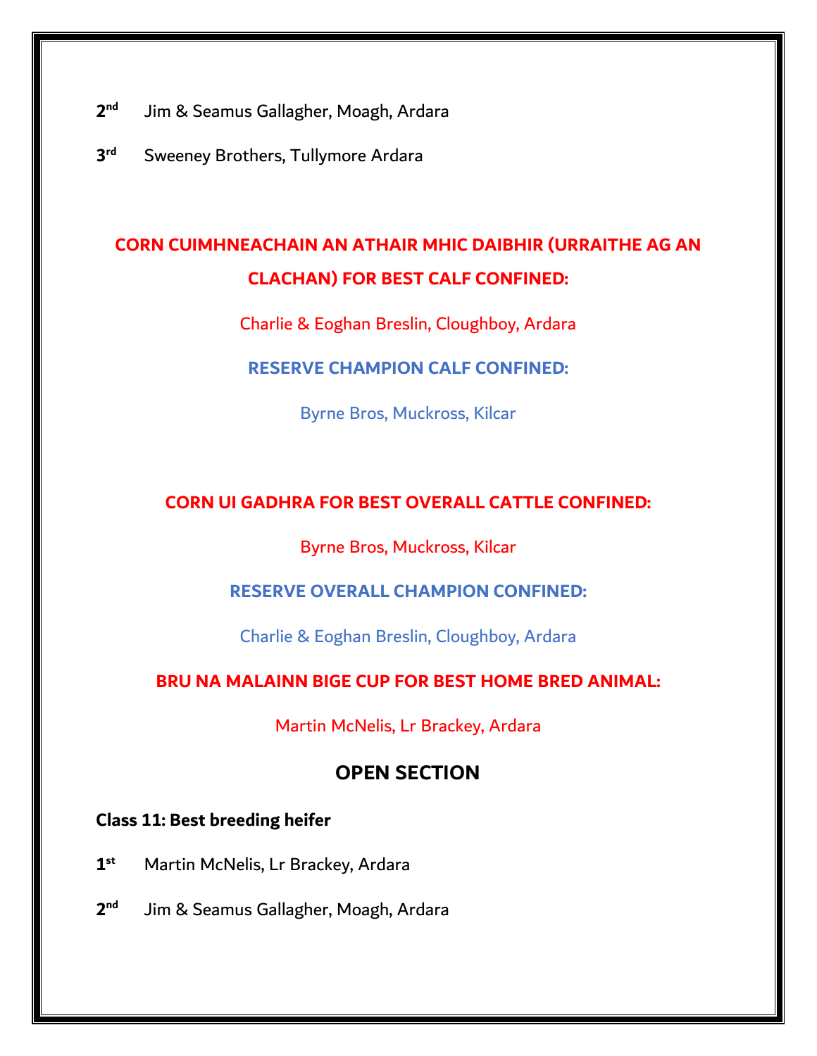**2nd** Jim & Seamus Gallagher, Moagh, Ardara

**3rd** Sweeney Brothers, Tullymore Ardara

**CORN CUIMHNEACHAIN AN ATHAIR MHIC DAIBHIR (URRAITHE AG AN CLACHAN) FOR BEST CALF CONFINED:**

Charlie & Eoghan Breslin, Cloughboy, Ardara

**RESERVE CHAMPION CALF CONFINED:**

Byrne Bros, Muckross, Kilcar

**CORN UI GADHRA FOR BEST OVERALL CATTLE CONFINED:**

Byrne Bros, Muckross, Kilcar

**RESERVE OVERALL CHAMPION CONFINED:**

Charlie & Eoghan Breslin, Cloughboy, Ardara

**BRU NA MALAINN BIGE CUP FOR BEST HOME BRED ANIMAL:**

Martin McNelis, Lr Brackey, Ardara

## OPEN SECTION

**Class 11: Best breeding heifer**

**1st** Martin McNelis, Lr Brackey, Ardara

**2nd** Jim & Seamus Gallagher, Moagh, Ardara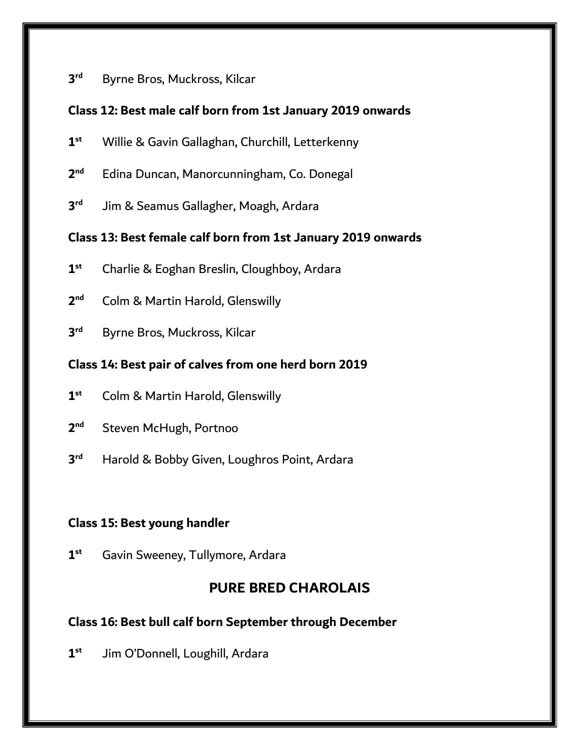3rd Byrne Bros, Muckross, Kilcar

**Class 12: Best male calf born from 1st January 2019 onwards**

1st Willie & Gavin Gallaghan, Churchill, Letterkenny

2nd Edina Duncan, Manorcunningham, Co. Donegal

3rd Jim & Seamus Gallagher, Moagh, Ardara

**Class 13: Best female calf born from 1st January 2019 onwards**

1st Charlie & Eoghan Breslin, Cloughboy, Ardara

2nd Colm & Martin Harold, Glenswilly

3rd Byrne Bros, Muckross, Kilcar

**Class 14: Best pair of calves from one herd born 2019**

1st Colm & Martin Harold, Glenswilly

2nd Steven McHugh, Portnoo

3rd Harold & Bobby Given, Loughros Point, Ardara

**Class 15: Best young handler**

1st Gavin Sweeney, Tullymore, Ardara

## PURE BRED CHAROLAIS

**Class 16: Best bull calf born September through December**

1st Jim O'Donnell, Loughill, Ardara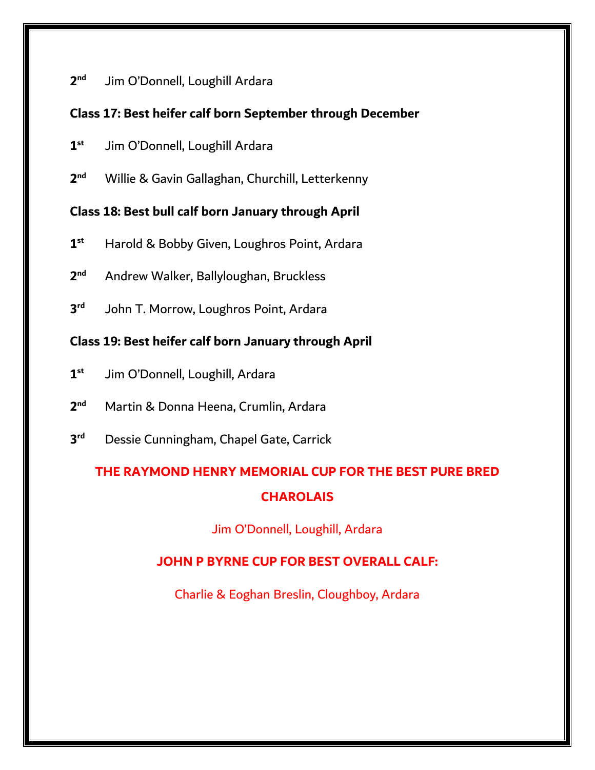2nd Jim O'Donnell, Loughill Ardara

**Class 17: Best heifer calf born September through December**

1st Jim O'Donnell, Loughill Ardara

2nd Willie & Gavin Gallaghan, Churchill, Letterkenny

**Class 18: Best bull calf born January through April**

1st Harold & Bobby Given, Loughros Point, Ardara

2nd Andrew Walker, Ballyloughan, Bruckless

3rd John T. Morrow, Loughros Point, Ardara

**Class 19: Best heifer calf born January through April**

1st Jim O'Donnell, Loughill, Ardara

2nd Martin & Donna Heena, Crumlin, Ardara

3rd Dessie Cunningham, Chapel Gate, Carrick

**THE RAYMOND HENRY MEMORIAL CUP FOR THE BEST PURE BRED CHAROLAIS**

Jim O'Donnell, Loughill, Ardara

**JOHN P BYRNE CUP FOR BEST OVERALL CALF:**

Charlie & Eoghan Breslin, Cloughboy, Ardara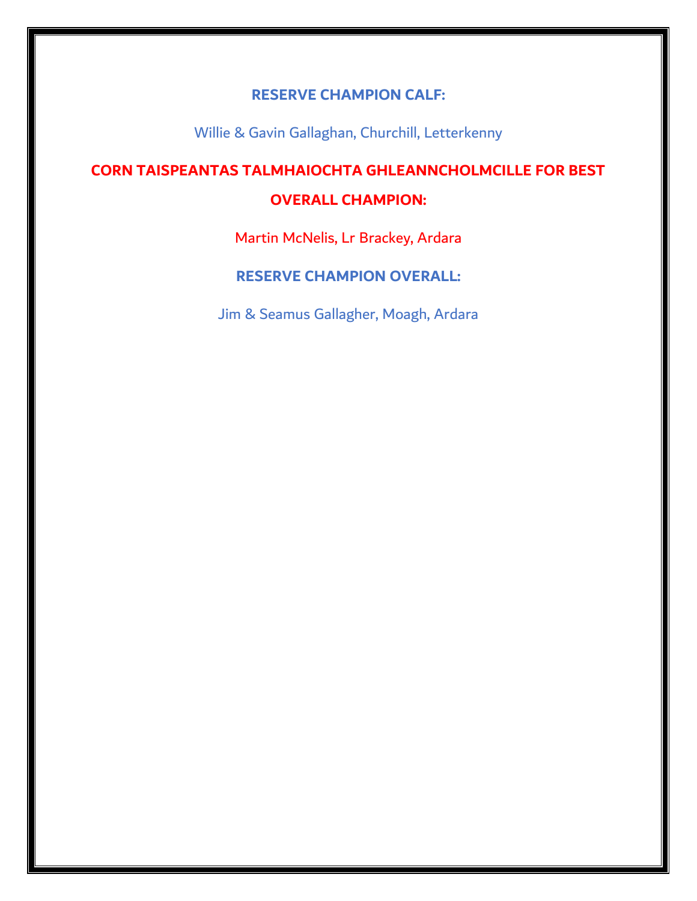**RESERVE CHAMPION CALF:**

Willie & Gavin Gallaghan, Churchill, Letterkenny

**CORN TAISPEANTAS TALMHAIOCHTA GHLEANNCHOLMCILLE FOR BEST OVERALL CHAMPION:**

Martin McNelis, Lr Brackey, Ardara

**RESERVE CHAMPION OVERALL:**

Jim & Seamus Gallagher, Moagh, Ardara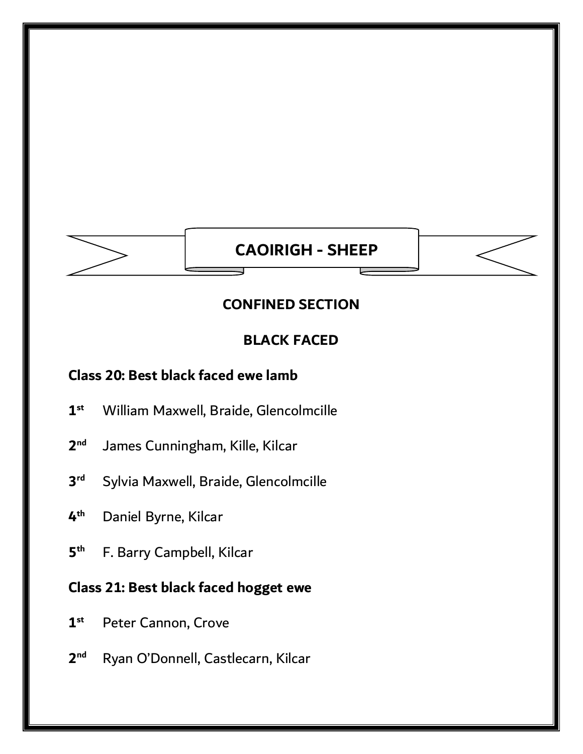# CAOIRIGH - SHEEP

## CONFINED SECTION

### BLACK FACED

**Class 20: Best black faced ewe lamb**

**1st** William Maxwell, Braide, Glencolmcille

**2nd** James Cunningham, Kille, Kilcar

**3rd** Sylvia Maxwell, Braide, Glencolmcille

**4th** Daniel Byrne, Kilcar

**5th** F. Barry Campbell, Kilcar

**Class 21: Best black faced hogget ewe**

**1st** Peter Cannon, Crove

**2nd** Ryan O'Donnell, Castlecarn, Kilcar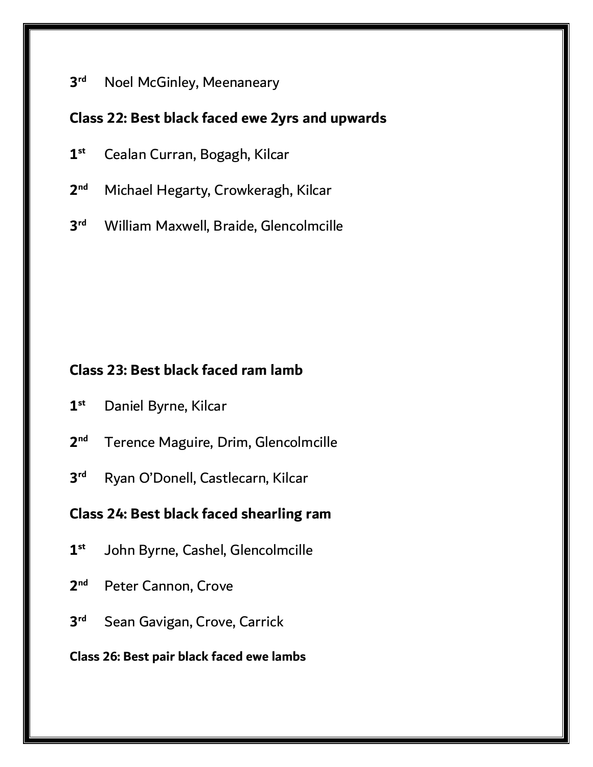3rd Noel McGinley, Meenaneary

**Class 22: Best black faced ewe 2yrs and upwards**

1st Cealan Curran, Bogagh, Kilcar

2nd Michael Hegarty, Crowkeragh, Kilcar

3rd William Maxwell, Braide, Glencolmcille

**Class 23: Best black faced ram lamb**

1st Daniel Byrne, Kilcar

2nd Terence Maguire, Drim, Glencolmcille

3rd Ryan O'Donell, Castlecarn, Kilcar

**Class 24: Best black faced shearling ram**

1st John Byrne, Cashel, Glencolmcille

2nd Peter Cannon, Crove

3rd Sean Gavigan, Crove, Carrick

**Class 26: Best pair black faced ewe lambs**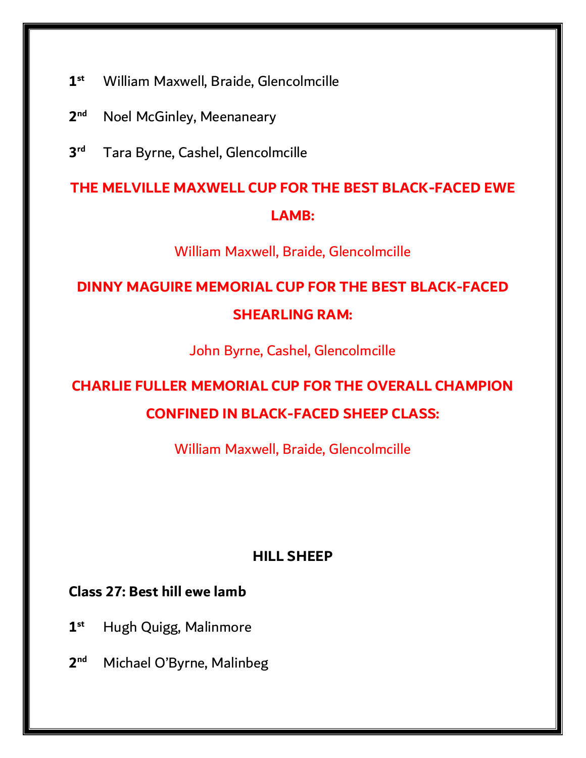**1st** William Maxwell, Braide, Glencolmcille

**2nd** Noel McGinley, Meenaneary

**3rd** Tara Byrne, Cashel, Glencolmcille

**THE MELVILLE MAXWELL CUP FOR THE BEST BLACK-FACED EWE LAMB:**

William Maxwell, Braide, Glencolmcille

**DINNY MAGUIRE MEMORIAL CUP FOR THE BEST BLACK-FACED SHEARLING RAM:**

John Byrne, Cashel, Glencolmcille

**CHARLIE FULLER MEMORIAL CUP FOR THE OVERALL CHAMPION CONFINED IN BLACK-FACED SHEEP CLASS:**

William Maxwell, Braide, Glencolmcille

## HILL SHEEP

**Class 27: Best hill ewe lamb**

**1st** Hugh Quigg, Malinmore

**2nd** Michael O'Byrne, Malinbeg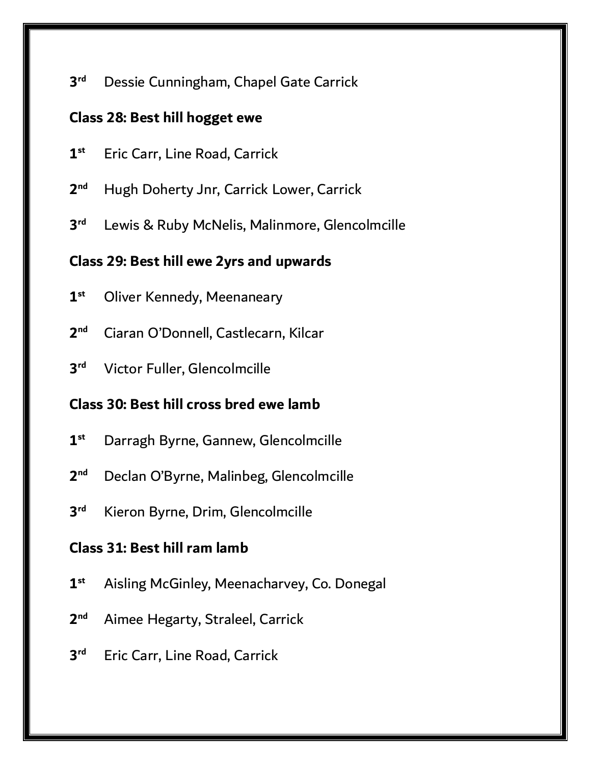3rd Dessie Cunningham, Chapel Gate Carrick

**Class 28: Best hill hogget ewe**

1st Eric Carr, Line Road, Carrick

2nd Hugh Doherty Jnr, Carrick Lower, Carrick

3rd Lewis & Ruby McNelis, Malinmore, Glencolmcille

**Class 29: Best hill ewe 2yrs and upwards**

1st Oliver Kennedy, Meenaneary

2nd Ciaran O'Donnell, Castlecarn, Kilcar

3rd Victor Fuller, Glencolmcille

**Class 30: Best hill cross bred ewe lamb**

1st Darragh Byrne, Gannew, Glencolmcille

2nd Declan O'Byrne, Malinbeg, Glencolmcille

3rd Kieron Byrne, Drim, Glencolmcille

**Class 31: Best hill ram lamb**

1st Aisling McGinley, Meenacharvey, Co. Donegal

2nd Aimee Hegarty, Straleel, Carrick

3rd Eric Carr, Line Road, Carrick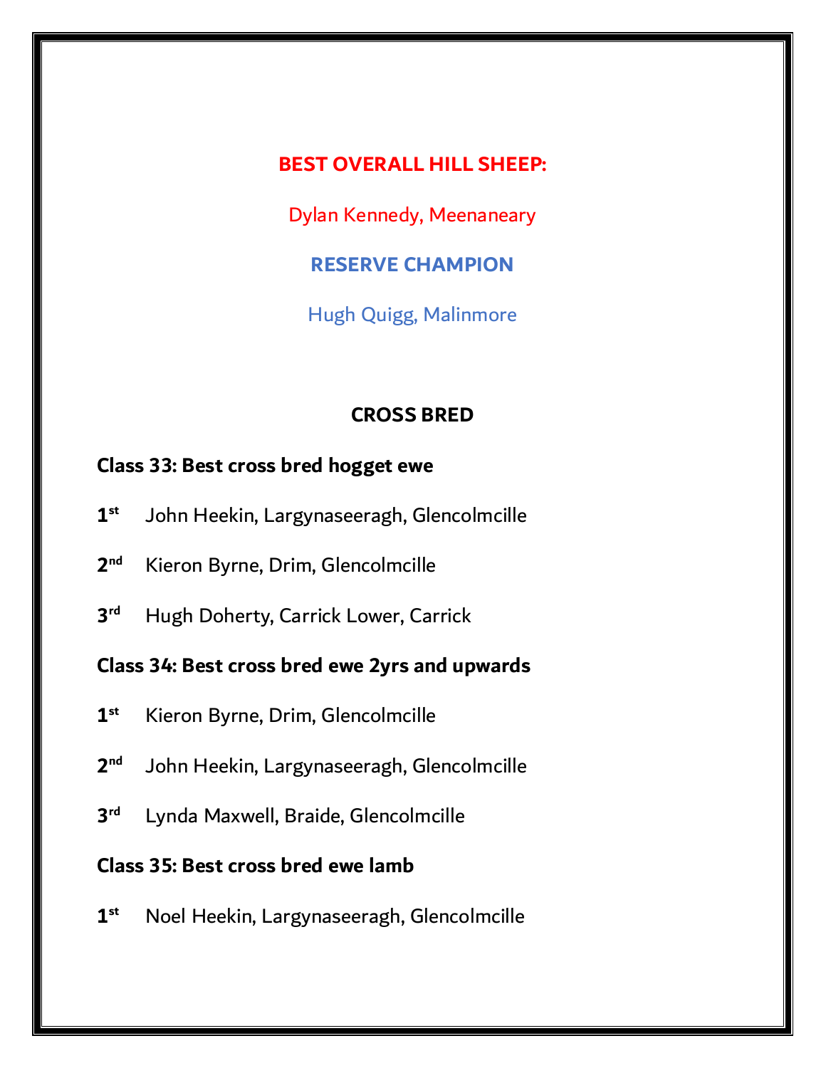**BEST OVERALL HILL SHEEP:**

Dylan Kennedy, Meenaneary

**RESERVE CHAMPION**

Hugh Quigg, Malinmore

## CROSS BRED

**Class 33: Best cross bred hogget ewe**

**1st** John Heekin, Largynaseeragh, Glencolmcille

**2nd** Kieron Byrne, Drim, Glencolmcille

**3rd** Hugh Doherty, Carrick Lower, Carrick

**Class 34: Best cross bred ewe 2yrs and upwards**

**1st** Kieron Byrne, Drim, Glencolmcille

**2nd** John Heekin, Largynaseeragh, Glencolmcille

**3rd** Lynda Maxwell, Braide, Glencolmcille

**Class 35: Best cross bred ewe lamb**

**1st** Noel Heekin, Largynaseeragh, Glencolmcille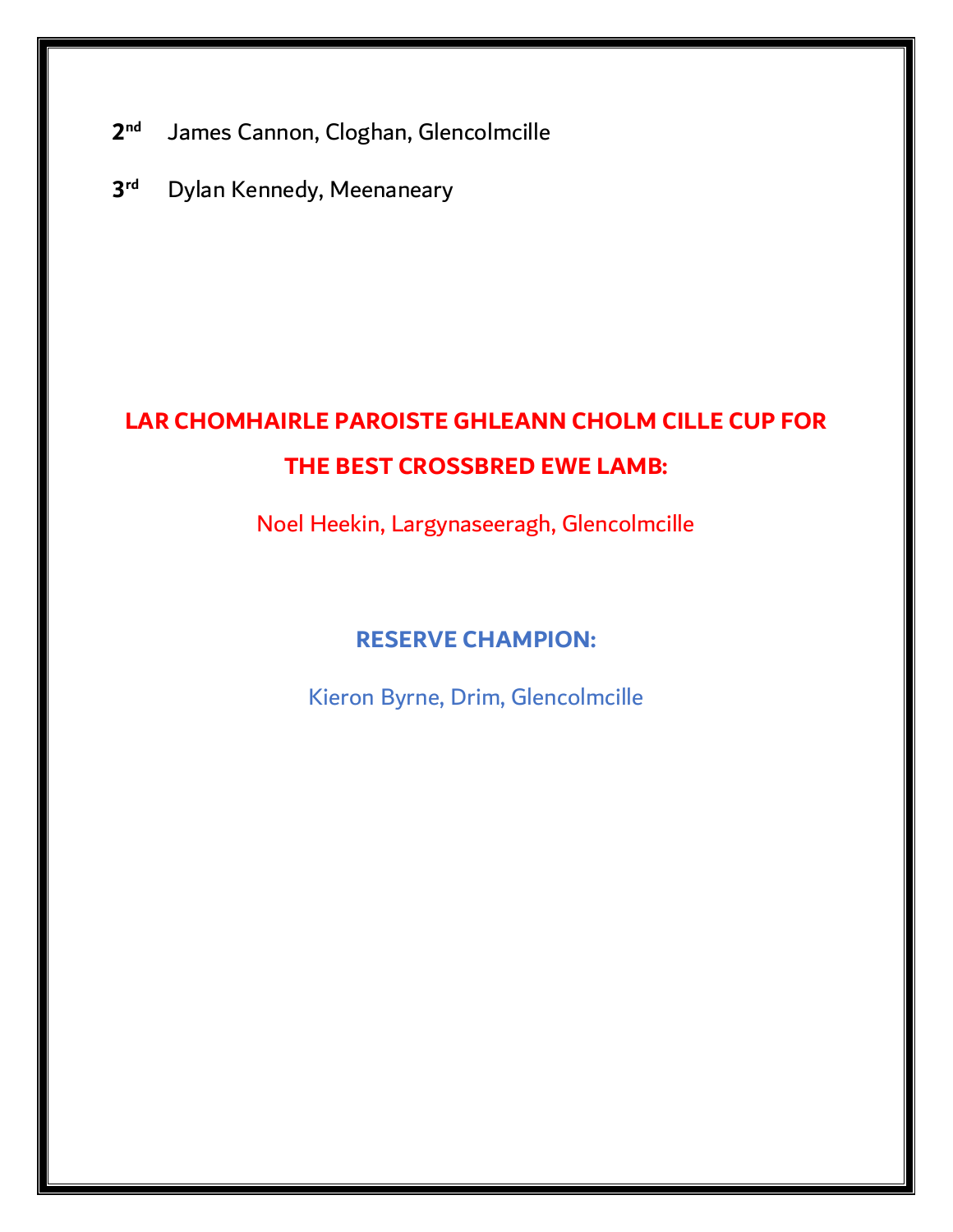**2nd** James Cannon, Cloghan, Glencolmcille

**3rd** Dylan Kennedy, Meenaneary

**LAR CHOMHAIRLE PAROISTE GHLEANN CHOLM CILLE CUP FOR THE BEST CROSSBRED EWE LAMB:**

Noel Heekin, Largynaseeragh, Glencolmcille

**RESERVE CHAMPION:**

Kieron Byrne, Drim, Glencolmcille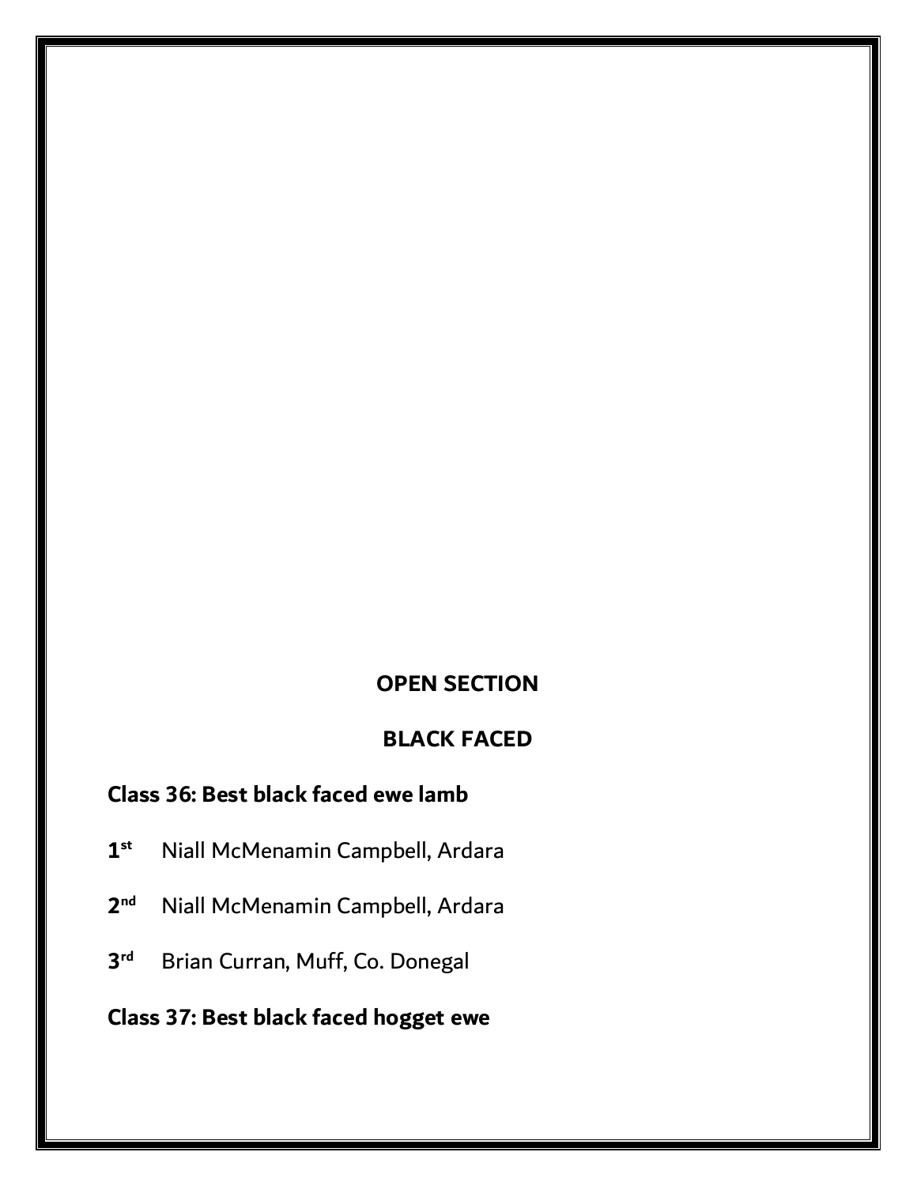## OPEN SECTION

## BLACK FACED

### Class 36: Best black faced ewe lamb

**1st** Niall McMenamin Campbell, Ardara

**2nd** Niall McMenamin Campbell, Ardara

**3rd** Brian Curran, Muff, Co. Donegal

### Class 37: Best black faced hogget ewe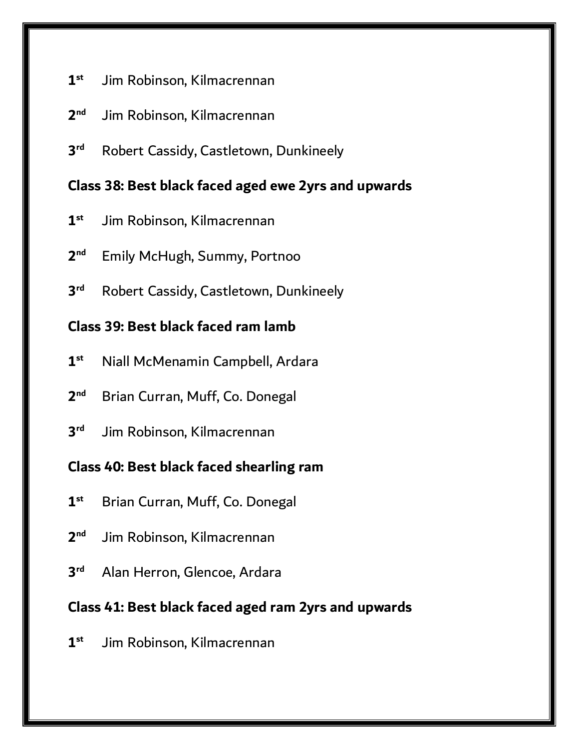**1st** Jim Robinson, Kilmacrennan

**2nd** Jim Robinson, Kilmacrennan

**3rd** Robert Cassidy, Castletown, Dunkineely

**Class 38: Best black faced aged ewe 2yrs and upwards**

**1st** Jim Robinson, Kilmacrennan

**2nd** Emily McHugh, Summy, Portnoo

**3rd** Robert Cassidy, Castletown, Dunkineely

**Class 39: Best black faced ram lamb**

**1st** Niall McMenamin Campbell, Ardara

**2nd** Brian Curran, Muff, Co. Donegal

**3rd** Jim Robinson, Kilmacrennan

**Class 40: Best black faced shearling ram**

**1st** Brian Curran, Muff, Co. Donegal

**2nd** Jim Robinson, Kilmacrennan

**3rd** Alan Herron, Glencoe, Ardara

**Class 41: Best black faced aged ram 2yrs and upwards**

**1st** Jim Robinson, Kilmacrennan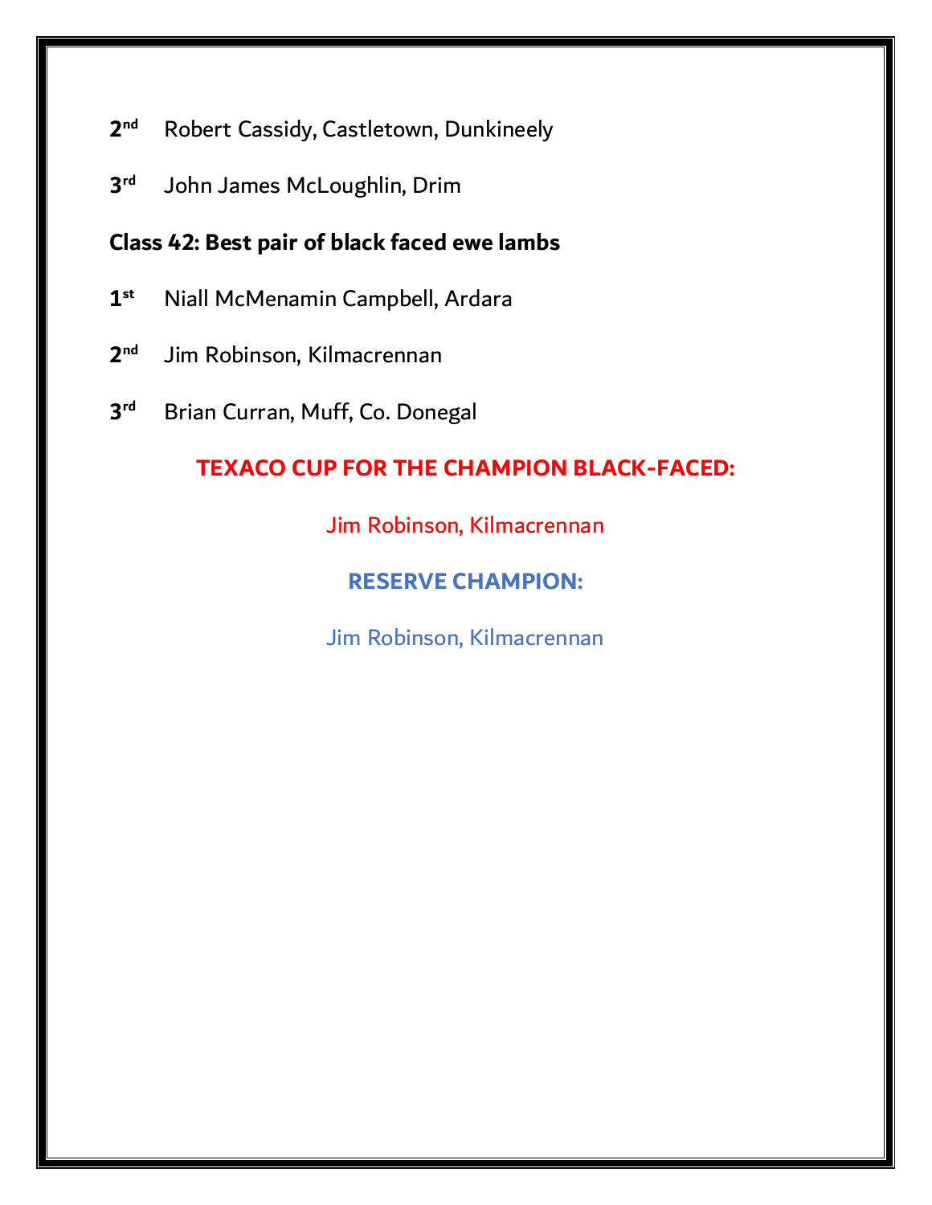2nd Robert Cassidy, Castletown, Dunkineely

3rd John James McLoughlin, Drim

**Class 42: Best pair of black faced ewe lambs**

1st Niall McMenamin Campbell, Ardara

2nd Jim Robinson, Kilmacrennan

3rd Brian Curran, Muff, Co. Donegal

**TEXACO CUP FOR THE CHAMPION BLACK-FACED:**

Jim Robinson, Kilmacrennan

**RESERVE CHAMPION:**

Jim Robinson, Kilmacrennan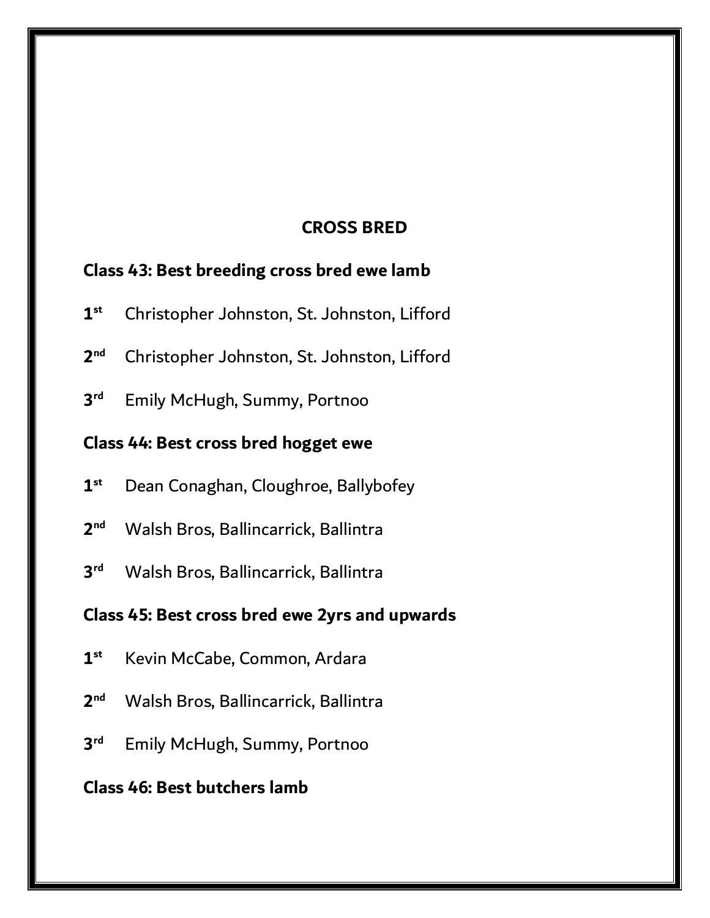## CROSS BRED

### Class 43: Best breeding cross bred ewe lamb

**1st** Christopher Johnston, St. Johnston, Lifford

**2nd** Christopher Johnston, St. Johnston, Lifford

**3rd** Emily McHugh, Summy, Portnoo

### Class 44: Best cross bred hogget ewe

**1st** Dean Conaghan, Cloughroe, Ballybofey

**2nd** Walsh Bros, Ballincarrick, Ballintra

**3rd** Walsh Bros, Ballincarrick, Ballintra

### Class 45: Best cross bred ewe 2yrs and upwards

**1st** Kevin McCabe, Common, Ardara

**2nd** Walsh Bros, Ballincarrick, Ballintra

**3rd** Emily McHugh, Summy, Portnoo

### Class 46: Best butchers lamb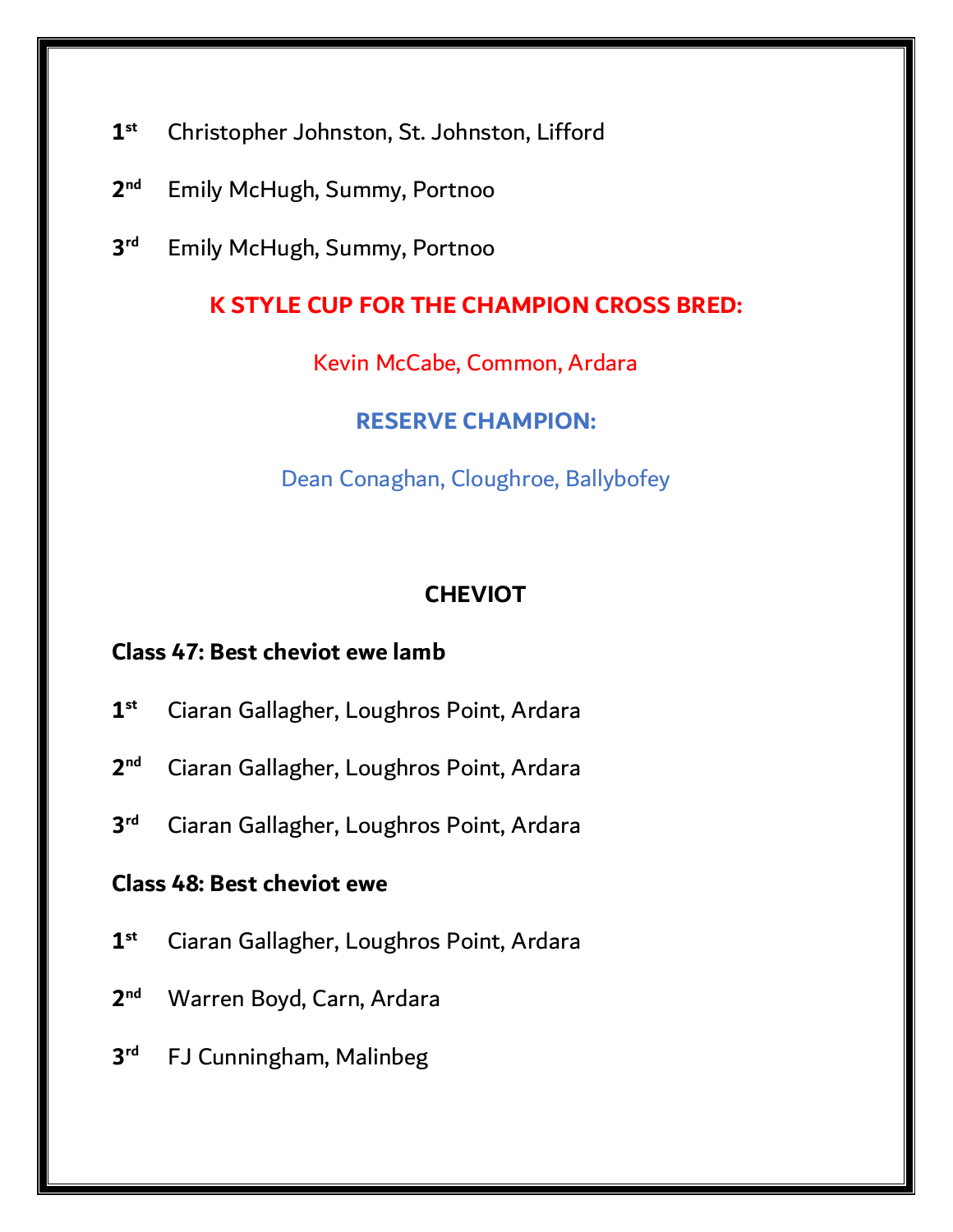1st Christopher Johnston, St. Johnston, Lifford

2nd Emily McHugh, Summy, Portnoo

3rd Emily McHugh, Summy, Portnoo

**K STYLE CUP FOR THE CHAMPION CROSS BRED:**

Kevin McCabe, Common, Ardara

**RESERVE CHAMPION:**

Dean Conaghan, Cloughroe, Ballybofey

## CHEVIOT

**Class 47: Best cheviot ewe lamb**

1st Ciaran Gallagher, Loughros Point, Ardara

2nd Ciaran Gallagher, Loughros Point, Ardara

3rd Ciaran Gallagher, Loughros Point, Ardara

**Class 48: Best cheviot ewe**

1st Ciaran Gallagher, Loughros Point, Ardara

2nd Warren Boyd, Carn, Ardara

3rd FJ Cunningham, Malinbeg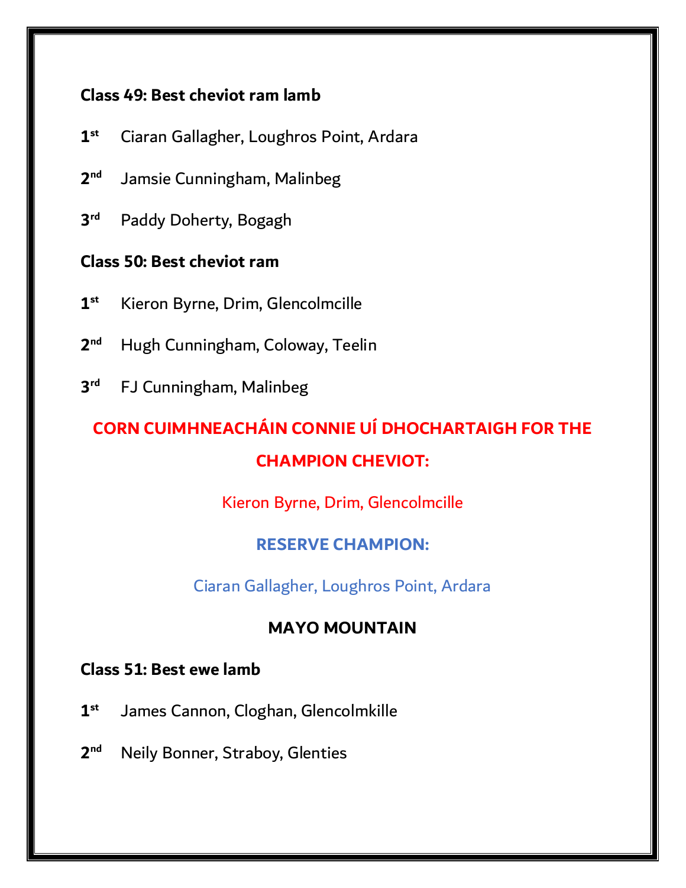**Class 49: Best cheviot ram lamb**

1st Ciaran Gallagher, Loughros Point, Ardara

2nd Jamsie Cunningham, Malinbeg

3rd Paddy Doherty, Bogagh

**Class 50: Best cheviot ram**

1st Kieron Byrne, Drim, Glencolmcille

2nd Hugh Cunningham, Coloway, Teelin

3rd FJ Cunningham, Malinbeg

**CORN CUIMHNEACHÁIN CONNIE UÍ DHOCHARTAIGH FOR THE CHAMPION CHEVIOT:**

Kieron Byrne, Drim, Glencolmcille

**RESERVE CHAMPION:**

Ciaran Gallagher, Loughros Point, Ardara

**MAYO MOUNTAIN**

**Class 51: Best ewe lamb**

1st James Cannon, Cloghan, Glencolmkille

2nd Neily Bonner, Straboy, Glenties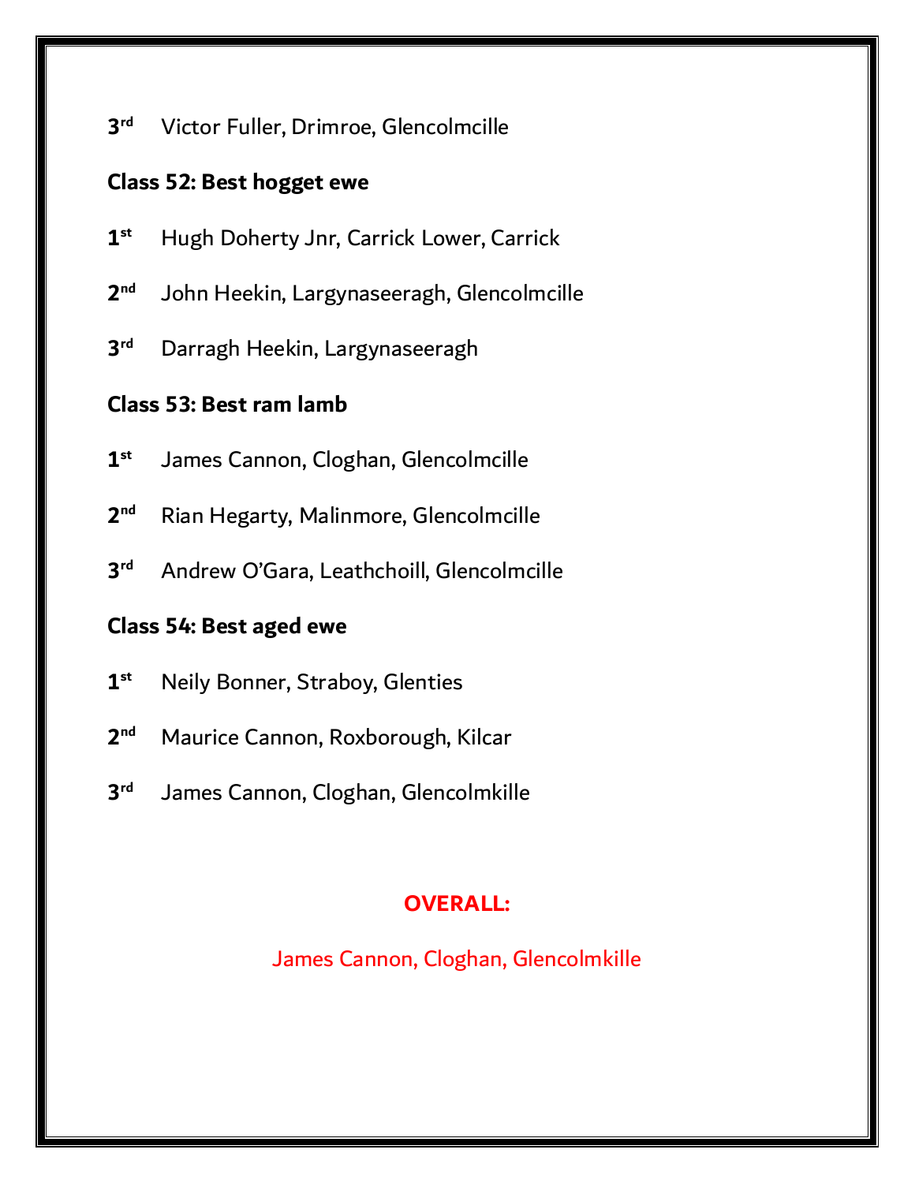3rd Victor Fuller, Drimroe, Glencolmcille

**Class 52: Best hogget ewe**

1st Hugh Doherty Jnr, Carrick Lower, Carrick

2nd John Heekin, Largynaseeragh, Glencolmcille

3rd Darragh Heekin, Largynaseeragh

**Class 53: Best ram lamb**

1st James Cannon, Cloghan, Glencolmcille

2nd Rian Hegarty, Malinmore, Glencolmcille

3rd Andrew O'Gara, Leathchoill, Glencolmcille

**Class 54: Best aged ewe**

1st Neily Bonner, Straboy, Glenties

2nd Maurice Cannon, Roxborough, Kilcar

3rd James Cannon, Cloghan, Glencolmkille

**OVERALL:**

James Cannon, Cloghan, Glencolmkille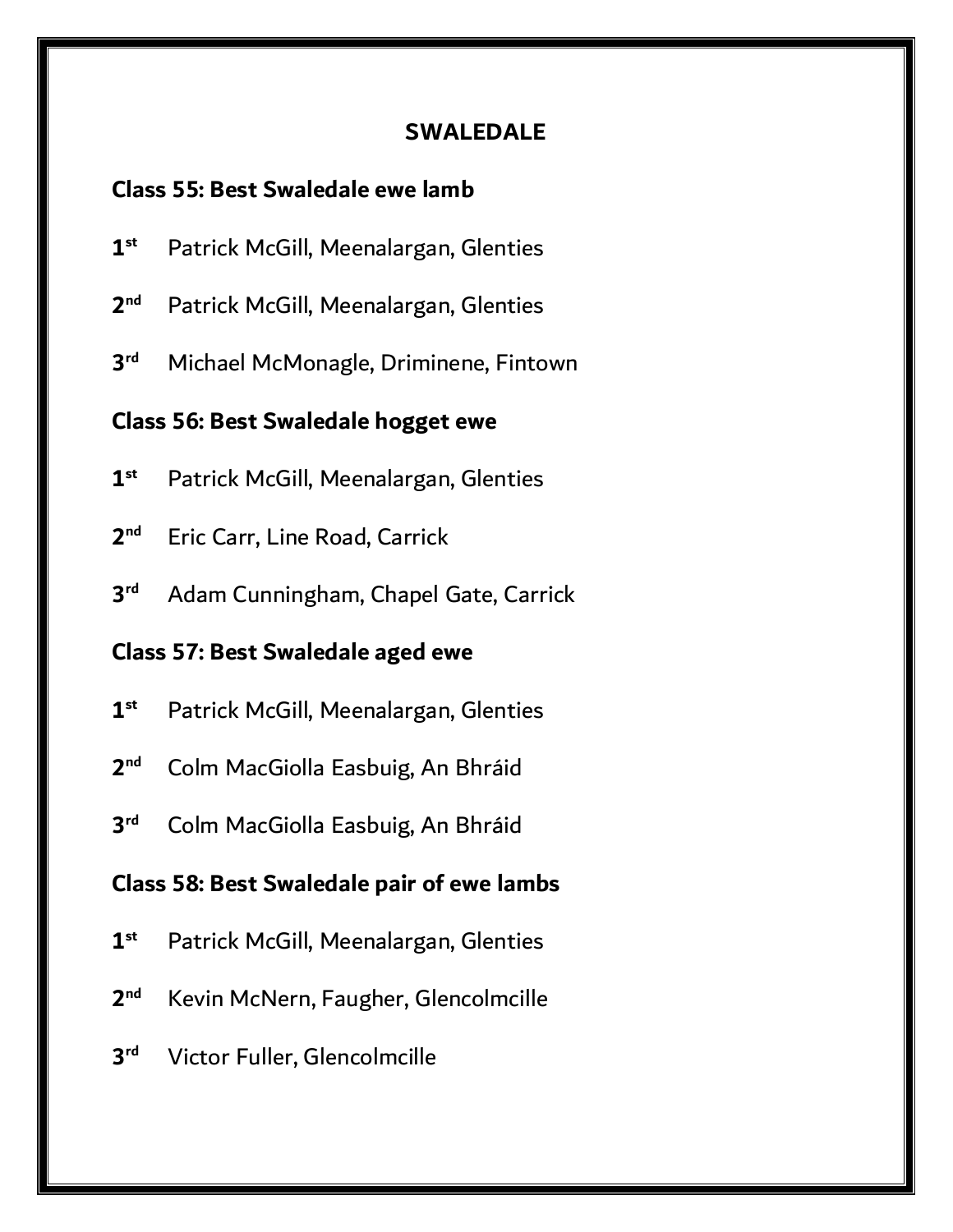## SWALEDALE

**Class 55: Best Swaledale ewe lamb**

**1st** Patrick McGill, Meenalargan, Glenties

**2nd** Patrick McGill, Meenalargan, Glenties

**3rd** Michael McMonagle, Driminene, Fintown

**Class 56: Best Swaledale hogget ewe**

**1st** Patrick McGill, Meenalargan, Glenties

**2nd** Eric Carr, Line Road, Carrick

**3rd** Adam Cunningham, Chapel Gate, Carrick

**Class 57: Best Swaledale aged ewe**

**1st** Patrick McGill, Meenalargan, Glenties

**2nd** Colm MacGiolla Easbuig, An Bhráid

**3rd** Colm MacGiolla Easbuig, An Bhráid

**Class 58: Best Swaledale pair of ewe lambs**

**1st** Patrick McGill, Meenalargan, Glenties

**2nd** Kevin McNern, Faugher, Glencolmcille

**3rd** Victor Fuller, Glencolmcille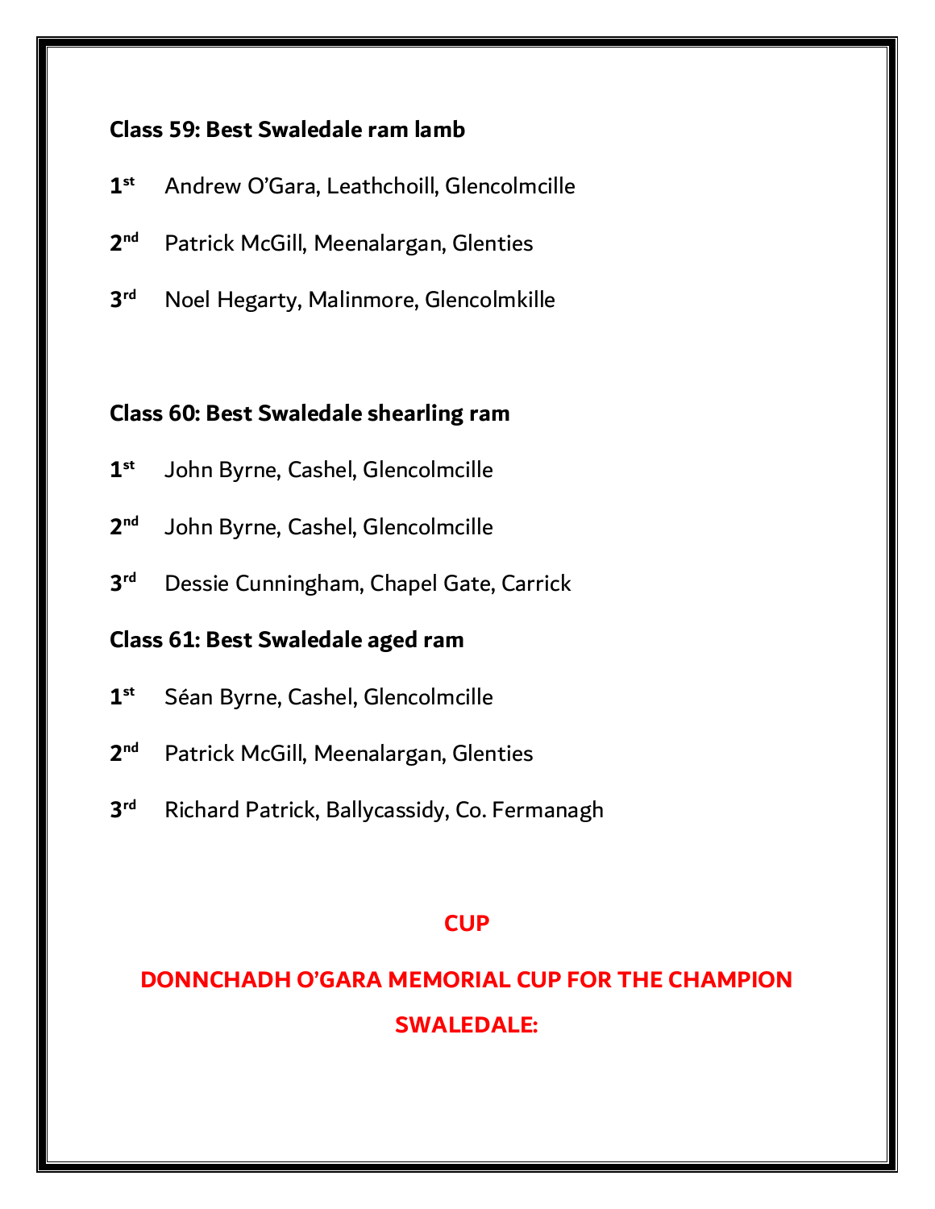**Class 59: Best Swaledale ram lamb**

1st Andrew O'Gara, Leathchoill, Glencolmcille

2nd Patrick McGill, Meenalargan, Glenties

3rd Noel Hegarty, Malinmore, Glencolmkille

**Class 60: Best Swaledale shearling ram**

1st John Byrne, Cashel, Glencolmcille

2nd John Byrne, Cashel, Glencolmcille

3rd Dessie Cunningham, Chapel Gate, Carrick

**Class 61: Best Swaledale aged ram**

1st Séan Byrne, Cashel, Glencolmcille

2nd Patrick McGill, Meenalargan, Glenties

3rd Richard Patrick, Ballycassidy, Co. Fermanagh

**CUP**

**DONNCHADH O'GARA MEMORIAL CUP FOR THE CHAMPION SWALEDALE:**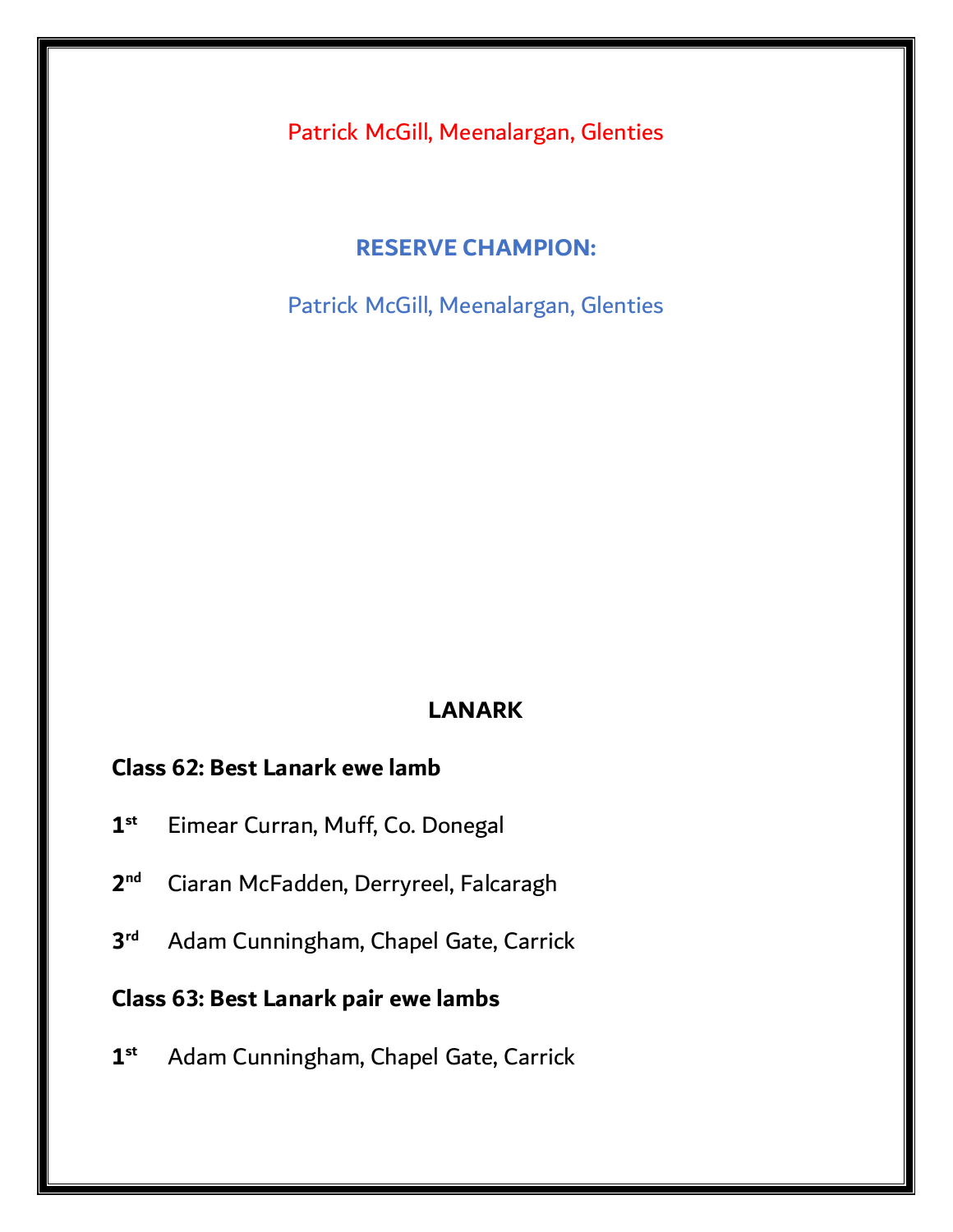Patrick McGill, Meenalargan, Glenties

**RESERVE CHAMPION:**

Patrick McGill, Meenalargan, Glenties

## LANARK

**Class 62: Best Lanark ewe lamb**

**1st** Eimear Curran, Muff, Co. Donegal

**2nd** Ciaran McFadden, Derryreel, Falcaragh

**3rd** Adam Cunningham, Chapel Gate, Carrick

**Class 63: Best Lanark pair ewe lambs**

**1st** Adam Cunningham, Chapel Gate, Carrick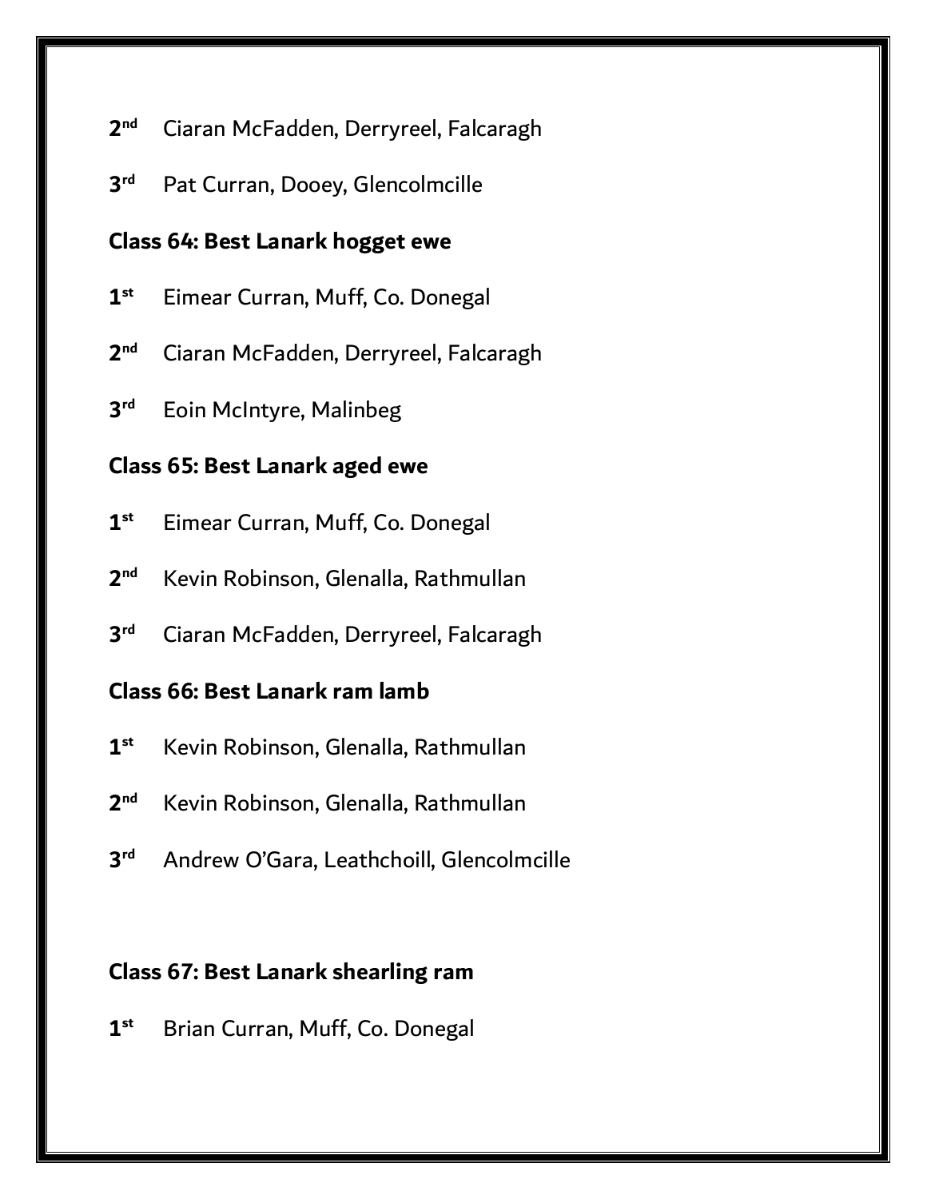2nd Ciaran McFadden, Derryreel, Falcaragh

3rd Pat Curran, Dooey, Glencolmcille

**Class 64: Best Lanark hogget ewe**

1st Eimear Curran, Muff, Co. Donegal

2nd Ciaran McFadden, Derryreel, Falcaragh

3rd Eoin McIntyre, Malinbeg

**Class 65: Best Lanark aged ewe**

1st Eimear Curran, Muff, Co. Donegal

2nd Kevin Robinson, Glenalla, Rathmullan

3rd Ciaran McFadden, Derryreel, Falcaragh

**Class 66: Best Lanark ram lamb**

1st Kevin Robinson, Glenalla, Rathmullan

2nd Kevin Robinson, Glenalla, Rathmullan

3rd Andrew O'Gara, Leathchoill, Glencolmcille

**Class 67: Best Lanark shearling ram**

1st Brian Curran, Muff, Co. Donegal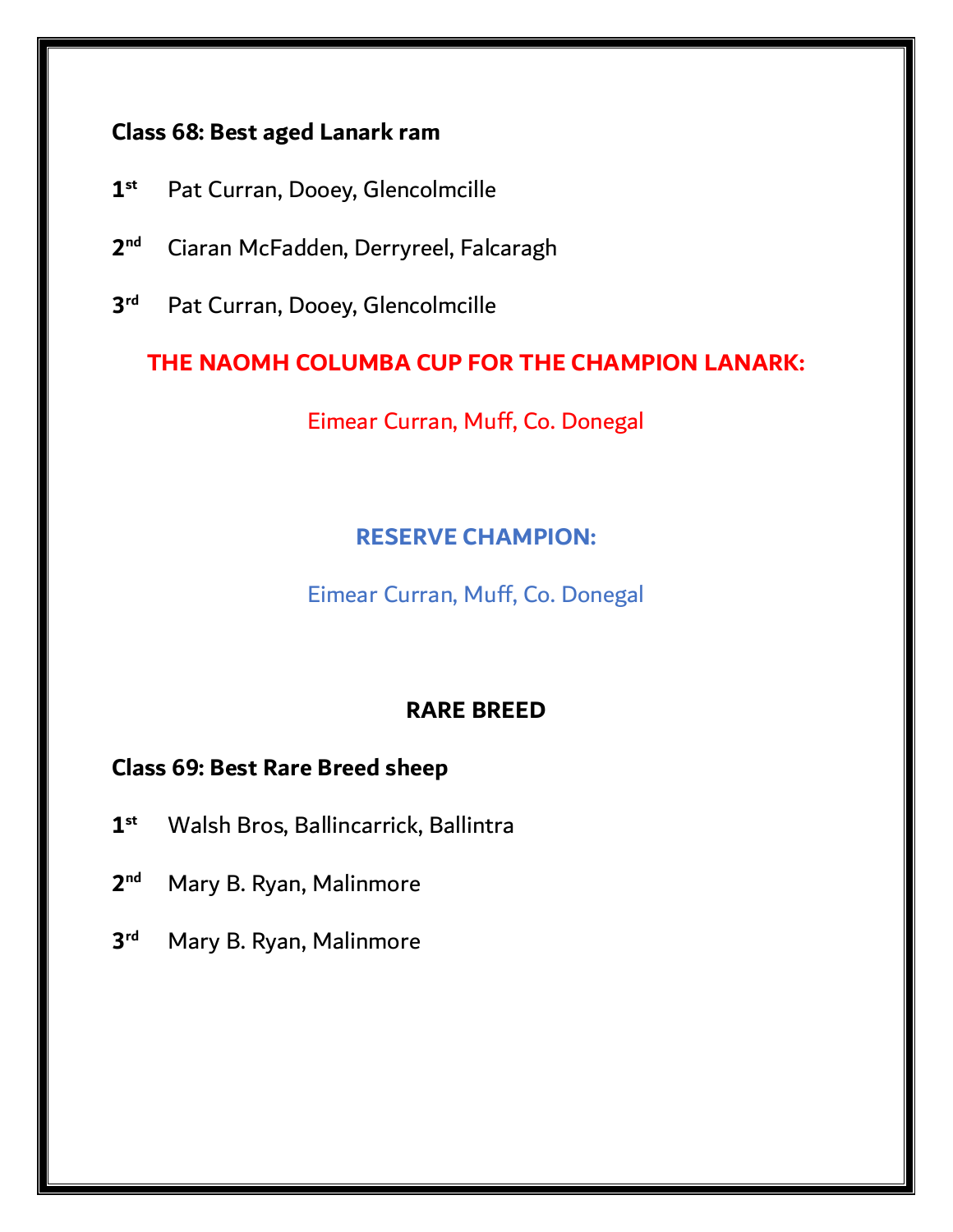**Class 68: Best aged Lanark ram**

1st Pat Curran, Dooey, Glencolmcille

2nd Ciaran McFadden, Derryreel, Falcaragh

3rd Pat Curran, Dooey, Glencolmcille

**THE NAOMH COLUMBA CUP FOR THE CHAMPION LANARK:**

Eimear Curran, Muff, Co. Donegal

**RESERVE CHAMPION:**

Eimear Curran, Muff, Co. Donegal

## RARE BREED

**Class 69: Best Rare Breed sheep**

1st Walsh Bros, Ballincarrick, Ballintra

2nd Mary B. Ryan, Malinmore

3rd Mary B. Ryan, Malinmore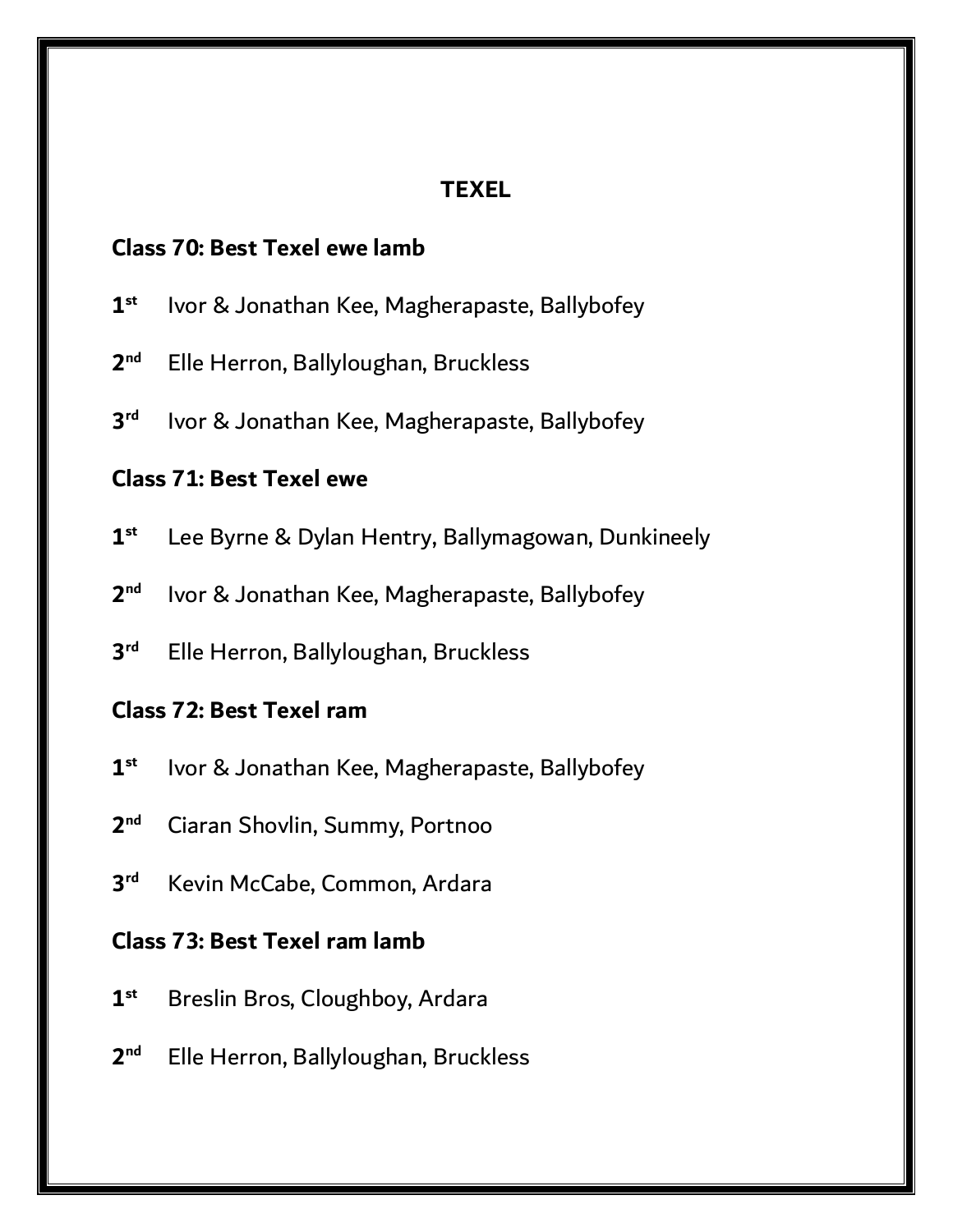## TEXEL

### Class 70: Best Texel ewe lamb

1st Ivor & Jonathan Kee, Magherapaste, Ballybofey

2nd Elle Herron, Ballyloughan, Bruckless

3rd Ivor & Jonathan Kee, Magherapaste, Ballybofey

### Class 71: Best Texel ewe

1st Lee Byrne & Dylan Hentry, Ballymagowan, Dunkineely

2nd Ivor & Jonathan Kee, Magherapaste, Ballybofey

3rd Elle Herron, Ballyloughan, Bruckless

### Class 72: Best Texel ram

1st Ivor & Jonathan Kee, Magherapaste, Ballybofey

2nd Ciaran Shovlin, Summy, Portnoo

3rd Kevin McCabe, Common, Ardara

### Class 73: Best Texel ram lamb

1st Breslin Bros, Cloughboy, Ardara

2nd Elle Herron, Ballyloughan, Bruckless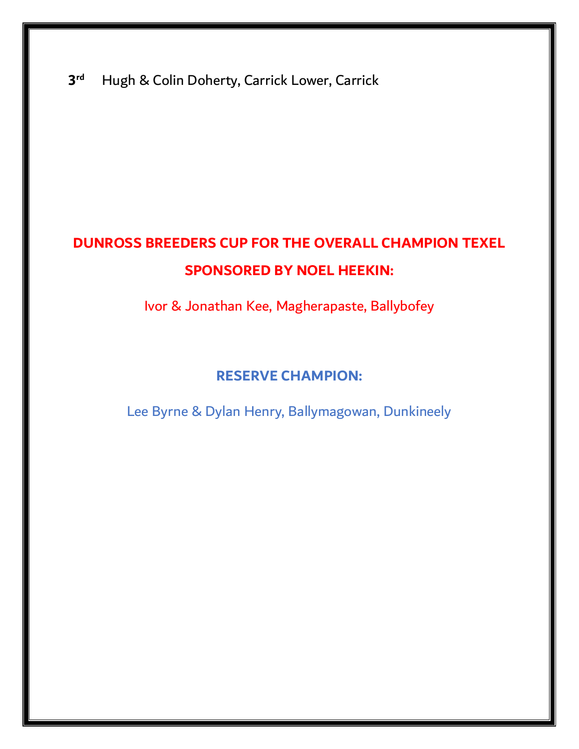**3rd** Hugh & Colin Doherty, Carrick Lower, Carrick

**DUNROSS BREEDERS CUP FOR THE OVERALL CHAMPION TEXEL SPONSORED BY NOEL HEEKIN:**

Ivor & Jonathan Kee, Magherapaste, Ballybofey

**RESERVE CHAMPION:**

Lee Byrne & Dylan Henry, Ballymagowan, Dunkineely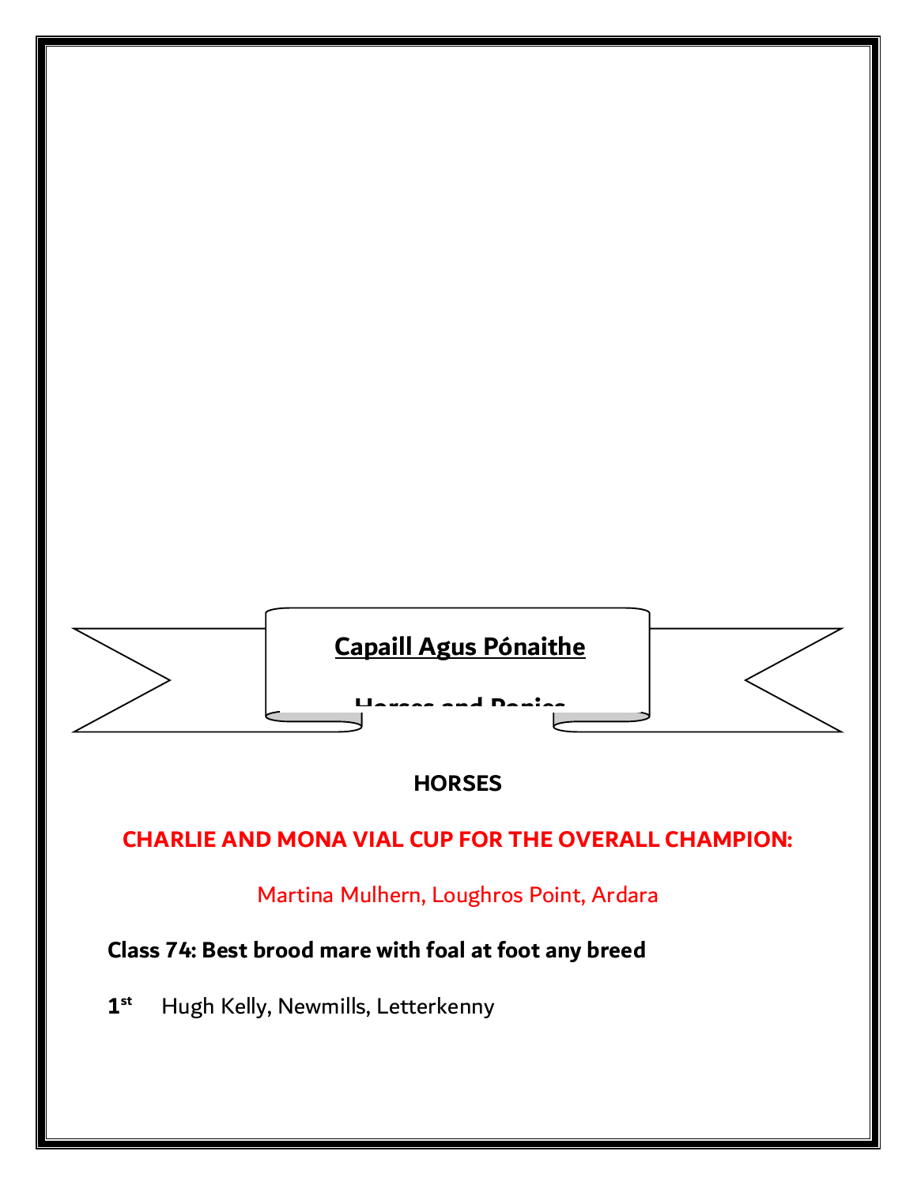## Capaill Agus Pónaithe

## Horses and Ponies

**HORSES**

**CHARLIE AND MONA VIAL CUP FOR THE OVERALL CHAMPION:**

Martina Mulhern, Loughros Point, Ardara

**Class 74: Best brood mare with foal at foot any breed**

**1st** Hugh Kelly, Newmills, Letterkenny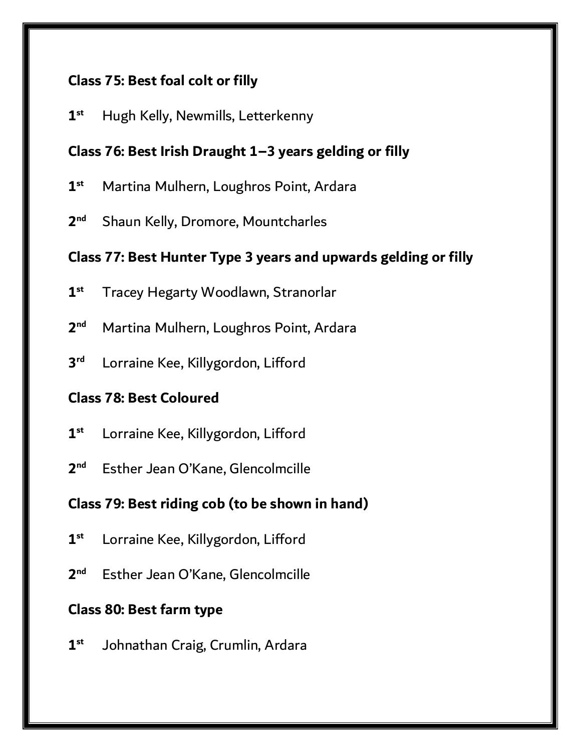**Class 75: Best foal colt or filly**

1st Hugh Kelly, Newmills, Letterkenny

**Class 76: Best Irish Draught 1–3 years gelding or filly**

1st Martina Mulhern, Loughros Point, Ardara

2nd Shaun Kelly, Dromore, Mountcharles

**Class 77: Best Hunter Type 3 years and upwards gelding or filly**

1st Tracey Hegarty Woodlawn, Stranorlar

2nd Martina Mulhern, Loughros Point, Ardara

3rd Lorraine Kee, Killygordon, Lifford

**Class 78: Best Coloured**

1st Lorraine Kee, Killygordon, Lifford

2nd Esther Jean O'Kane, Glencolmcille

**Class 79: Best riding cob (to be shown in hand)**

1st Lorraine Kee, Killygordon, Lifford

2nd Esther Jean O'Kane, Glencolmcille

**Class 80: Best farm type**

1st Johnathan Craig, Crumlin, Ardara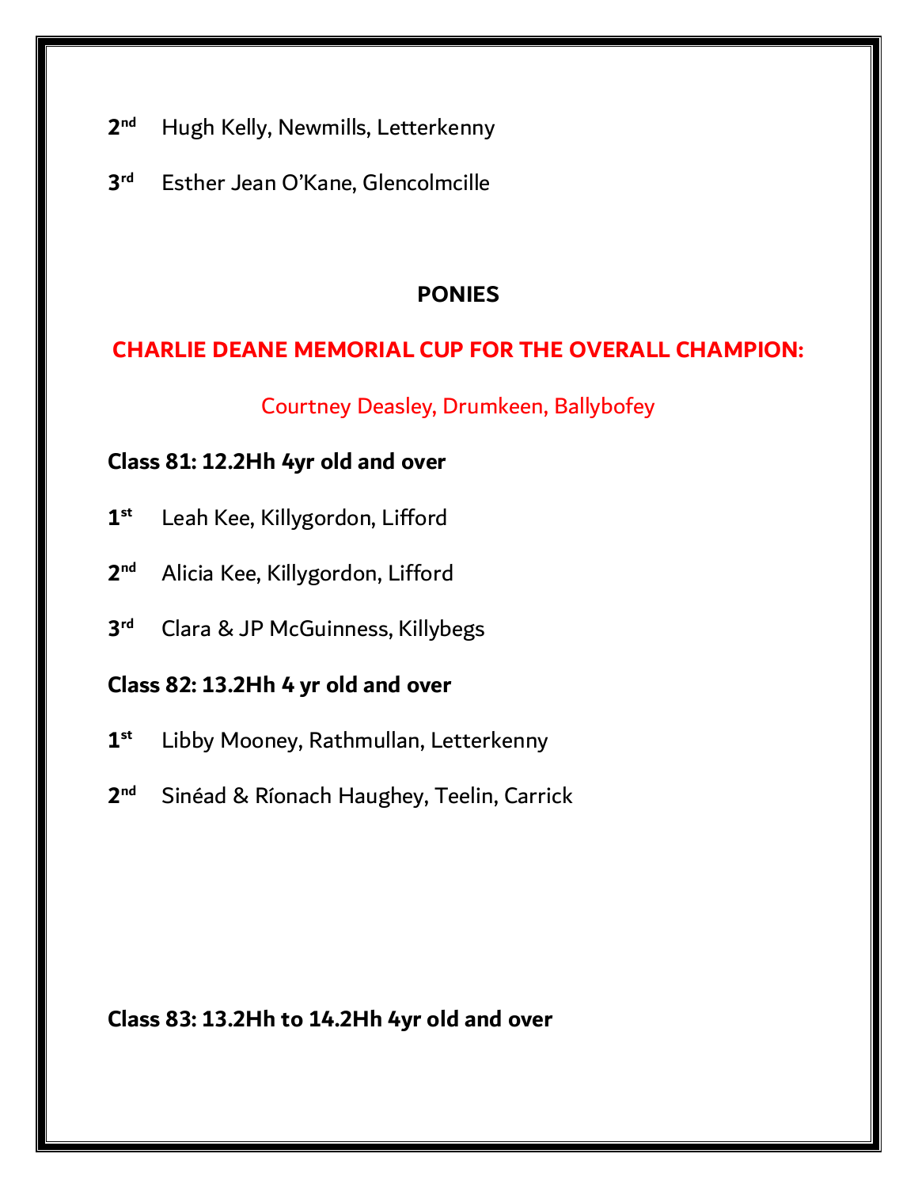**2nd** Hugh Kelly, Newmills, Letterkenny

**3rd** Esther Jean O'Kane, Glencolmcille

## PONIES

## CHARLIE DEANE MEMORIAL CUP FOR THE OVERALL CHAMPION:

Courtney Deasley, Drumkeen, Ballybofey

**Class 81: 12.2Hh 4yr old and over**

**1st** Leah Kee, Killygordon, Lifford

**2nd** Alicia Kee, Killygordon, Lifford

**3rd** Clara & JP McGuinness, Killybegs

**Class 82: 13.2Hh 4 yr old and over**

**1st** Libby Mooney, Rathmullan, Letterkenny

**2nd** Sinéad & Ríonach Haughey, Teelin, Carrick

**Class 83: 13.2Hh to 14.2Hh 4yr old and over**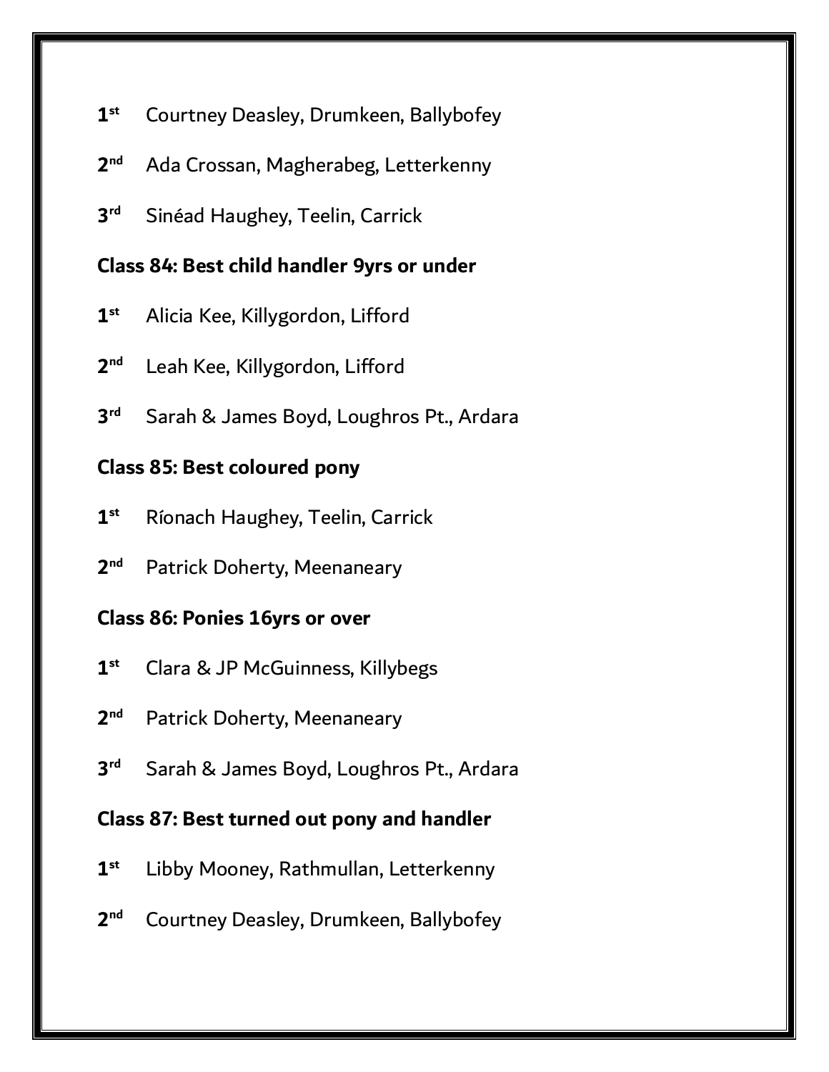1st Courtney Deasley, Drumkeen, Ballybofey

2nd Ada Crossan, Magherabeg, Letterkenny

3rd Sinéad Haughey, Teelin, Carrick

**Class 84: Best child handler 9yrs or under**

1st Alicia Kee, Killygordon, Lifford

2nd Leah Kee, Killygordon, Lifford

3rd Sarah & James Boyd, Loughros Pt., Ardara

**Class 85: Best coloured pony**

1st Ríonach Haughey, Teelin, Carrick

2nd Patrick Doherty, Meenaneary

**Class 86: Ponies 16yrs or over**

1st Clara & JP McGuinness, Killybegs

2nd Patrick Doherty, Meenaneary

3rd Sarah & James Boyd, Loughros Pt., Ardara

**Class 87: Best turned out pony and handler**

1st Libby Mooney, Rathmullan, Letterkenny

2nd Courtney Deasley, Drumkeen, Ballybofey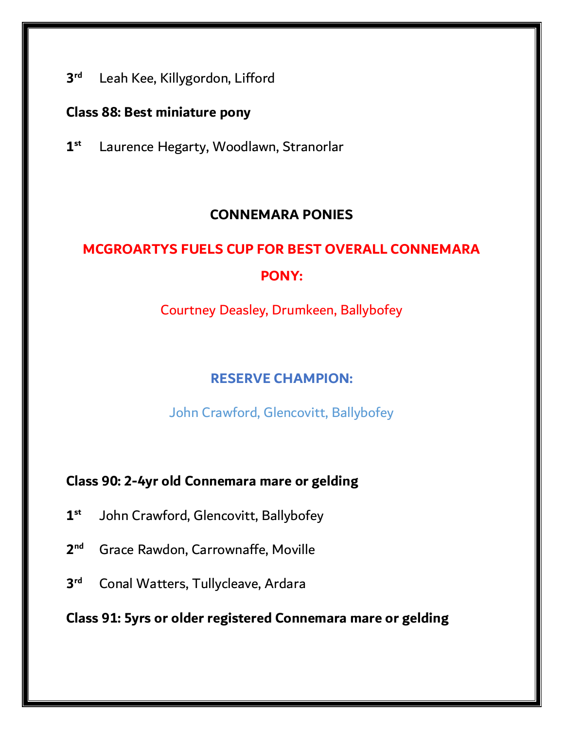3rd Leah Kee, Killygordon, Lifford

**Class 88: Best miniature pony**

1st Laurence Hegarty, Woodlawn, Stranorlar

## CONNEMARA PONIES

## MCGROARTYS FUELS CUP FOR BEST OVERALL CONNEMARA PONY:

Courtney Deasley, Drumkeen, Ballybofey

## RESERVE CHAMPION:

John Crawford, Glencovitt, Ballybofey

**Class 90: 2-4yr old Connemara mare or gelding**

1st John Crawford, Glencovitt, Ballybofey

2nd Grace Rawdon, Carrownaffe, Moville

3rd Conal Watters, Tullycleave, Ardara

**Class 91: 5yrs or older registered Connemara mare or gelding**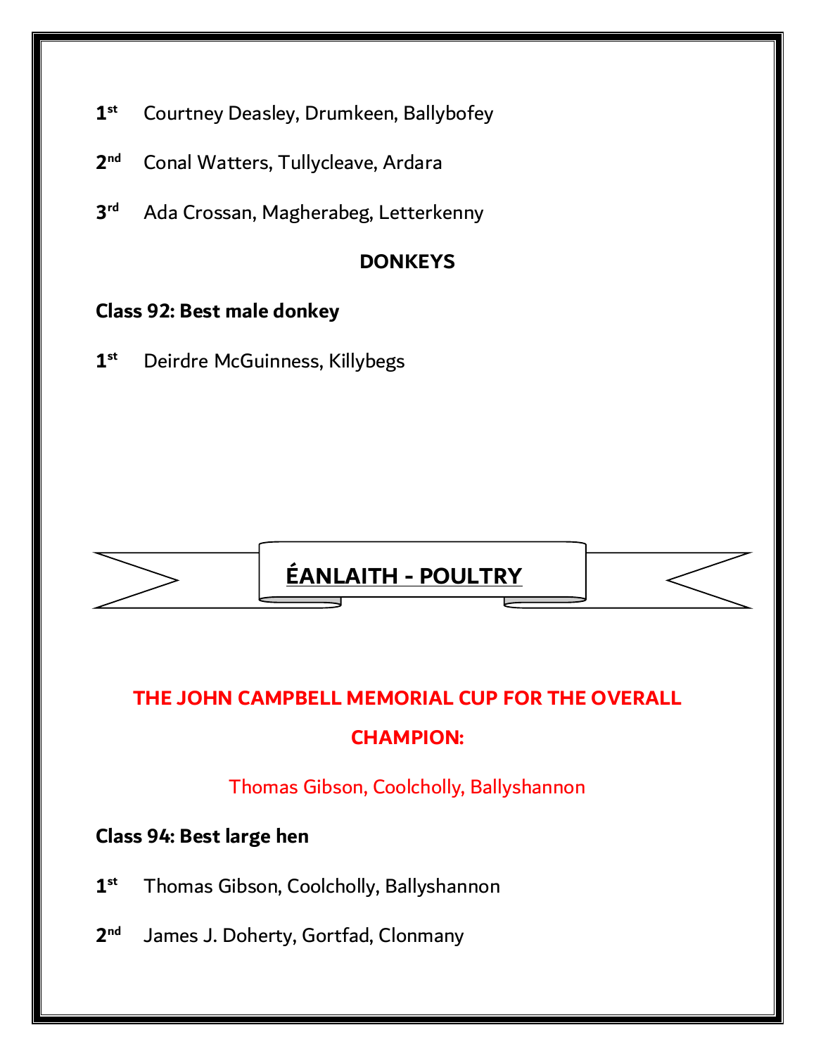1st Courtney Deasley, Drumkeen, Ballybofey

2nd Conal Watters, Tullycleave, Ardara

3rd Ada Crossan, Magherabeg, Letterkenny

## DONKEYS

**Class 92: Best male donkey**

1st Deirdre McGuinness, Killybegs

# ÉANLAITH - POULTRY

**THE JOHN CAMPBELL MEMORIAL CUP FOR THE OVERALL CHAMPION:**

Thomas Gibson, Coolcholly, Ballyshannon

**Class 94: Best large hen**

1st Thomas Gibson, Coolcholly, Ballyshannon

2nd James J. Doherty, Gortfad, Clonmany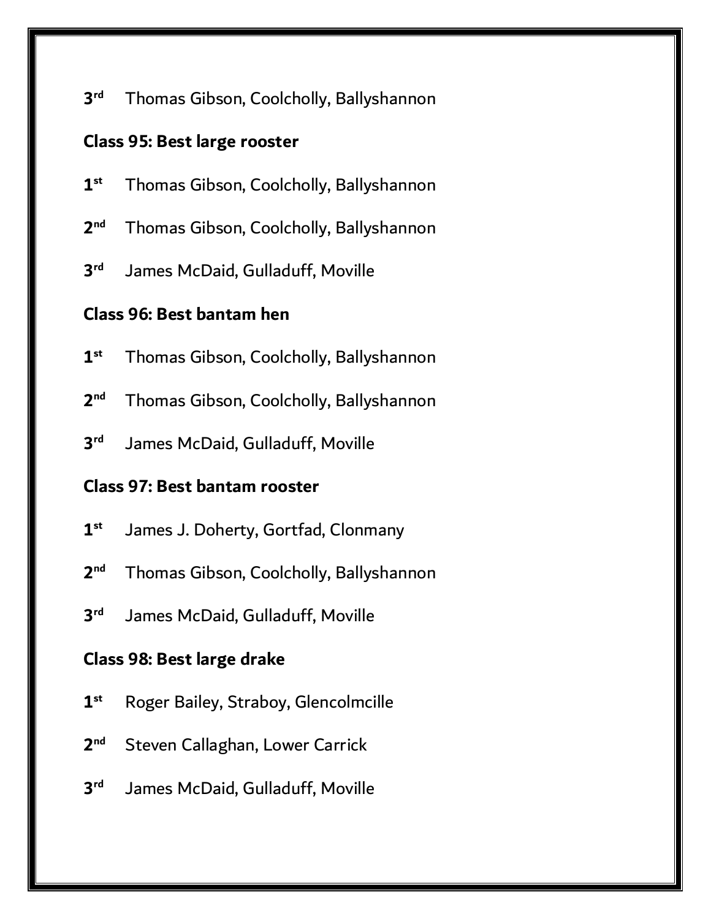**3rd** Thomas Gibson, Coolcholly, Ballyshannon

**Class 95: Best large rooster**

**1st** Thomas Gibson, Coolcholly, Ballyshannon

**2nd** Thomas Gibson, Coolcholly, Ballyshannon

**3rd** James McDaid, Gulladuff, Moville

**Class 96: Best bantam hen**

**1st** Thomas Gibson, Coolcholly, Ballyshannon

**2nd** Thomas Gibson, Coolcholly, Ballyshannon

**3rd** James McDaid, Gulladuff, Moville

**Class 97: Best bantam rooster**

**1st** James J. Doherty, Gortfad, Clonmany

**2nd** Thomas Gibson, Coolcholly, Ballyshannon

**3rd** James McDaid, Gulladuff, Moville

**Class 98: Best large drake**

**1st** Roger Bailey, Straboy, Glencolmcille

**2nd** Steven Callaghan, Lower Carrick

**3rd** James McDaid, Gulladuff, Moville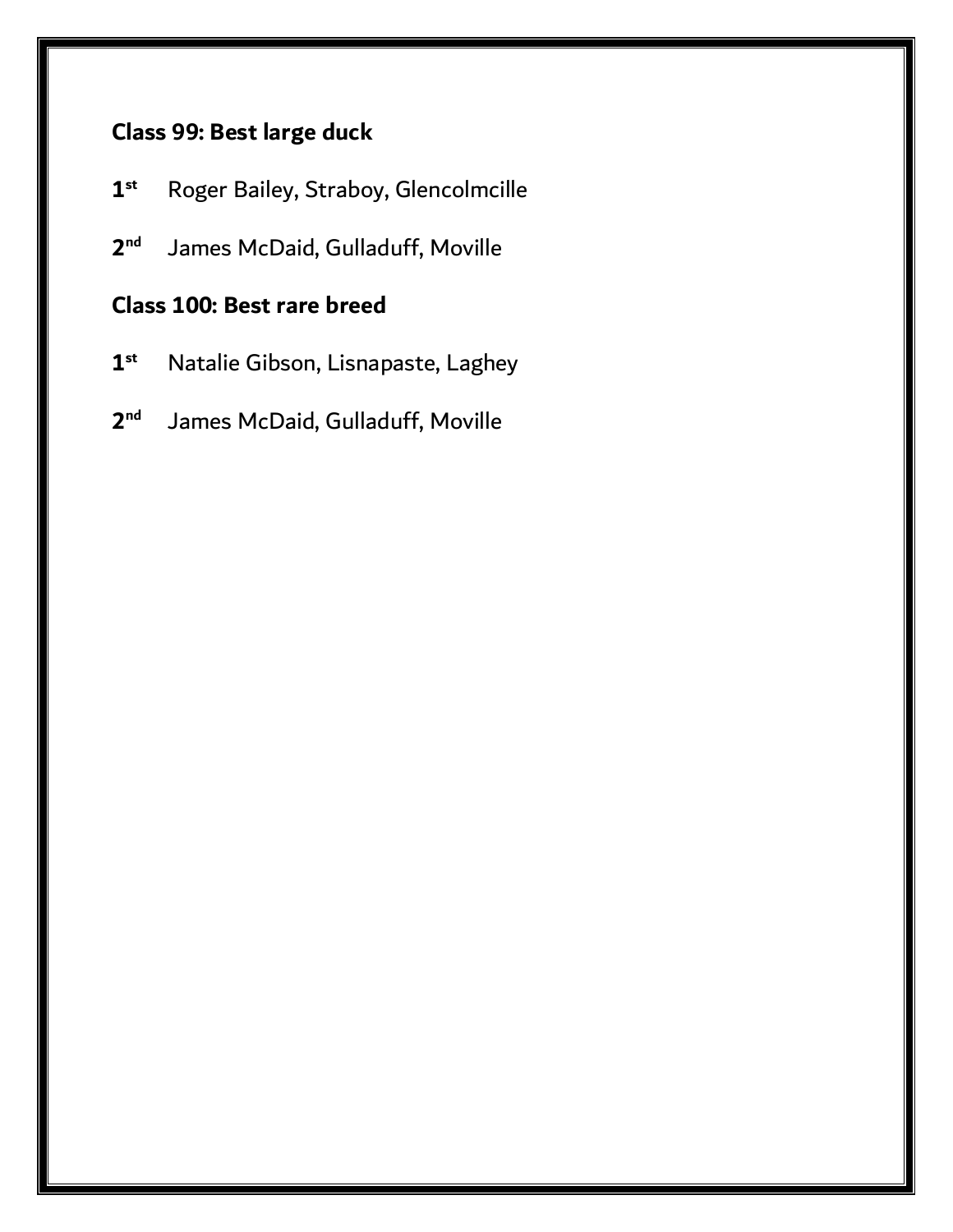### Class 99: Best large duck

**1st** Roger Bailey, Straboy, Glencolmcille

**2nd** James McDaid, Gulladuff, Moville

### Class 100: Best rare breed

**1st** Natalie Gibson, Lisnapaste, Laghey

**2nd** James McDaid, Gulladuff, Moville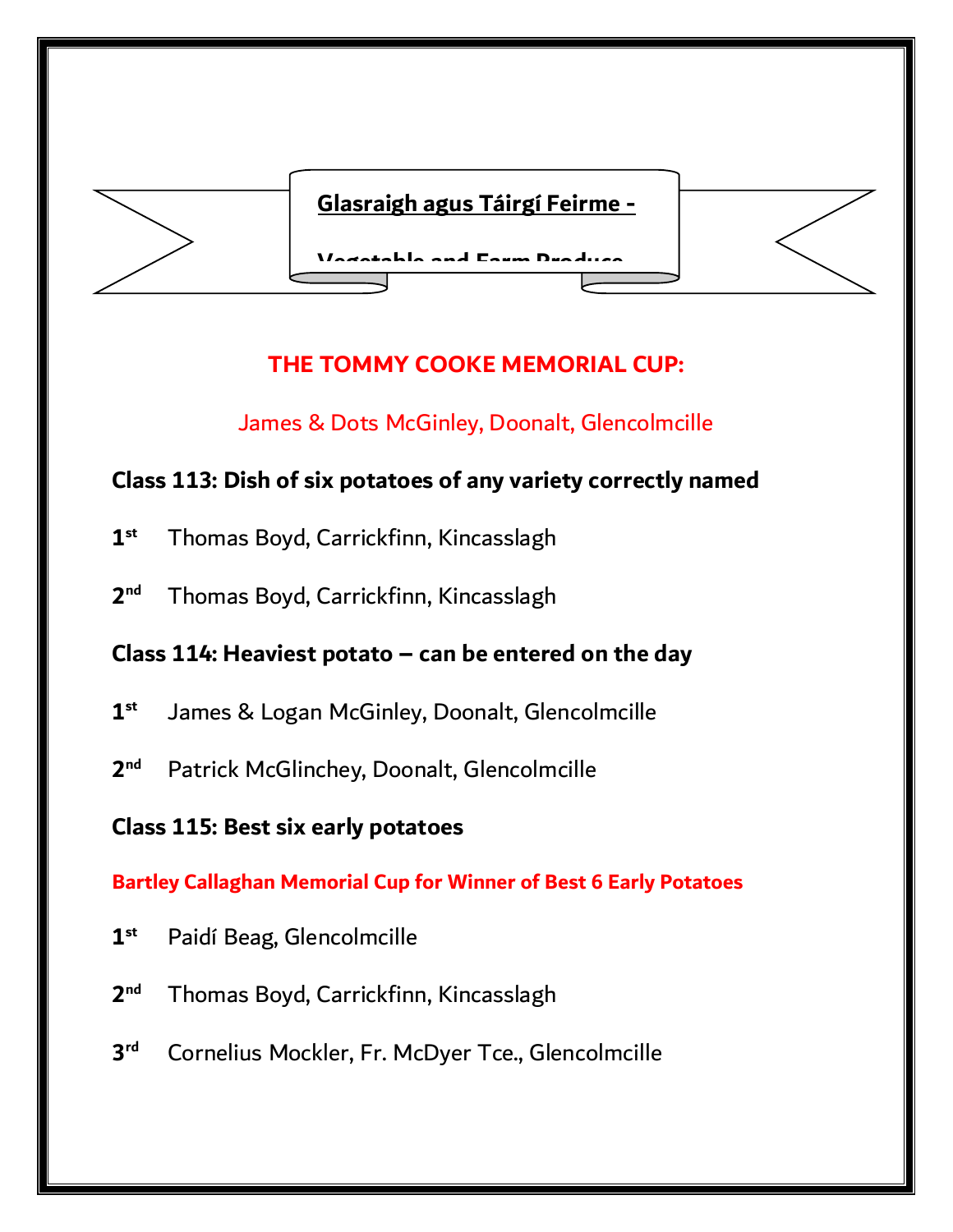## Glasraigh agus Táirgí Feirme - Vegetable and Farm Produce

**THE TOMMY COOKE MEMORIAL CUP:**

James & Dots McGinley, Doonalt, Glencolmcille

**Class 113: Dish of six potatoes of any variety correctly named**

**1st** Thomas Boyd, Carrickfinn, Kincasslagh

**2nd** Thomas Boyd, Carrickfinn, Kincasslagh

**Class 114: Heaviest potato – can be entered on the day**

**1st** James & Logan McGinley, Doonalt, Glencolmcille

**2nd** Patrick McGlinchey, Doonalt, Glencolmcille

**Class 115: Best six early potatoes**

**Bartley Callaghan Memorial Cup for Winner of Best 6 Early Potatoes**

**1st** Paidí Beag, Glencolmcille

**2nd** Thomas Boyd, Carrickfinn, Kincasslagh

**3rd** Cornelius Mockler, Fr. McDyer Tce., Glencolmcille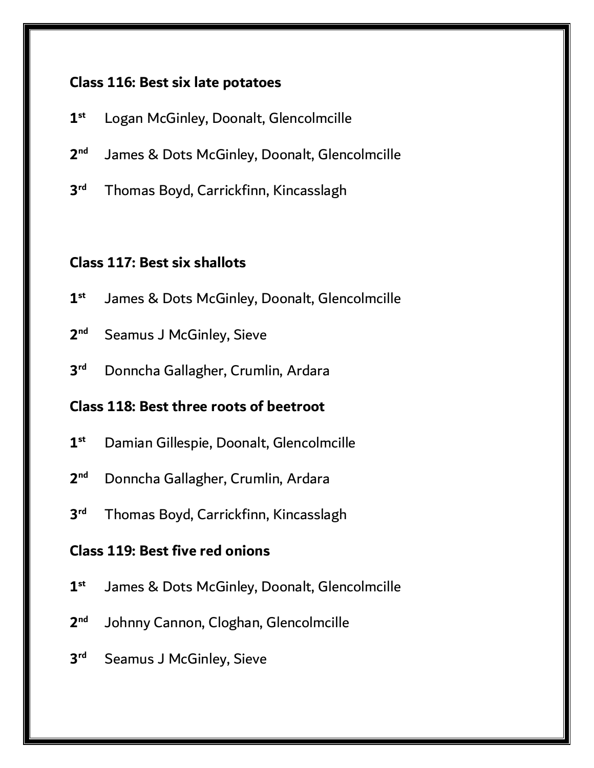**Class 116: Best six late potatoes**

**1st** Logan McGinley, Doonalt, Glencolmcille

**2nd** James & Dots McGinley, Doonalt, Glencolmcille

**3rd** Thomas Boyd, Carrickfinn, Kincasslagh

**Class 117: Best six shallots**

**1st** James & Dots McGinley, Doonalt, Glencolmcille

**2nd** Seamus J McGinley, Sieve

**3rd** Donncha Gallagher, Crumlin, Ardara

**Class 118: Best three roots of beetroot**

**1st** Damian Gillespie, Doonalt, Glencolmcille

**2nd** Donncha Gallagher, Crumlin, Ardara

**3rd** Thomas Boyd, Carrickfinn, Kincasslagh

**Class 119: Best five red onions**

**1st** James & Dots McGinley, Doonalt, Glencolmcille

**2nd** Johnny Cannon, Cloghan, Glencolmcille

**3rd** Seamus J McGinley, Sieve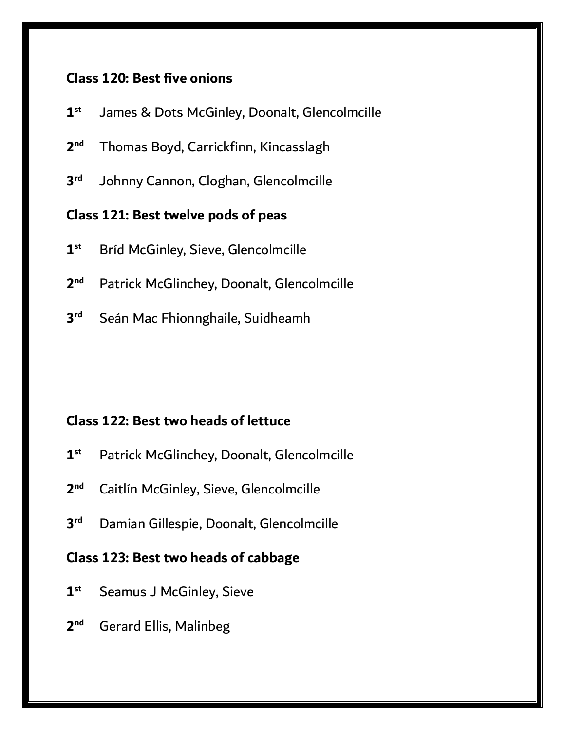**Class 120: Best five onions**

**1st** James & Dots McGinley, Doonalt, Glencolmcille

**2nd** Thomas Boyd, Carrickfinn, Kincasslagh

**3rd** Johnny Cannon, Cloghan, Glencolmcille

**Class 121: Best twelve pods of peas**

**1st** Bríd McGinley, Sieve, Glencolmcille

**2nd** Patrick McGlinchey, Doonalt, Glencolmcille

**3rd** Seán Mac Fhionnghaile, Suidheamh

**Class 122: Best two heads of lettuce**

**1st** Patrick McGlinchey, Doonalt, Glencolmcille

**2nd** Caitlín McGinley, Sieve, Glencolmcille

**3rd** Damian Gillespie, Doonalt, Glencolmcille

**Class 123: Best two heads of cabbage**

**1st** Seamus J McGinley, Sieve

**2nd** Gerard Ellis, Malinbeg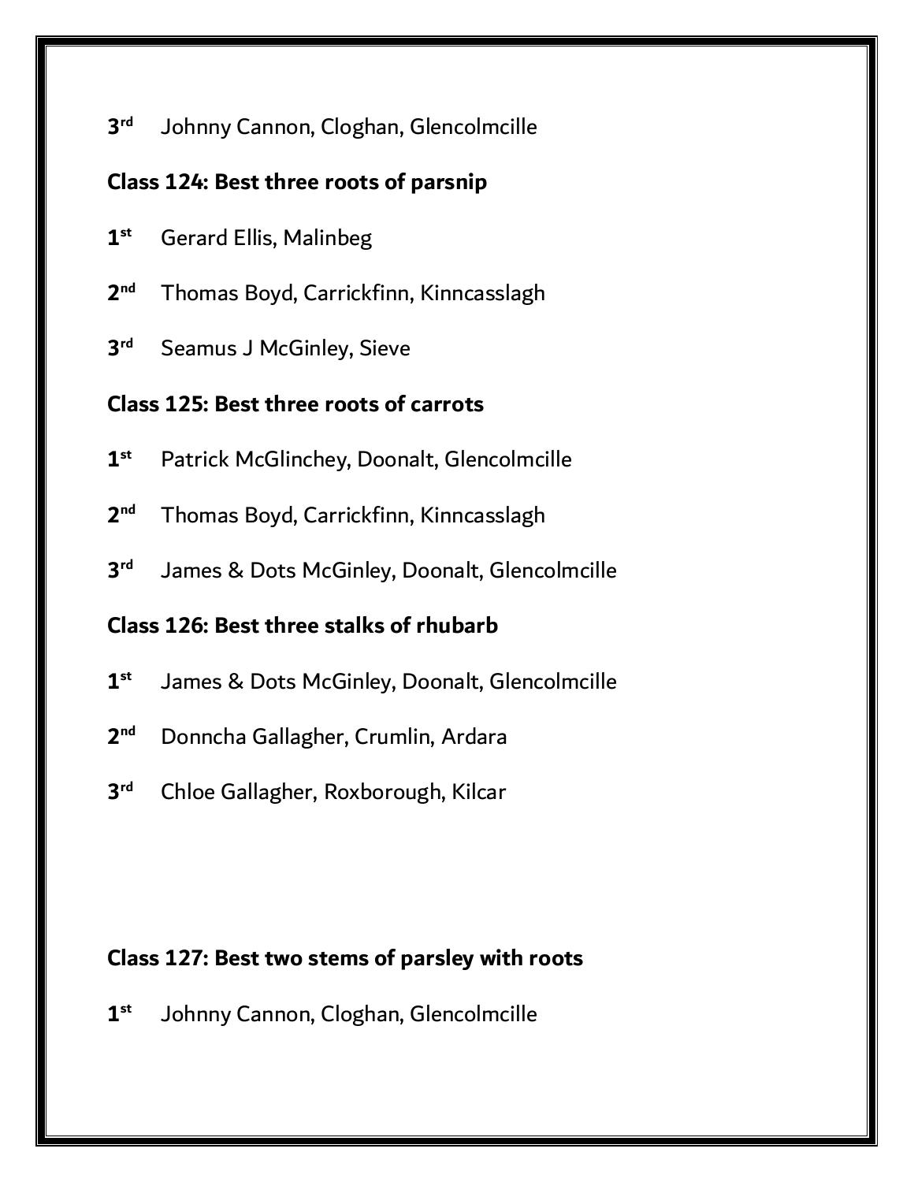3rd Johnny Cannon, Cloghan, Glencolmcille

**Class 124: Best three roots of parsnip**

1st Gerard Ellis, Malinbeg

2nd Thomas Boyd, Carrickfinn, Kinncasslagh

3rd Seamus J McGinley, Sieve

**Class 125: Best three roots of carrots**

1st Patrick McGlinchey, Doonalt, Glencolmcille

2nd Thomas Boyd, Carrickfinn, Kinncasslagh

3rd James & Dots McGinley, Doonalt, Glencolmcille

**Class 126: Best three stalks of rhubarb**

1st James & Dots McGinley, Doonalt, Glencolmcille

2nd Donncha Gallagher, Crumlin, Ardara

3rd Chloe Gallagher, Roxborough, Kilcar

**Class 127: Best two stems of parsley with roots**

1st Johnny Cannon, Cloghan, Glencolmcille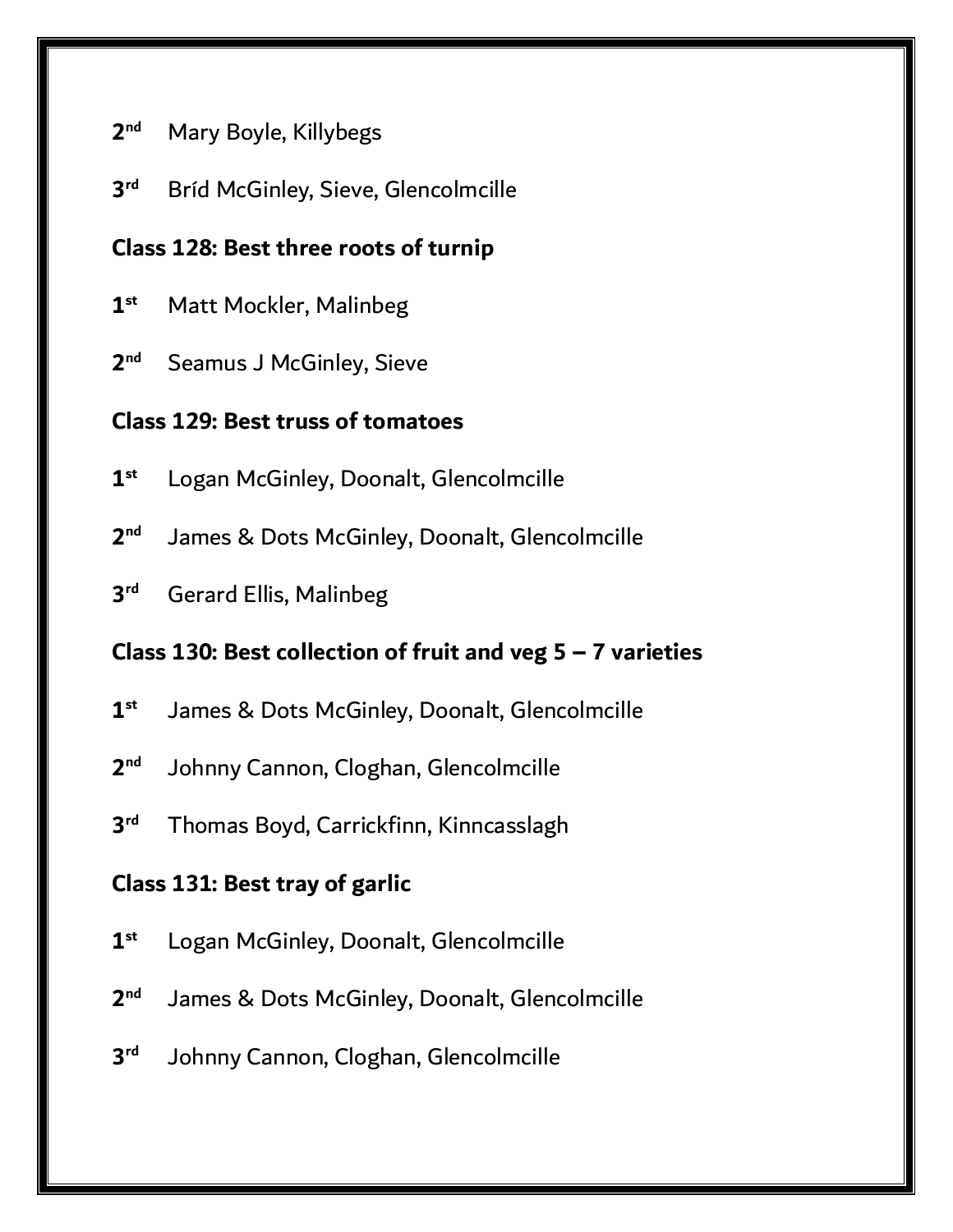2nd Mary Boyle, Killybegs

3rd Bríd McGinley, Sieve, Glencolmcille

**Class 128: Best three roots of turnip**

1st Matt Mockler, Malinbeg

2nd Seamus J McGinley, Sieve

**Class 129: Best truss of tomatoes**

1st Logan McGinley, Doonalt, Glencolmcille

2nd James & Dots McGinley, Doonalt, Glencolmcille

3rd Gerard Ellis, Malinbeg

**Class 130: Best collection of fruit and veg 5 – 7 varieties**

1st James & Dots McGinley, Doonalt, Glencolmcille

2nd Johnny Cannon, Cloghan, Glencolmcille

3rd Thomas Boyd, Carrickfinn, Kinncasslagh

**Class 131: Best tray of garlic**

1st Logan McGinley, Doonalt, Glencolmcille

2nd James & Dots McGinley, Doonalt, Glencolmcille

3rd Johnny Cannon, Cloghan, Glencolmcille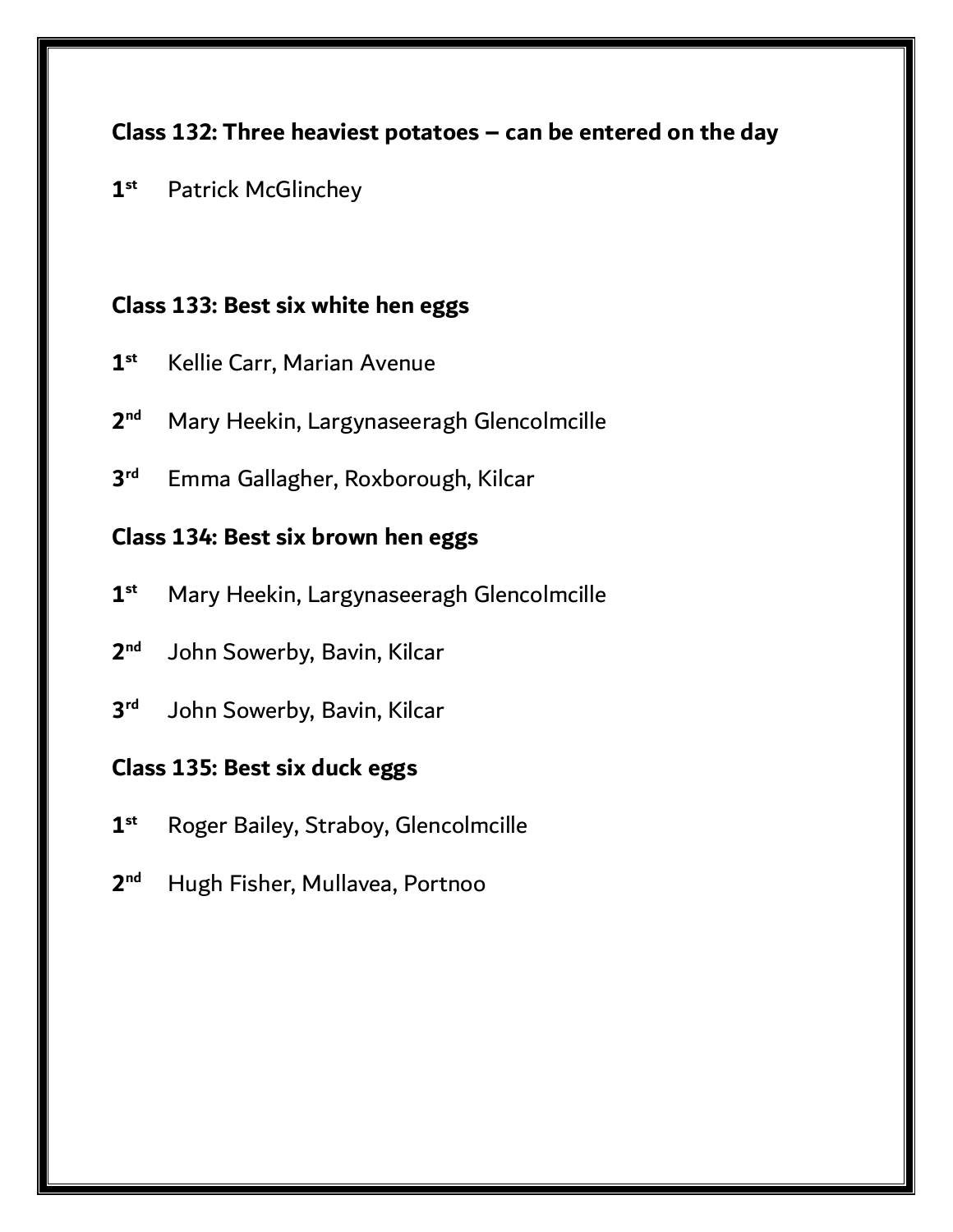**Class 132: Three heaviest potatoes – can be entered on the day**

1st Patrick McGlinchey

**Class 133: Best six white hen eggs**

1st Kellie Carr, Marian Avenue

2nd Mary Heekin, Largynaseeragh Glencolmcille

3rd Emma Gallagher, Roxborough, Kilcar

**Class 134: Best six brown hen eggs**

1st Mary Heekin, Largynaseeragh Glencolmcille

2nd John Sowerby, Bavin, Kilcar

3rd John Sowerby, Bavin, Kilcar

**Class 135: Best six duck eggs**

1st Roger Bailey, Straboy, Glencolmcille

2nd Hugh Fisher, Mullavea, Portnoo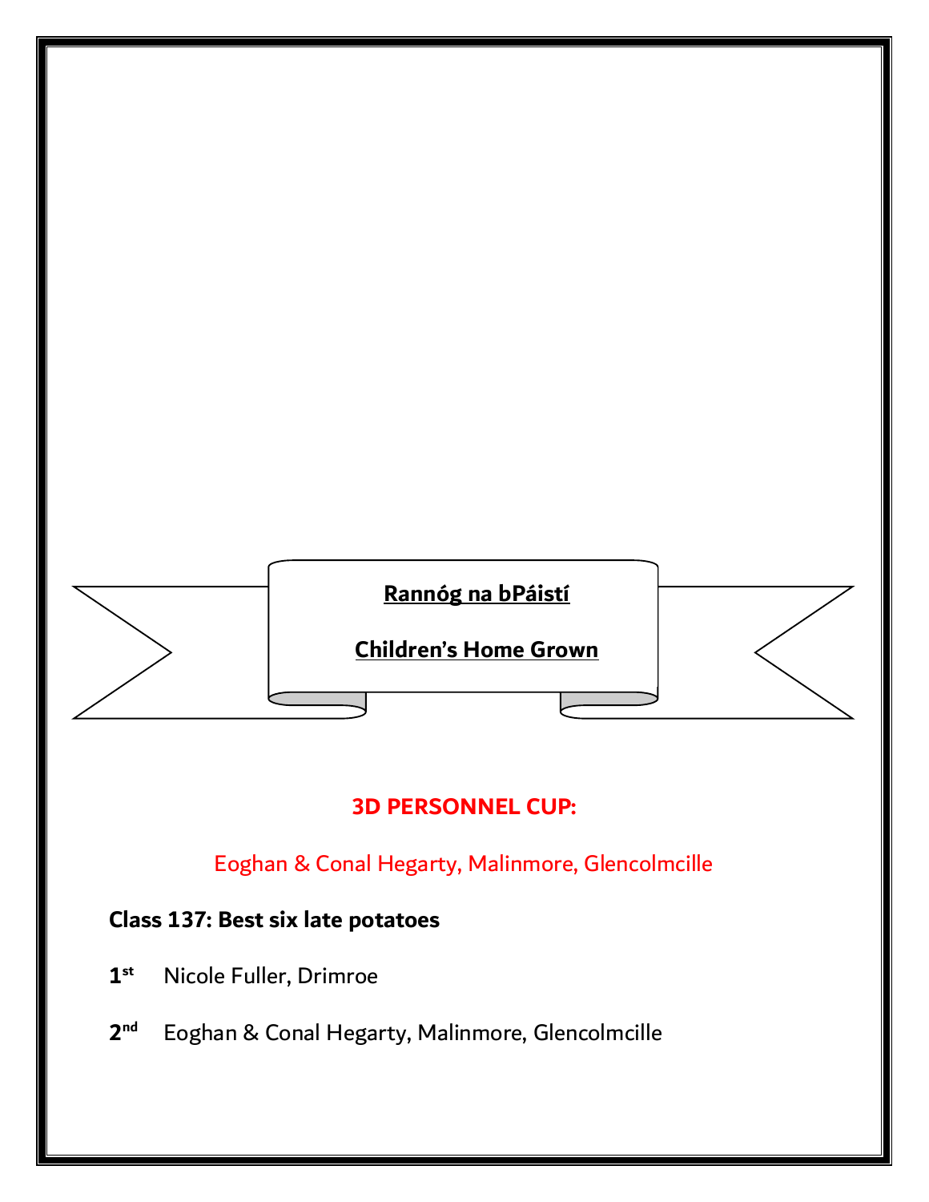## Rannóg na bPáistí

## Children's Home Grown

**3D PERSONNEL CUP:**

Eoghan & Conal Hegarty, Malinmore, Glencolmcille

**Class 137: Best six late potatoes**

**1st** Nicole Fuller, Drimroe

**2nd** Eoghan & Conal Hegarty, Malinmore, Glencolmcille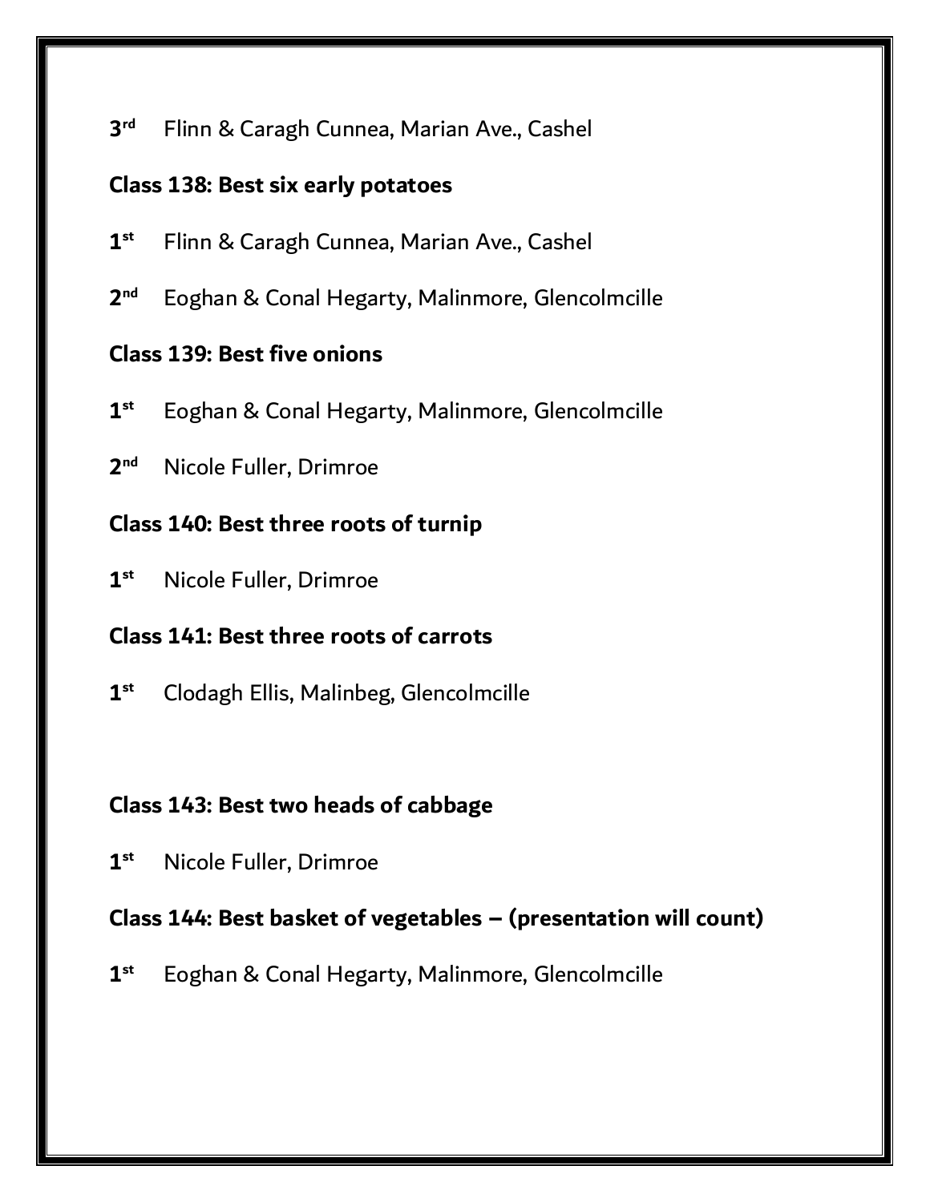3rd Flinn & Caragh Cunnea, Marian Ave., Cashel

**Class 138: Best six early potatoes**

1st Flinn & Caragh Cunnea, Marian Ave., Cashel

2nd Eoghan & Conal Hegarty, Malinmore, Glencolmcille

**Class 139: Best five onions**

1st Eoghan & Conal Hegarty, Malinmore, Glencolmcille

2nd Nicole Fuller, Drimroe

**Class 140: Best three roots of turnip**

1st Nicole Fuller, Drimroe

**Class 141: Best three roots of carrots**

1st Clodagh Ellis, Malinbeg, Glencolmcille

**Class 143: Best two heads of cabbage**

1st Nicole Fuller, Drimroe

**Class 144: Best basket of vegetables – (presentation will count)**

1st Eoghan & Conal Hegarty, Malinmore, Glencolmcille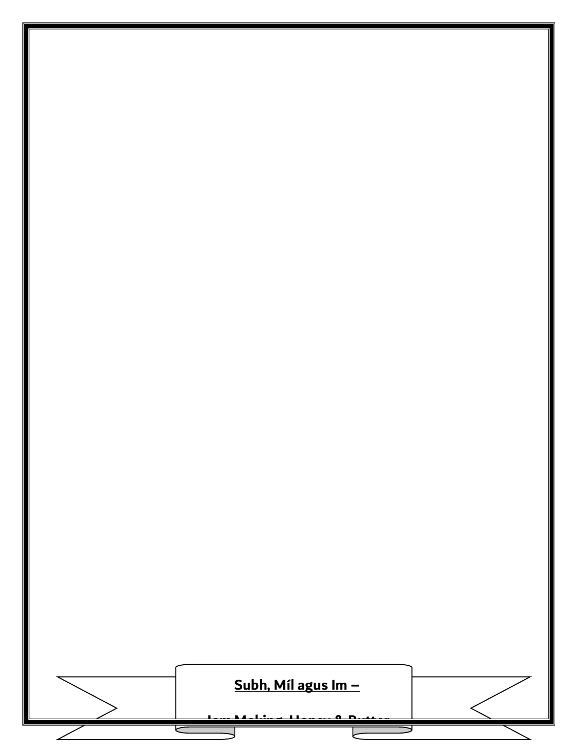## Subh, Míl agus Im –

## Jam Making, Honey & Butter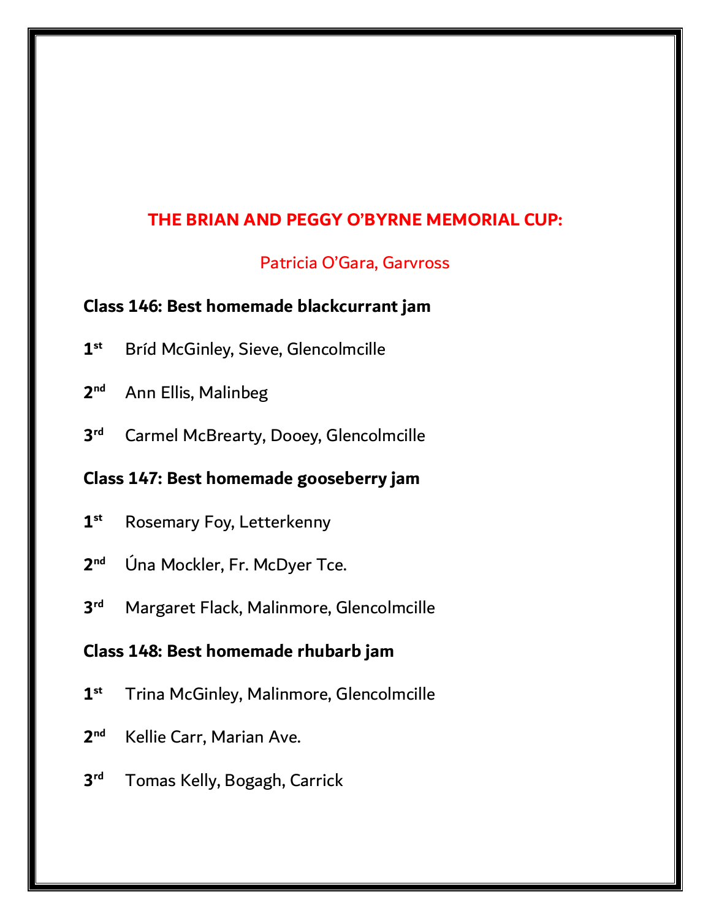## THE BRIAN AND PEGGY O'BYRNE MEMORIAL CUP:

Patricia O'Gara, Garvross

**Class 146: Best homemade blackcurrant jam**

**1st** Bríd McGinley, Sieve, Glencolmcille

**2nd** Ann Ellis, Malinbeg

**3rd** Carmel McBrearty, Dooey, Glencolmcille

**Class 147: Best homemade gooseberry jam**

**1st** Rosemary Foy, Letterkenny

**2nd** Úna Mockler, Fr. McDyer Tce.

**3rd** Margaret Flack, Malinmore, Glencolmcille

**Class 148: Best homemade rhubarb jam**

**1st** Trina McGinley, Malinmore, Glencolmcille

**2nd** Kellie Carr, Marian Ave.

**3rd** Tomas Kelly, Bogagh, Carrick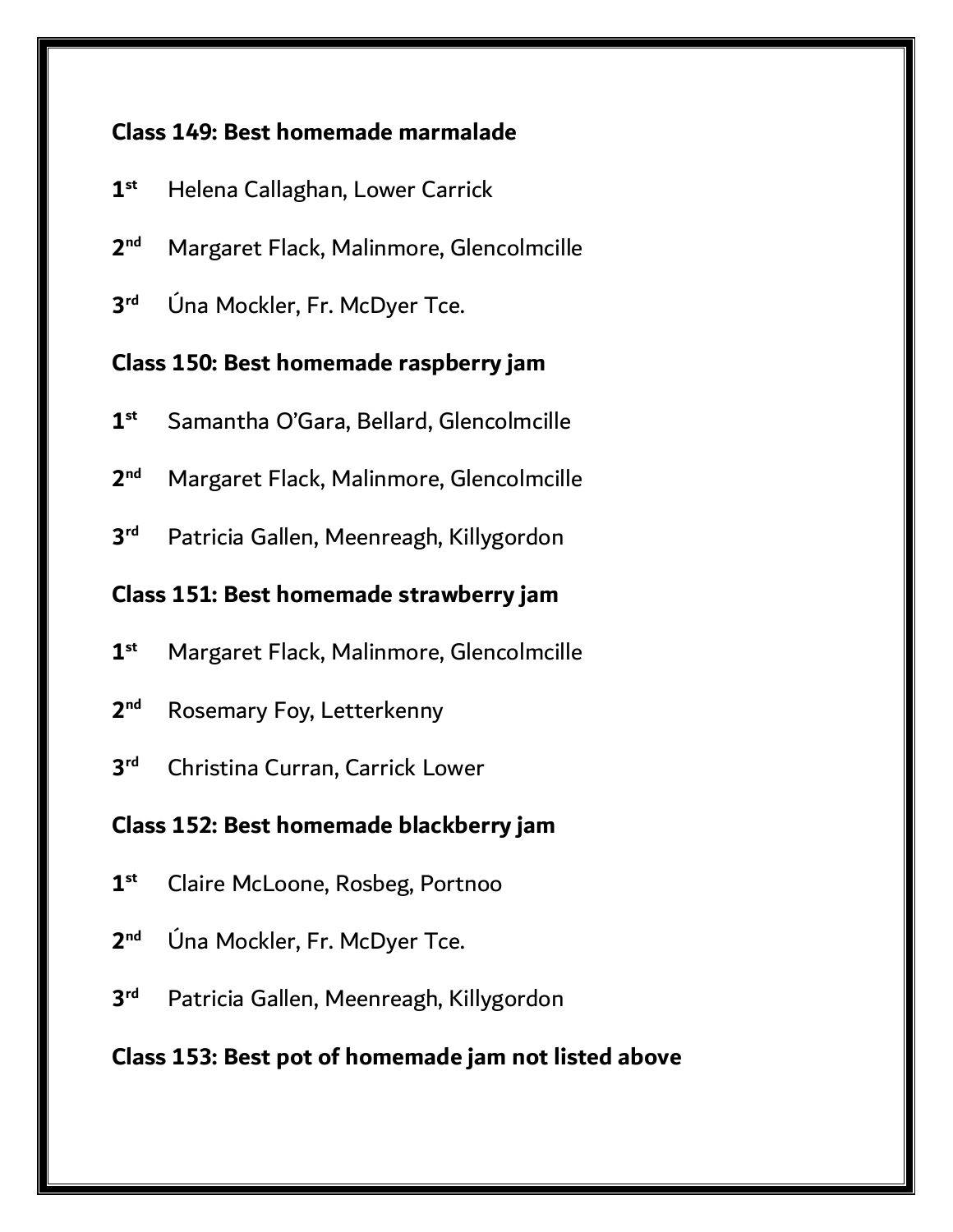**Class 149: Best homemade marmalade**

**1st** Helena Callaghan, Lower Carrick

**2nd** Margaret Flack, Malinmore, Glencolmcille

**3rd** Úna Mockler, Fr. McDyer Tce.

**Class 150: Best homemade raspberry jam**

**1st** Samantha O'Gara, Bellard, Glencolmcille

**2nd** Margaret Flack, Malinmore, Glencolmcille

**3rd** Patricia Gallen, Meenreagh, Killygordon

**Class 151: Best homemade strawberry jam**

**1st** Margaret Flack, Malinmore, Glencolmcille

**2nd** Rosemary Foy, Letterkenny

**3rd** Christina Curran, Carrick Lower

**Class 152: Best homemade blackberry jam**

**1st** Claire McLoone, Rosbeg, Portnoo

**2nd** Úna Mockler, Fr. McDyer Tce.

**3rd** Patricia Gallen, Meenreagh, Killygordon

**Class 153: Best pot of homemade jam not listed above**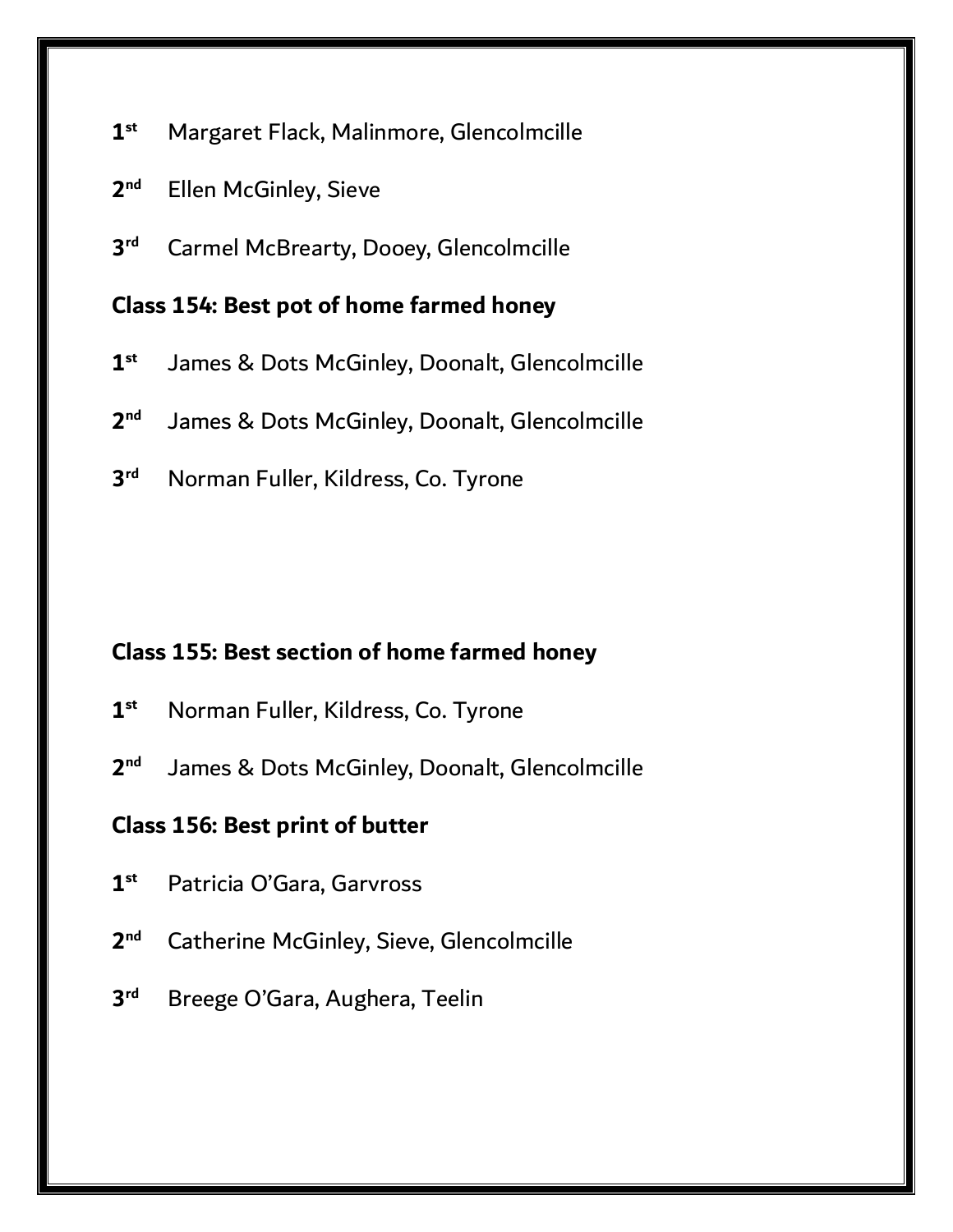1st Margaret Flack, Malinmore, Glencolmcille

2nd Ellen McGinley, Sieve

3rd Carmel McBrearty, Dooey, Glencolmcille

**Class 154: Best pot of home farmed honey**

1st James & Dots McGinley, Doonalt, Glencolmcille

2nd James & Dots McGinley, Doonalt, Glencolmcille

3rd Norman Fuller, Kildress, Co. Tyrone

**Class 155: Best section of home farmed honey**

1st Norman Fuller, Kildress, Co. Tyrone

2nd James & Dots McGinley, Doonalt, Glencolmcille

**Class 156: Best print of butter**

1st Patricia O'Gara, Garvross

2nd Catherine McGinley, Sieve, Glencolmcille

3rd Breege O'Gara, Aughera, Teelin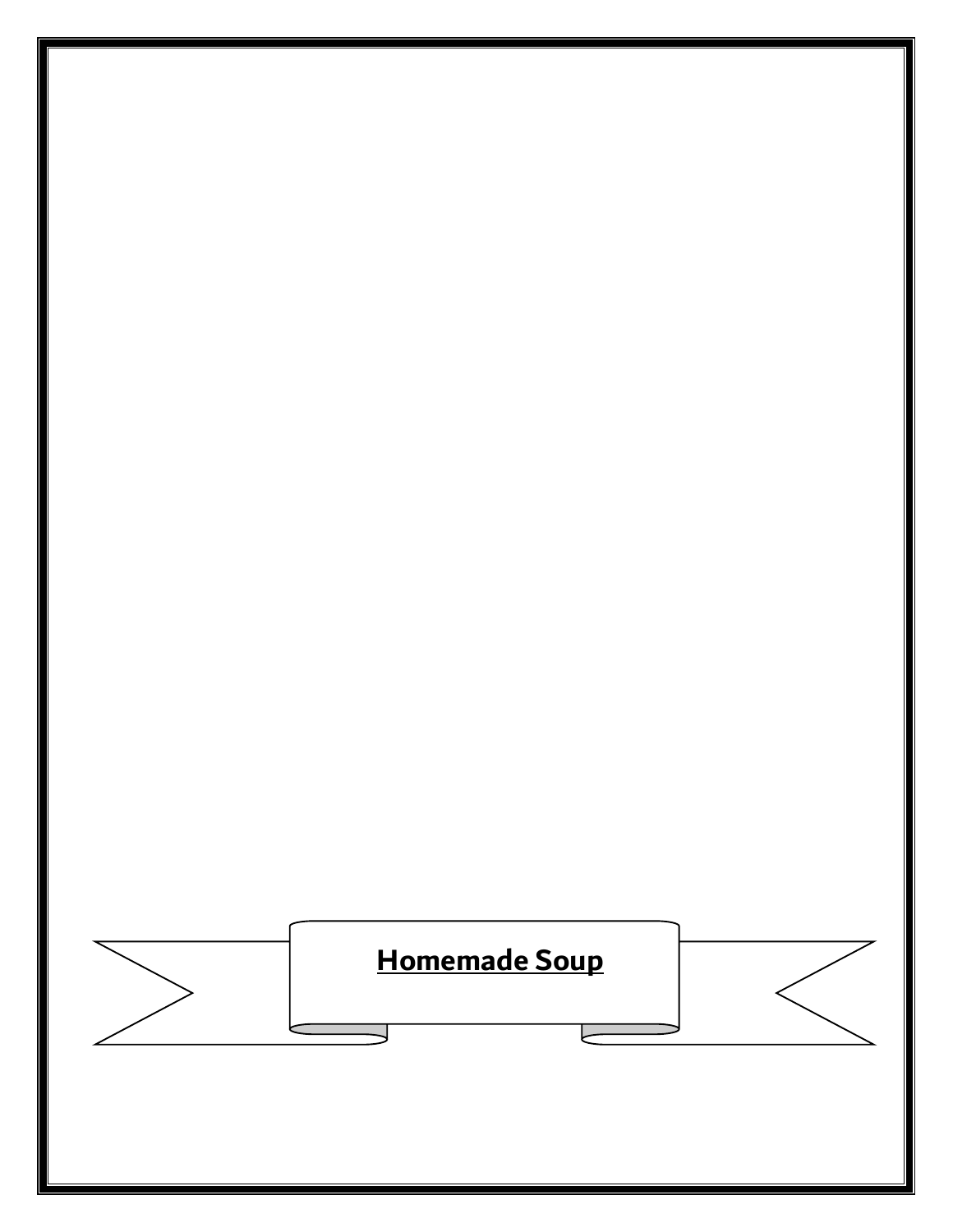# Homemade Soup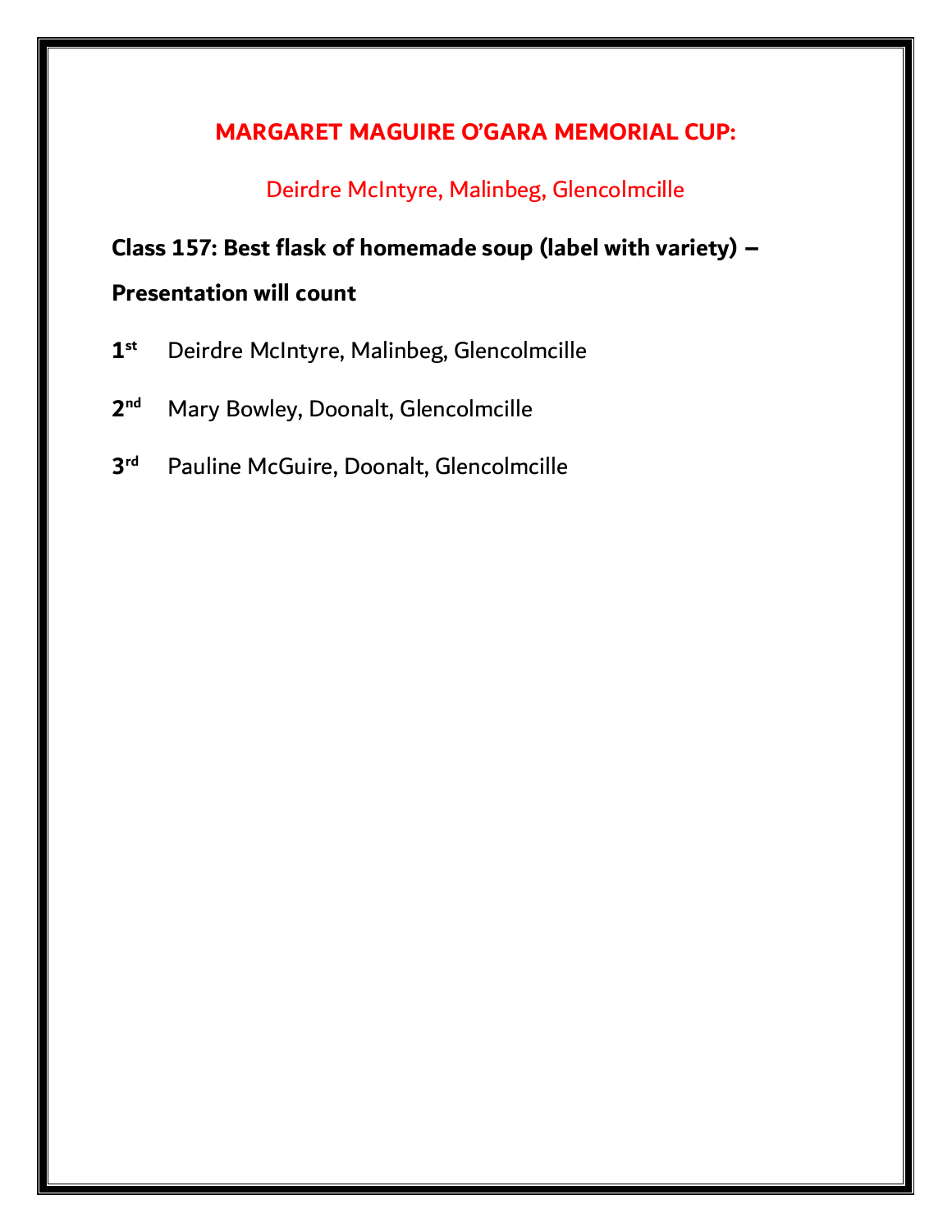## MARGARET MAGUIRE O'GARA MEMORIAL CUP:

Deirdre McIntyre, Malinbeg, Glencolmcille

**Class 157: Best flask of homemade soup (label with variety) – Presentation will count**

**1st** Deirdre McIntyre, Malinbeg, Glencolmcille

**2nd** Mary Bowley, Doonalt, Glencolmcille

**3rd** Pauline McGuire, Doonalt, Glencolmcille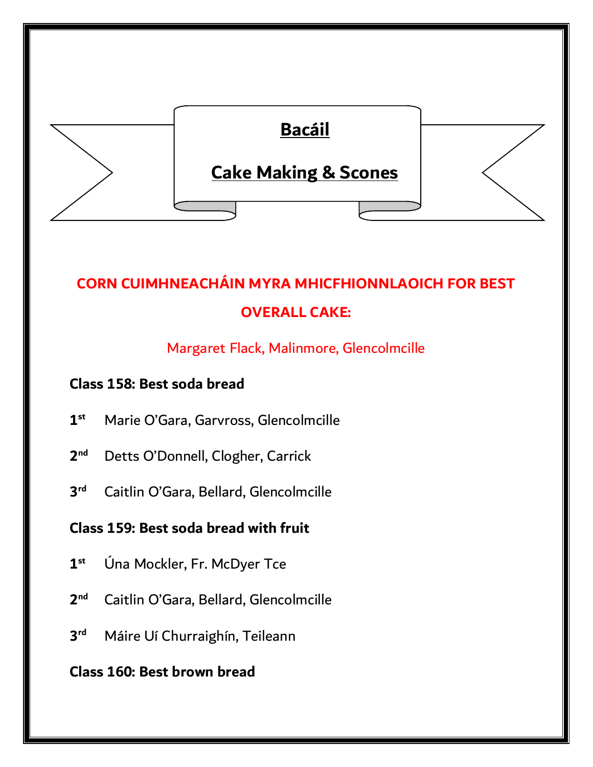# Bacáil

## Cake Making & Scones

**CORN CUIMHNEACHÁIN MYRA MHICFHIONNLAOICH FOR BEST OVERALL CAKE:**

Margaret Flack, Malinmore, Glencolmcille

**Class 158: Best soda bread**

**1st** Marie O'Gara, Garvross, Glencolmcille

**2nd** Detts O'Donnell, Clogher, Carrick

**3rd** Caitlin O'Gara, Bellard, Glencolmcille

**Class 159: Best soda bread with fruit**

**1st** Úna Mockler, Fr. McDyer Tce

**2nd** Caitlin O'Gara, Bellard, Glencolmcille

**3rd** Máire Uí Churraighín, Teileann

**Class 160: Best brown bread**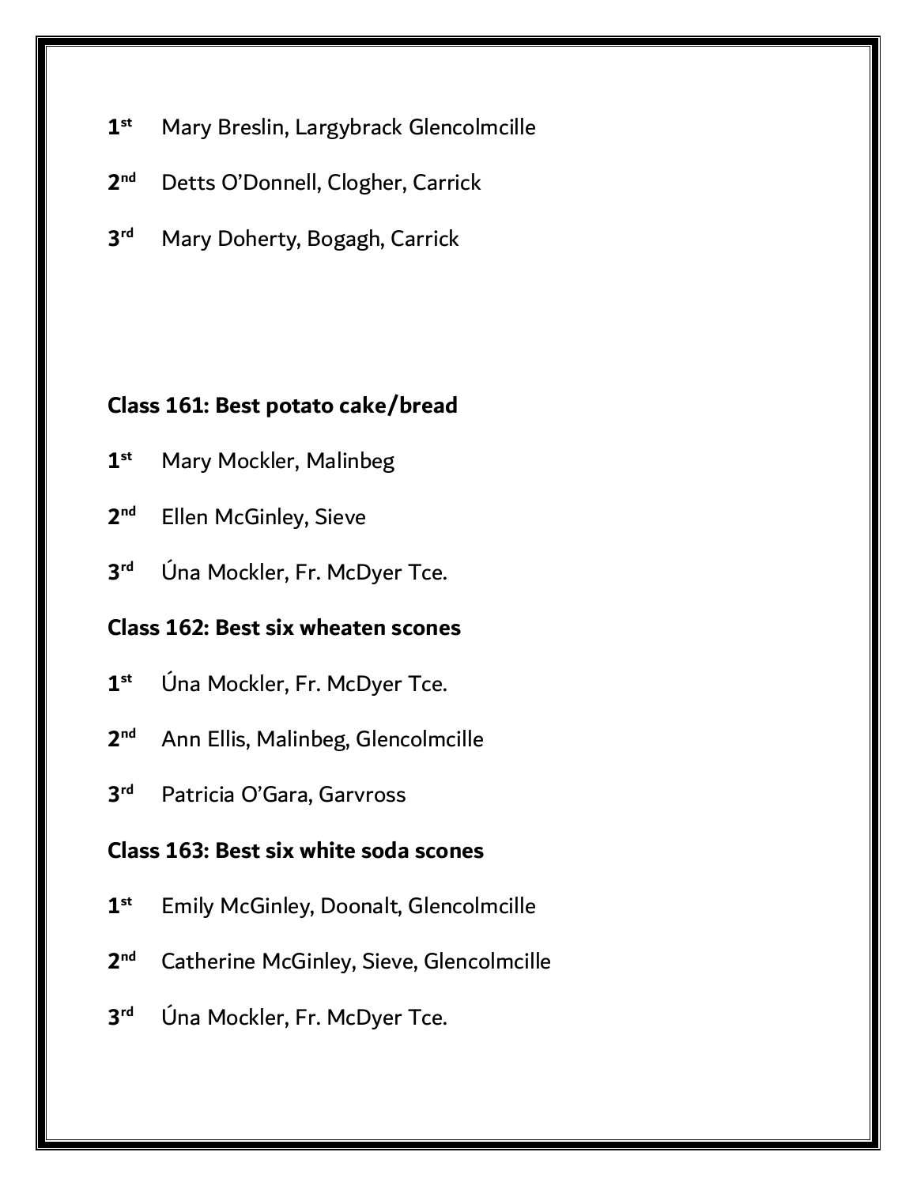**1st** Mary Breslin, Largybrack Glencolmcille

**2nd** Detts O'Donnell, Clogher, Carrick

**3rd** Mary Doherty, Bogagh, Carrick

**Class 161: Best potato cake/bread**

**1st** Mary Mockler, Malinbeg

**2nd** Ellen McGinley, Sieve

**3rd** Úna Mockler, Fr. McDyer Tce.

**Class 162: Best six wheaten scones**

**1st** Úna Mockler, Fr. McDyer Tce.

**2nd** Ann Ellis, Malinbeg, Glencolmcille

**3rd** Patricia O'Gara, Garvross

**Class 163: Best six white soda scones**

**1st** Emily McGinley, Doonalt, Glencolmcille

**2nd** Catherine McGinley, Sieve, Glencolmcille

**3rd** Úna Mockler, Fr. McDyer Tce.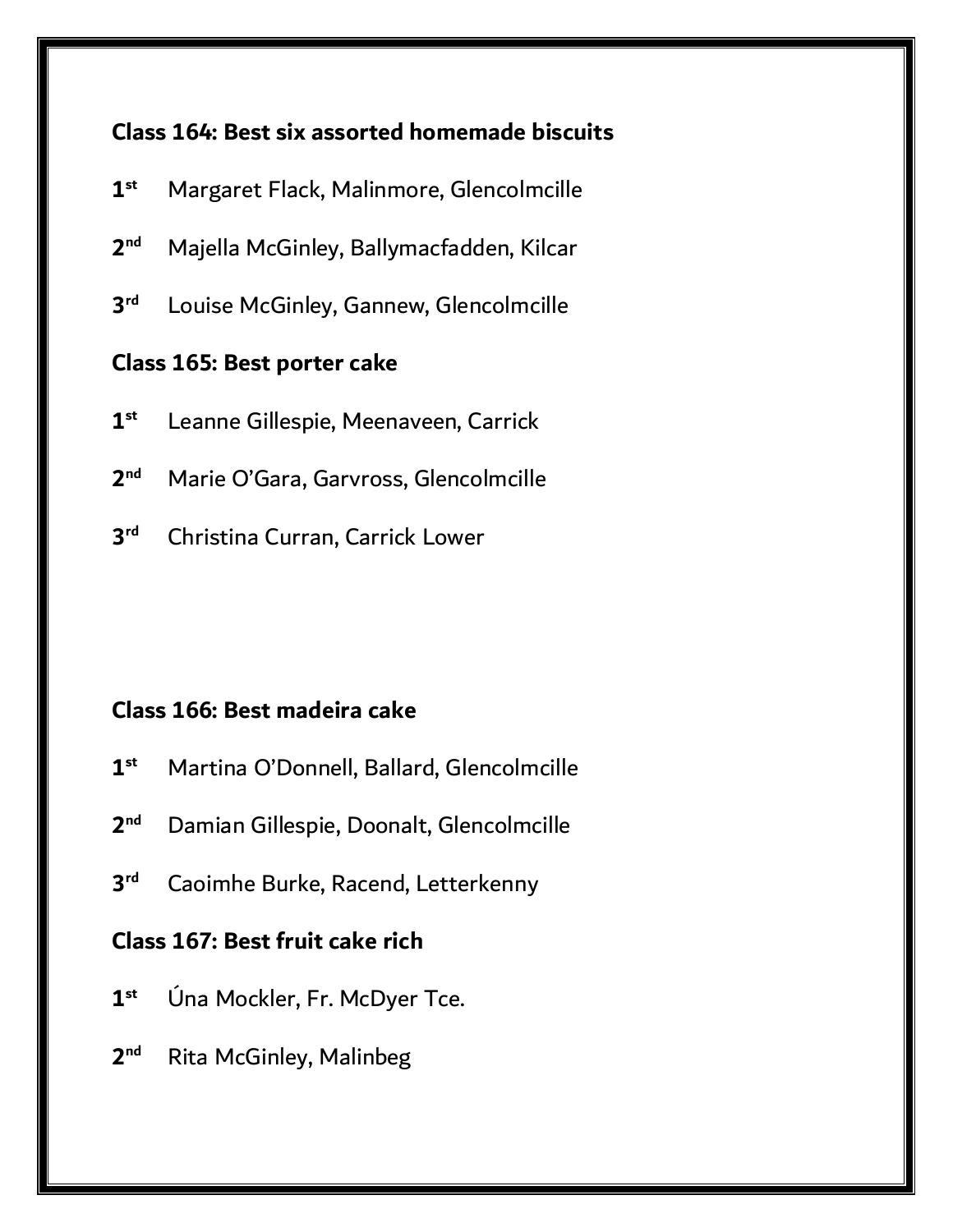**Class 164: Best six assorted homemade biscuits**

1st Margaret Flack, Malinmore, Glencolmcille

2nd Majella McGinley, Ballymacfadden, Kilcar

3rd Louise McGinley, Gannew, Glencolmcille

**Class 165: Best porter cake**

1st Leanne Gillespie, Meenaveen, Carrick

2nd Marie O'Gara, Garvross, Glencolmcille

3rd Christina Curran, Carrick Lower

**Class 166: Best madeira cake**

1st Martina O'Donnell, Ballard, Glencolmcille

2nd Damian Gillespie, Doonalt, Glencolmcille

3rd Caoimhe Burke, Racend, Letterkenny

**Class 167: Best fruit cake rich**

1st Úna Mockler, Fr. McDyer Tce.

2nd Rita McGinley, Malinbeg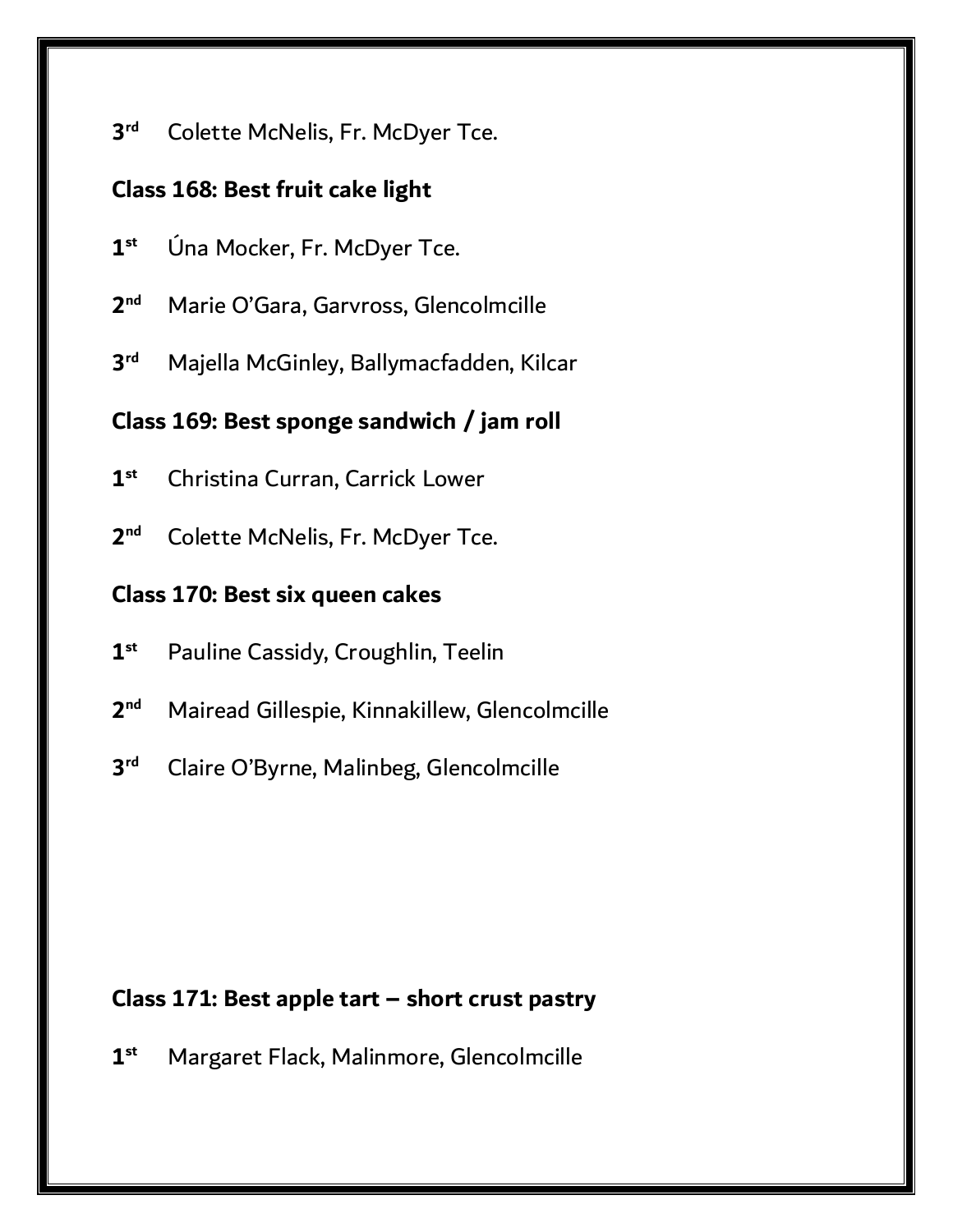3rd Colette McNelis, Fr. McDyer Tce.

**Class 168: Best fruit cake light**

1st Úna Mocker, Fr. McDyer Tce.

2nd Marie O'Gara, Garvross, Glencolmcille

3rd Majella McGinley, Ballymacfadden, Kilcar

**Class 169: Best sponge sandwich / jam roll**

1st Christina Curran, Carrick Lower

2nd Colette McNelis, Fr. McDyer Tce.

**Class 170: Best six queen cakes**

1st Pauline Cassidy, Croughlin, Teelin

2nd Mairead Gillespie, Kinnakillew, Glencolmcille

3rd Claire O'Byrne, Malinbeg, Glencolmcille

**Class 171: Best apple tart – short crust pastry**

1st Margaret Flack, Malinmore, Glencolmcille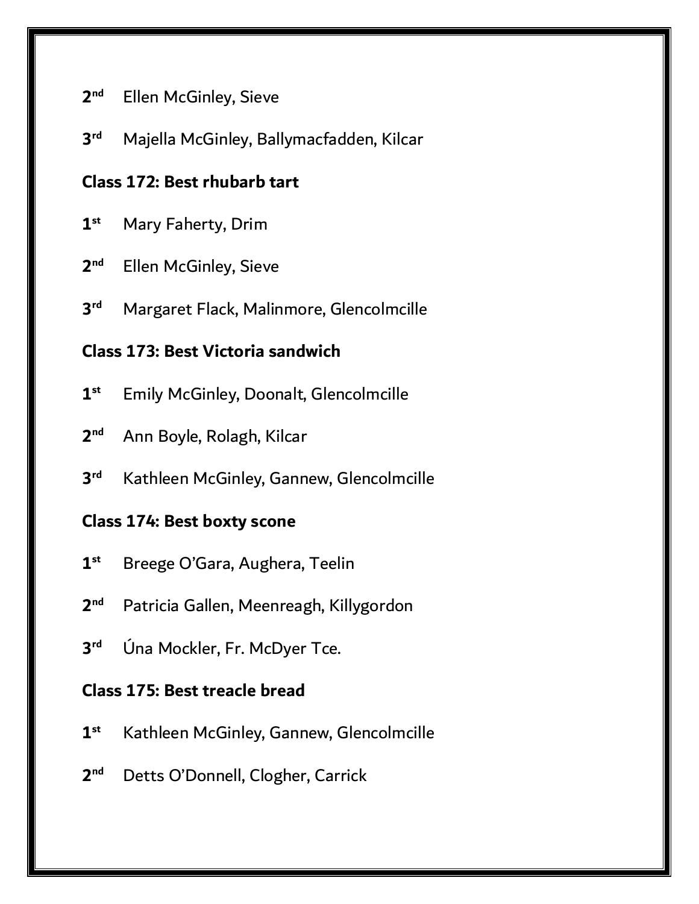2nd Ellen McGinley, Sieve

3rd Majella McGinley, Ballymacfadden, Kilcar

**Class 172: Best rhubarb tart**

1st Mary Faherty, Drim

2nd Ellen McGinley, Sieve

3rd Margaret Flack, Malinmore, Glencolmcille

**Class 173: Best Victoria sandwich**

1st Emily McGinley, Doonalt, Glencolmcille

2nd Ann Boyle, Rolagh, Kilcar

3rd Kathleen McGinley, Gannew, Glencolmcille

**Class 174: Best boxty scone**

1st Breege O'Gara, Aughera, Teelin

2nd Patricia Gallen, Meenreagh, Killygordon

3rd Úna Mockler, Fr. McDyer Tce.

**Class 175: Best treacle bread**

1st Kathleen McGinley, Gannew, Glencolmcille

2nd Detts O'Donnell, Clogher, Carrick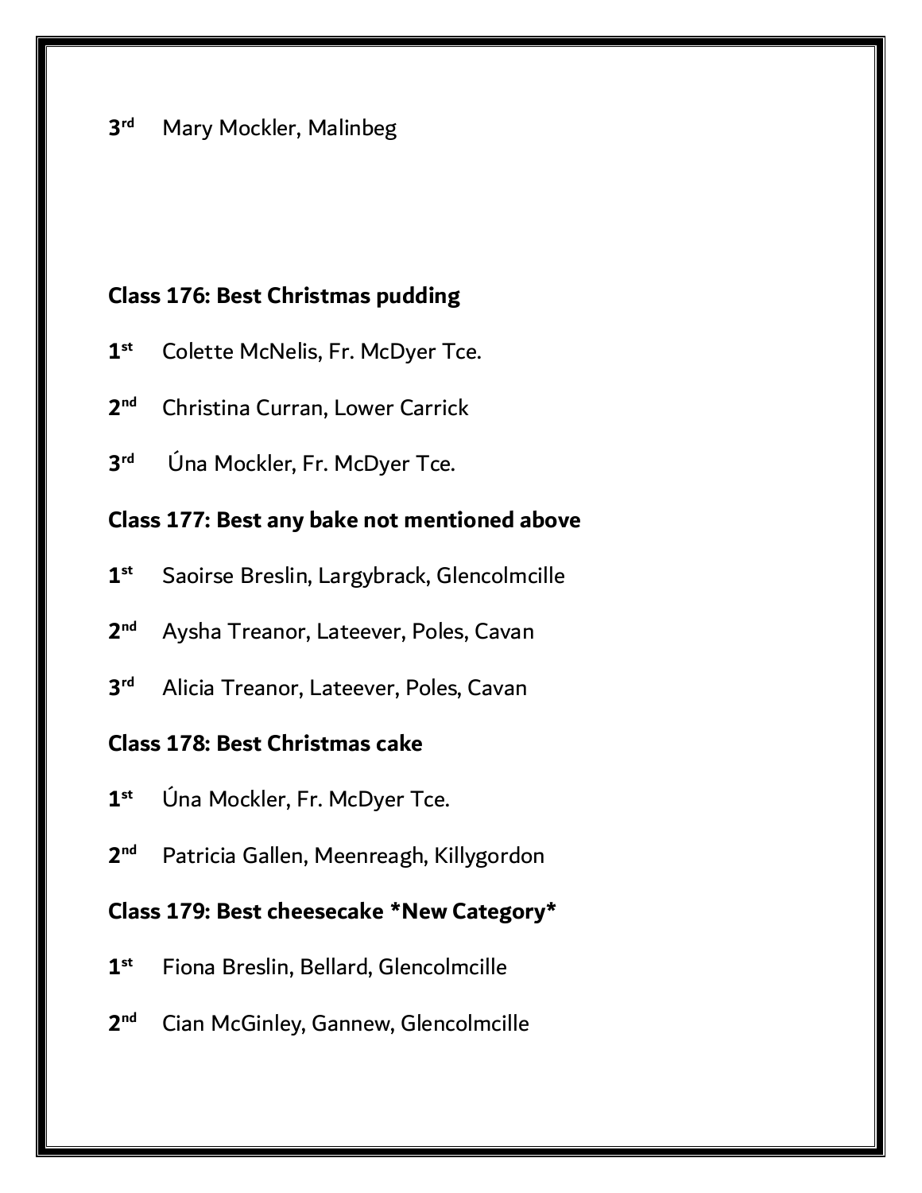3rd Mary Mockler, Malinbeg

**Class 176: Best Christmas pudding**

1st Colette McNelis, Fr. McDyer Tce.

2nd Christina Curran, Lower Carrick

3rd Úna Mockler, Fr. McDyer Tce.

**Class 177: Best any bake not mentioned above**

1st Saoirse Breslin, Largybrack, Glencolmcille

2nd Aysha Treanor, Lateever, Poles, Cavan

3rd Alicia Treanor, Lateever, Poles, Cavan

**Class 178: Best Christmas cake**

1st Úna Mockler, Fr. McDyer Tce.

2nd Patricia Gallen, Meenreagh, Killygordon

**Class 179: Best cheesecake *New Category***

1st Fiona Breslin, Bellard, Glencolmcille

2nd Cian McGinley, Gannew, Glencolmcille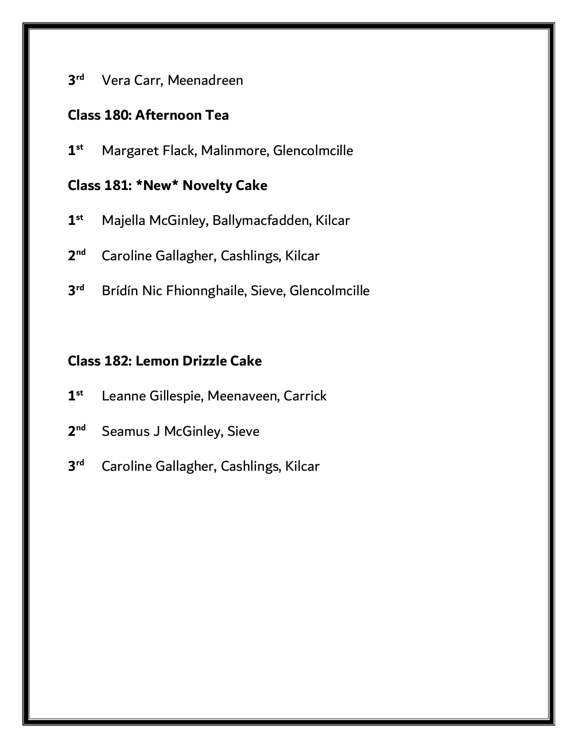3rd Vera Carr, Meenadreen

**Class 180: Afternoon Tea**

1st Margaret Flack, Malinmore, Glencolmcille

**Class 181: *New* Novelty Cake**

1st Majella McGinley, Ballymacfadden, Kilcar

2nd Caroline Gallagher, Cashlings, Kilcar

3rd Brídín Nic Fhionnghaile, Sieve, Glencolmcille

**Class 182: Lemon Drizzle Cake**

1st Leanne Gillespie, Meenaveen, Carrick

2nd Seamus J McGinley, Sieve

3rd Caroline Gallagher, Cashlings, Kilcar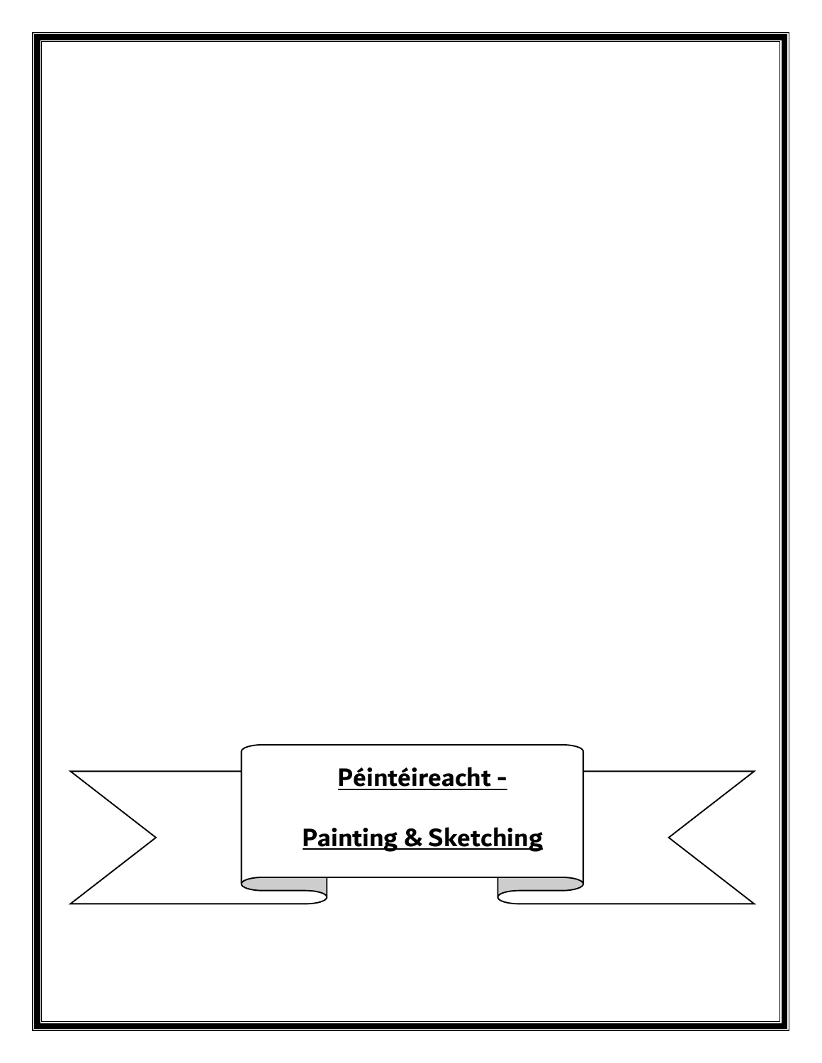# Péintéireacht - Painting & Sketching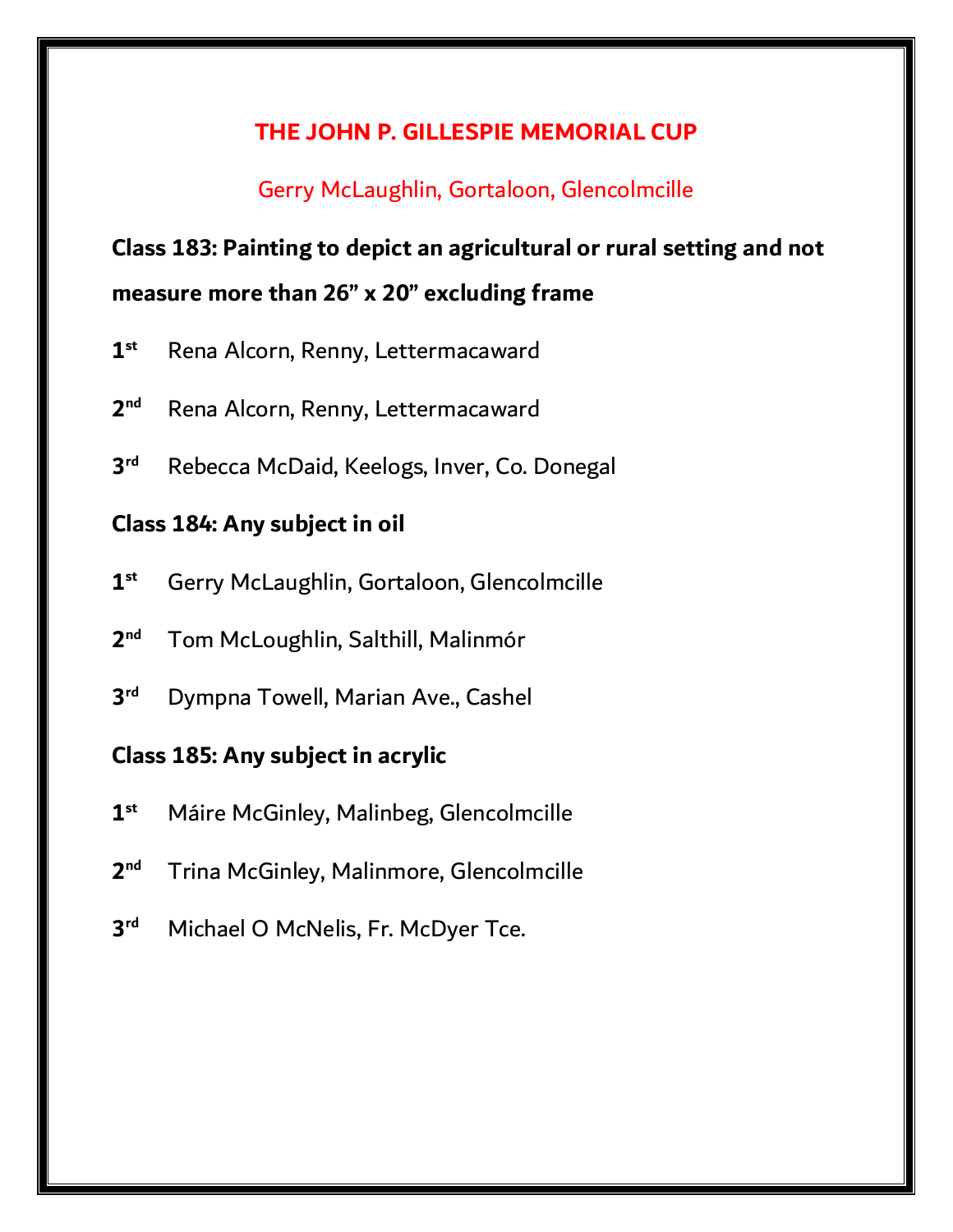## THE JOHN P. GILLESPIE MEMORIAL CUP

Gerry McLaughlin, Gortaloon, Glencolmcille

**Class 183: Painting to depict an agricultural or rural setting and not measure more than 26" x 20" excluding frame**

**1st** Rena Alcorn, Renny, Lettermacaward

**2nd** Rena Alcorn, Renny, Lettermacaward

**3rd** Rebecca McDaid, Keelogs, Inver, Co. Donegal

**Class 184: Any subject in oil**

**1st** Gerry McLaughlin, Gortaloon, Glencolmcille

**2nd** Tom McLoughlin, Salthill, Malinmór

**3rd** Dympna Towell, Marian Ave., Cashel

**Class 185: Any subject in acrylic**

**1st** Máire McGinley, Malinbeg, Glencolmcille

**2nd** Trina McGinley, Malinmore, Glencolmcille

**3rd** Michael O McNelis, Fr. McDyer Tce.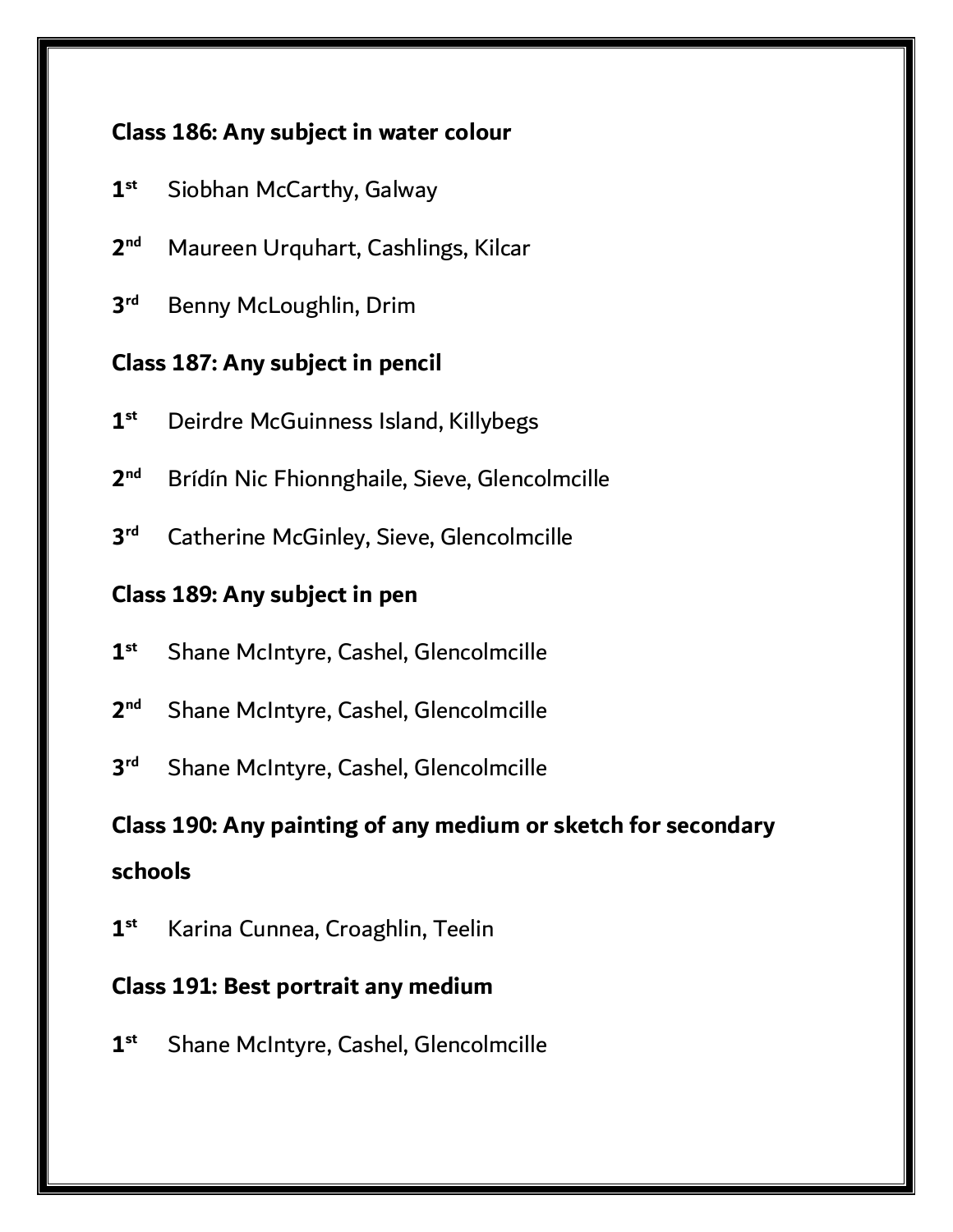**Class 186: Any subject in water colour**

1st Siobhan McCarthy, Galway

2nd Maureen Urquhart, Cashlings, Kilcar

3rd Benny McLoughlin, Drim

**Class 187: Any subject in pencil**

1st Deirdre McGuinness Island, Killybegs

2nd Brídín Nic Fhionnghaile, Sieve, Glencolmcille

3rd Catherine McGinley, Sieve, Glencolmcille

**Class 189: Any subject in pen**

1st Shane McIntyre, Cashel, Glencolmcille

2nd Shane McIntyre, Cashel, Glencolmcille

3rd Shane McIntyre, Cashel, Glencolmcille

**Class 190: Any painting of any medium or sketch for secondary schools**

1st Karina Cunnea, Croaghlin, Teelin

**Class 191: Best portrait any medium**

1st Shane McIntyre, Cashel, Glencolmcille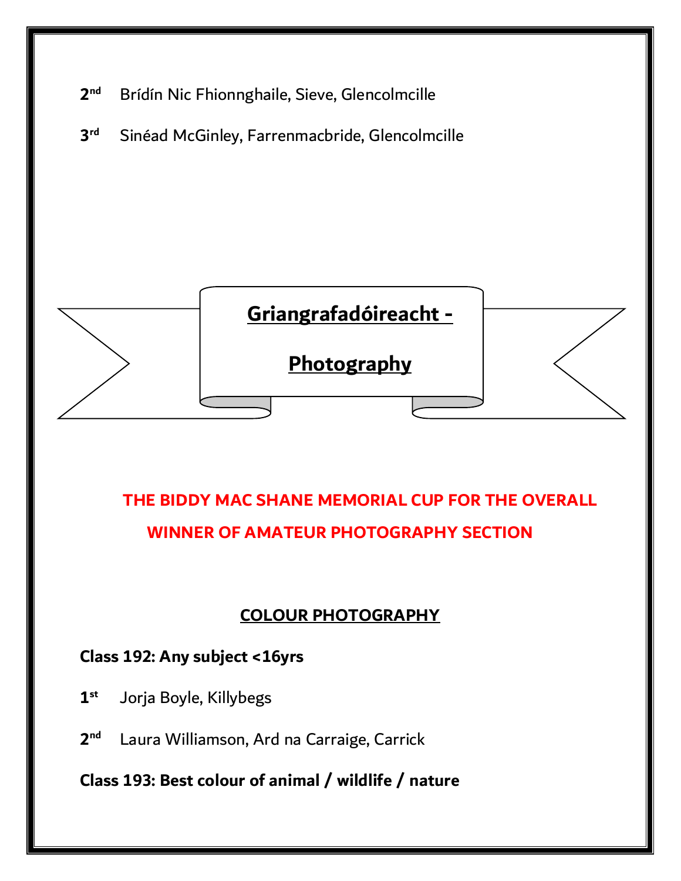**2nd** Brídín Nic Fhionnghaile, Sieve, Glencolmcille

**3rd** Sinéad McGinley, Farrenmacbride, Glencolmcille

# Griangrafadóireacht - Photography

**THE BIDDY MAC SHANE MEMORIAL CUP FOR THE OVERALL WINNER OF AMATEUR PHOTOGRAPHY SECTION**

## COLOUR PHOTOGRAPHY

**Class 192: Any subject <16yrs**

**1st** Jorja Boyle, Killybegs

**2nd** Laura Williamson, Ard na Carraige, Carrick

**Class 193: Best colour of animal / wildlife / nature**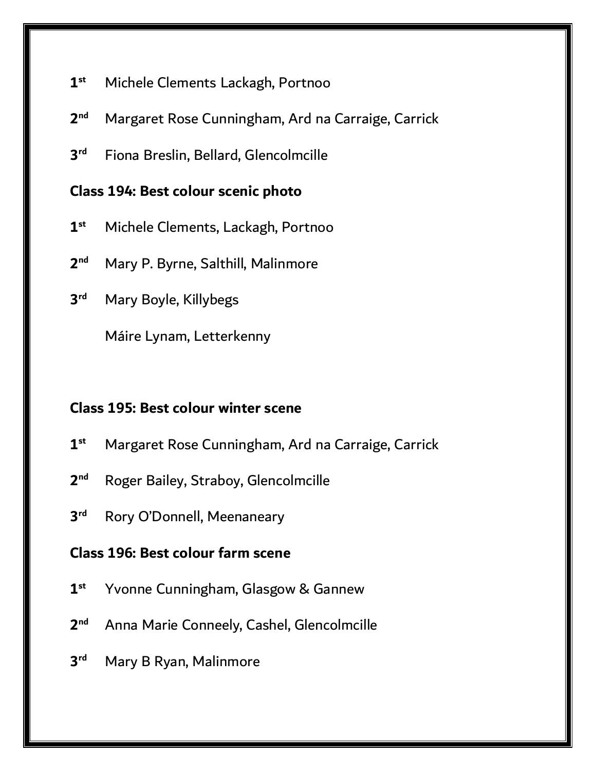1st Michele Clements Lackagh, Portnoo

2nd Margaret Rose Cunningham, Ard na Carraige, Carrick

3rd Fiona Breslin, Bellard, Glencolmcille

**Class 194: Best colour scenic photo**

1st Michele Clements, Lackagh, Portnoo

2nd Mary P. Byrne, Salthill, Malinmore

3rd Mary Boyle, Killybegs

Máire Lynam, Letterkenny

**Class 195: Best colour winter scene**

1st Margaret Rose Cunningham, Ard na Carraige, Carrick

2nd Roger Bailey, Straboy, Glencolmcille

3rd Rory O'Donnell, Meenaneary

**Class 196: Best colour farm scene**

1st Yvonne Cunningham, Glasgow & Gannew

2nd Anna Marie Conneely, Cashel, Glencolmcille

3rd Mary B Ryan, Malinmore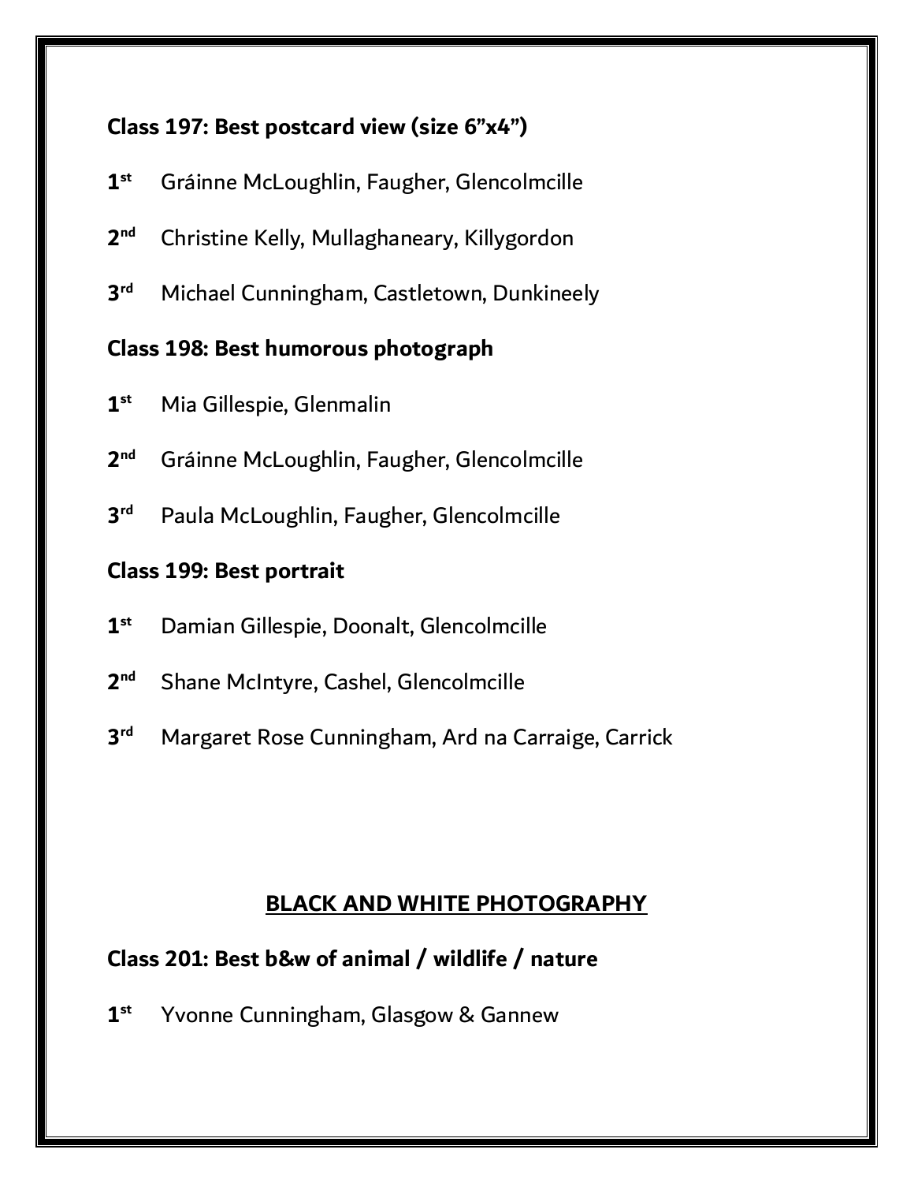**Class 197: Best postcard view (size 6”x4”)**

1st Gráinne McLoughlin, Faugher, Glencolmcille

2nd Christine Kelly, Mullaghaneary, Killygordon

3rd Michael Cunningham, Castletown, Dunkineely

**Class 198: Best humorous photograph**

1st Mia Gillespie, Glenmalin

2nd Gráinne McLoughlin, Faugher, Glencolmcille

3rd Paula McLoughlin, Faugher, Glencolmcille

**Class 199: Best portrait**

1st Damian Gillespie, Doonalt, Glencolmcille

2nd Shane McIntyre, Cashel, Glencolmcille

3rd Margaret Rose Cunningham, Ard na Carraige, Carrick

## BLACK AND WHITE PHOTOGRAPHY

**Class 201: Best b&w of animal / wildlife / nature**

1st Yvonne Cunningham, Glasgow & Gannew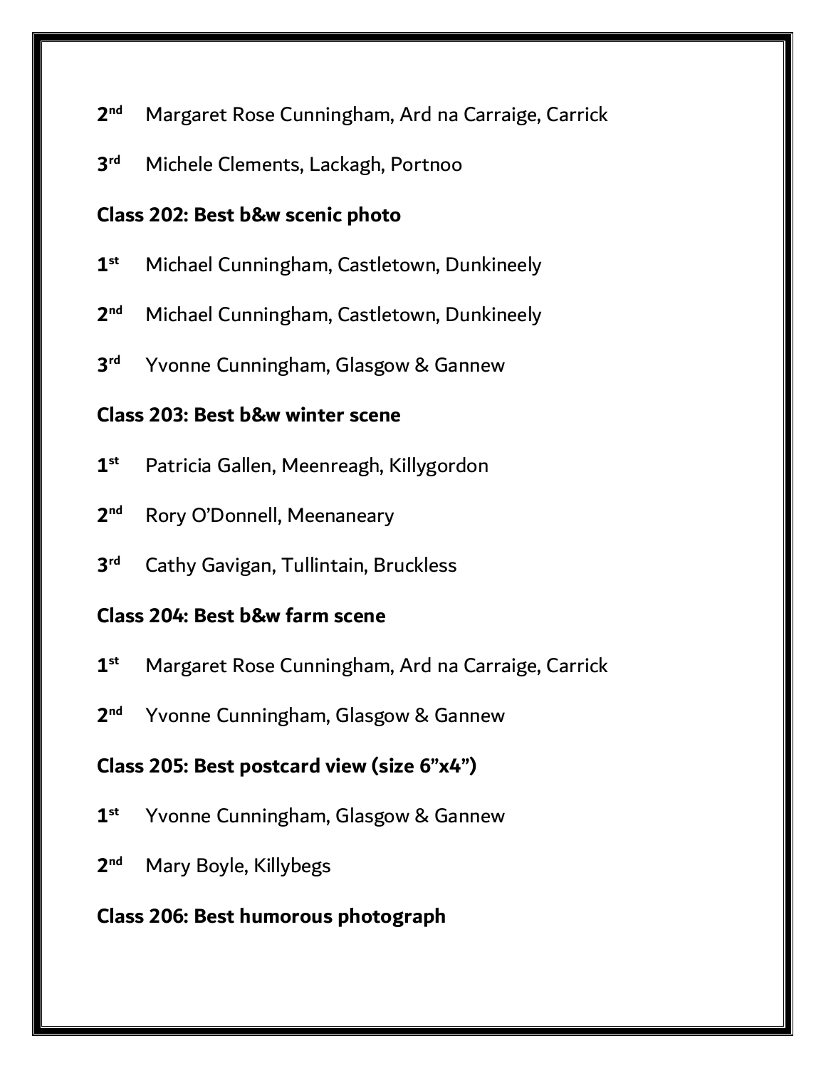2nd Margaret Rose Cunningham, Ard na Carraige, Carrick

3rd Michele Clements, Lackagh, Portnoo

**Class 202: Best b&w scenic photo**

1st Michael Cunningham, Castletown, Dunkineely

2nd Michael Cunningham, Castletown, Dunkineely

3rd Yvonne Cunningham, Glasgow & Gannew

**Class 203: Best b&w winter scene**

1st Patricia Gallen, Meenreagh, Killygordon

2nd Rory O'Donnell, Meenaneary

3rd Cathy Gavigan, Tullintain, Bruckless

**Class 204: Best b&w farm scene**

1st Margaret Rose Cunningham, Ard na Carraige, Carrick

2nd Yvonne Cunningham, Glasgow & Gannew

**Class 205: Best postcard view (size 6"x4")**

1st Yvonne Cunningham, Glasgow & Gannew

2nd Mary Boyle, Killybegs

**Class 206: Best humorous photograph**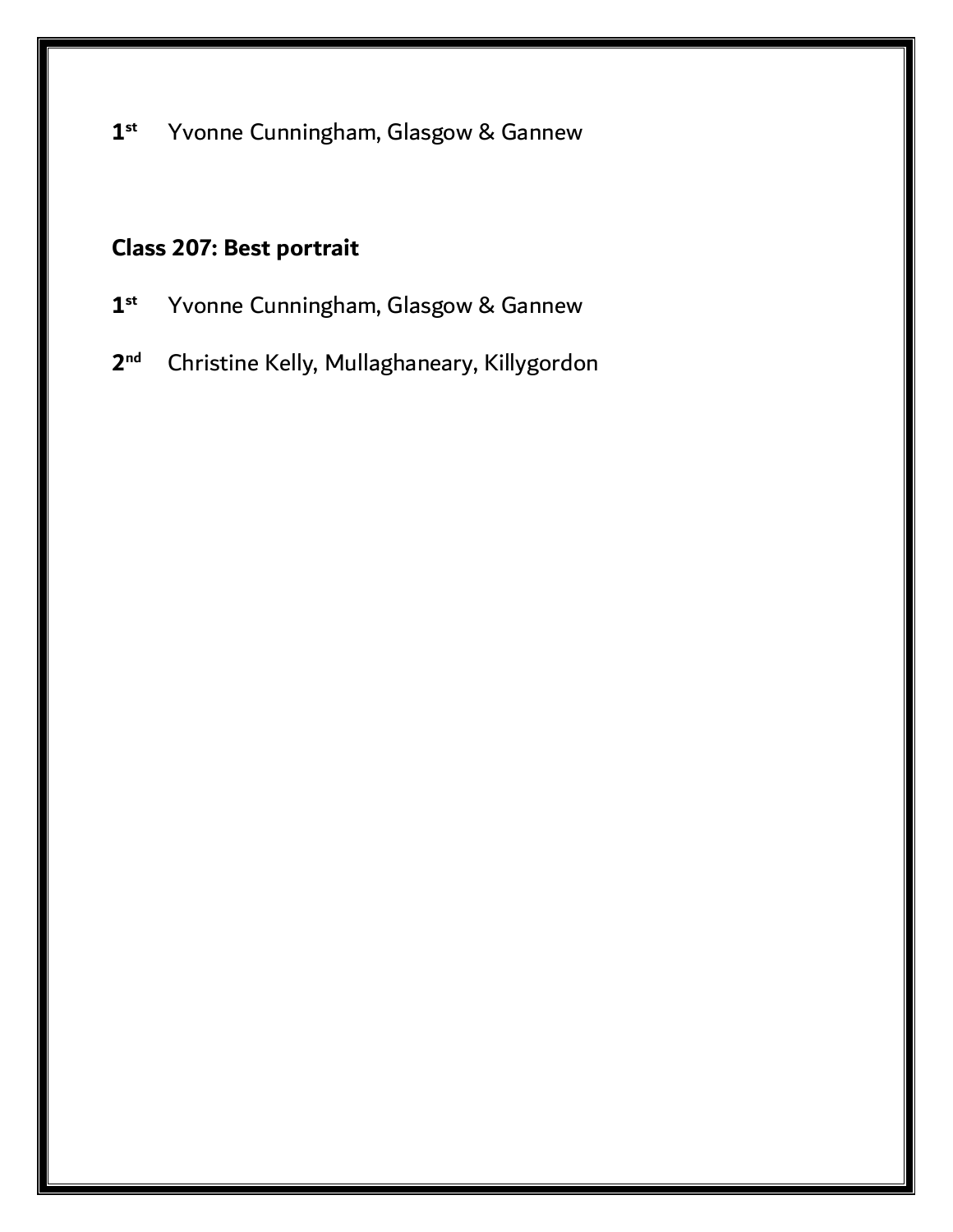**1st** Yvonne Cunningham, Glasgow & Gannew

**Class 207: Best portrait**

**1st** Yvonne Cunningham, Glasgow & Gannew

**2nd** Christine Kelly, Mullaghaneary, Killygordon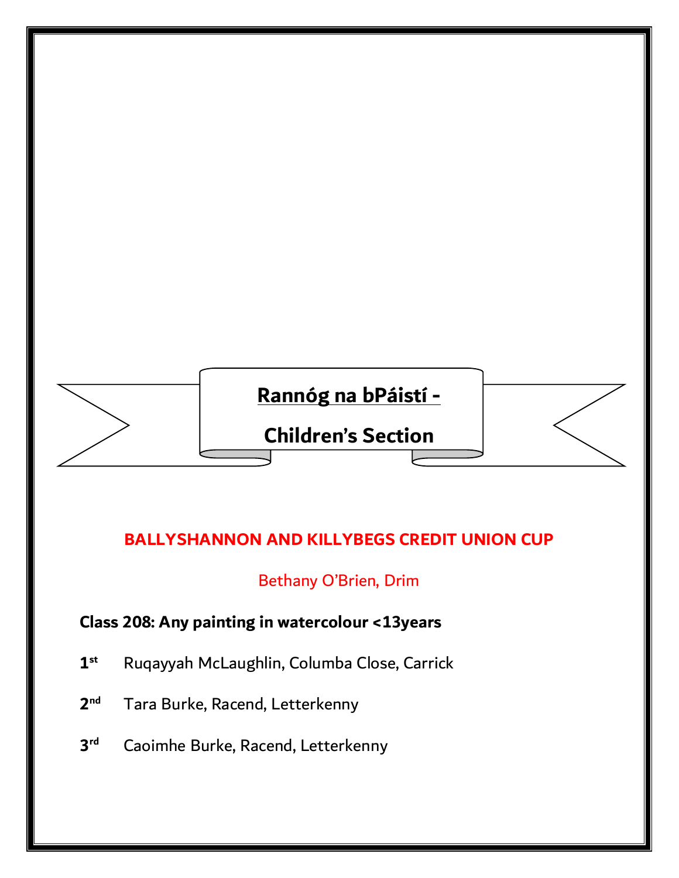# Rannóg na bPáistí -

# Children's Section

## BALLYSHANNON AND KILLYBEGS CREDIT UNION CUP

Bethany O'Brien, Drim

**Class 208: Any painting in watercolour <13years**

**1st** Ruqayyah McLaughlin, Columba Close, Carrick

**2nd** Tara Burke, Racend, Letterkenny

**3rd** Caoimhe Burke, Racend, Letterkenny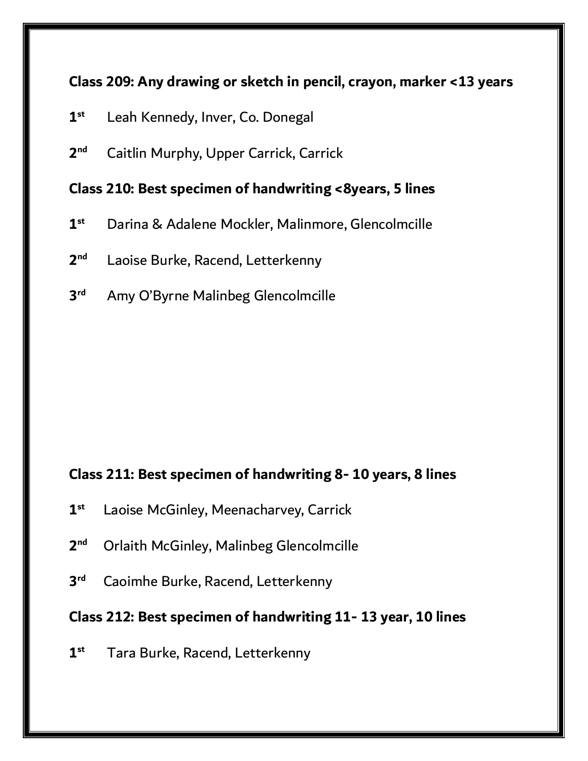**Class 209: Any drawing or sketch in pencil, crayon, marker <13 years**

**1st** Leah Kennedy, Inver, Co. Donegal

**2nd** Caitlin Murphy, Upper Carrick, Carrick

**Class 210: Best specimen of handwriting <8years, 5 lines**

**1st** Darina & Adalene Mockler, Malinmore, Glencolmcille

**2nd** Laoise Burke, Racend, Letterkenny

**3rd** Amy O'Byrne Malinbeg Glencolmcille

**Class 211: Best specimen of handwriting 8- 10 years, 8 lines**

**1st** Laoise McGinley, Meenacharvey, Carrick

**2nd** Orlaith McGinley, Malinbeg Glencolmcille

**3rd** Caoimhe Burke, Racend, Letterkenny

**Class 212: Best specimen of handwriting 11- 13 year, 10 lines**

**1st** Tara Burke, Racend, Letterkenny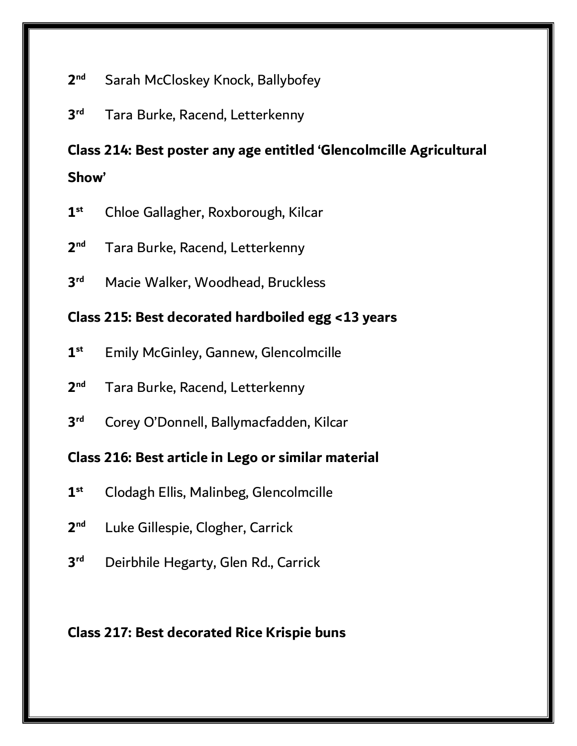2nd Sarah McCloskey Knock, Ballybofey

3rd Tara Burke, Racend, Letterkenny

**Class 214: Best poster any age entitled 'Glencolmcille Agricultural Show'**

1st Chloe Gallagher, Roxborough, Kilcar

2nd Tara Burke, Racend, Letterkenny

3rd Macie Walker, Woodhead, Bruckless

**Class 215: Best decorated hardboiled egg <13 years**

1st Emily McGinley, Gannew, Glencolmcille

2nd Tara Burke, Racend, Letterkenny

3rd Corey O'Donnell, Ballymacfadden, Kilcar

**Class 216: Best article in Lego or similar material**

1st Clodagh Ellis, Malinbeg, Glencolmcille

2nd Luke Gillespie, Clogher, Carrick

3rd Deirbhile Hegarty, Glen Rd., Carrick

**Class 217: Best decorated Rice Krispie buns**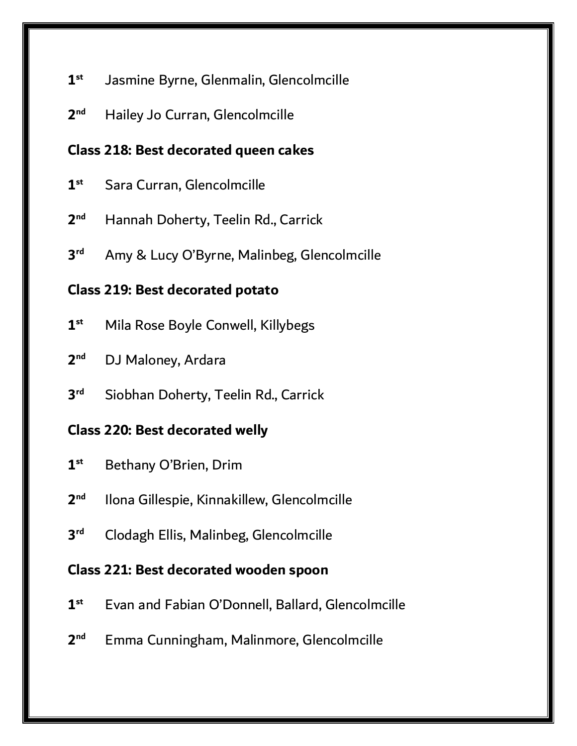1st Jasmine Byrne, Glenmalin, Glencolmcille

2nd Hailey Jo Curran, Glencolmcille

**Class 218: Best decorated queen cakes**

1st Sara Curran, Glencolmcille

2nd Hannah Doherty, Teelin Rd., Carrick

3rd Amy & Lucy O'Byrne, Malinbeg, Glencolmcille

**Class 219: Best decorated potato**

1st Mila Rose Boyle Conwell, Killybegs

2nd DJ Maloney, Ardara

3rd Siobhan Doherty, Teelin Rd., Carrick

**Class 220: Best decorated welly**

1st Bethany O'Brien, Drim

2nd Ilona Gillespie, Kinnakillew, Glencolmcille

3rd Clodagh Ellis, Malinbeg, Glencolmcille

**Class 221: Best decorated wooden spoon**

1st Evan and Fabian O'Donnell, Ballard, Glencolmcille

2nd Emma Cunningham, Malinmore, Glencolmcille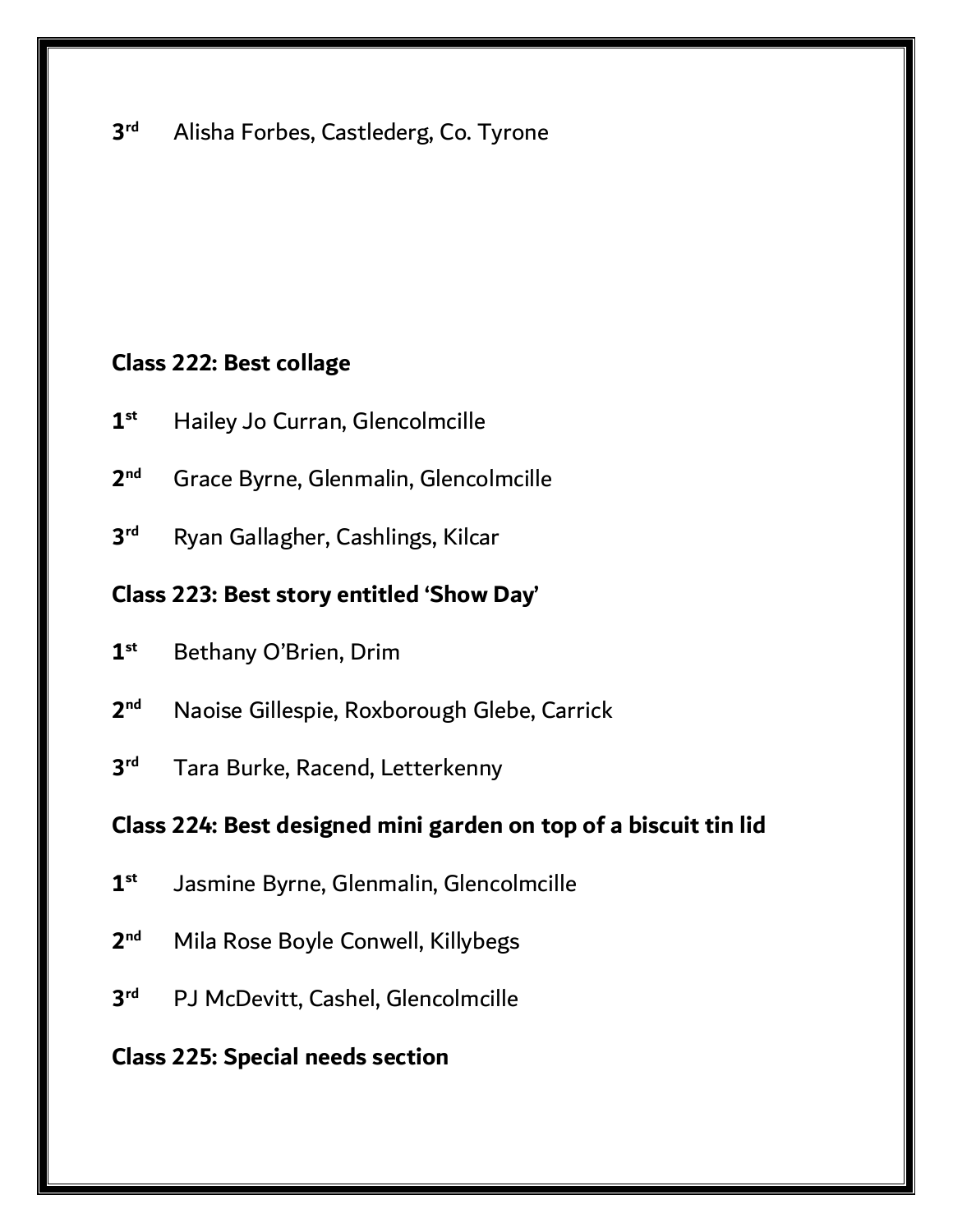3rd Alisha Forbes, Castlederg, Co. Tyrone

**Class 222: Best collage**

1st Hailey Jo Curran, Glencolmcille

2nd Grace Byrne, Glenmalin, Glencolmcille

3rd Ryan Gallagher, Cashlings, Kilcar

**Class 223: Best story entitled 'Show Day'**

1st Bethany O'Brien, Drim

2nd Naoise Gillespie, Roxborough Glebe, Carrick

3rd Tara Burke, Racend, Letterkenny

**Class 224: Best designed mini garden on top of a biscuit tin lid**

1st Jasmine Byrne, Glenmalin, Glencolmcille

2nd Mila Rose Boyle Conwell, Killybegs

3rd PJ McDevitt, Cashel, Glencolmcille

**Class 225: Special needs section**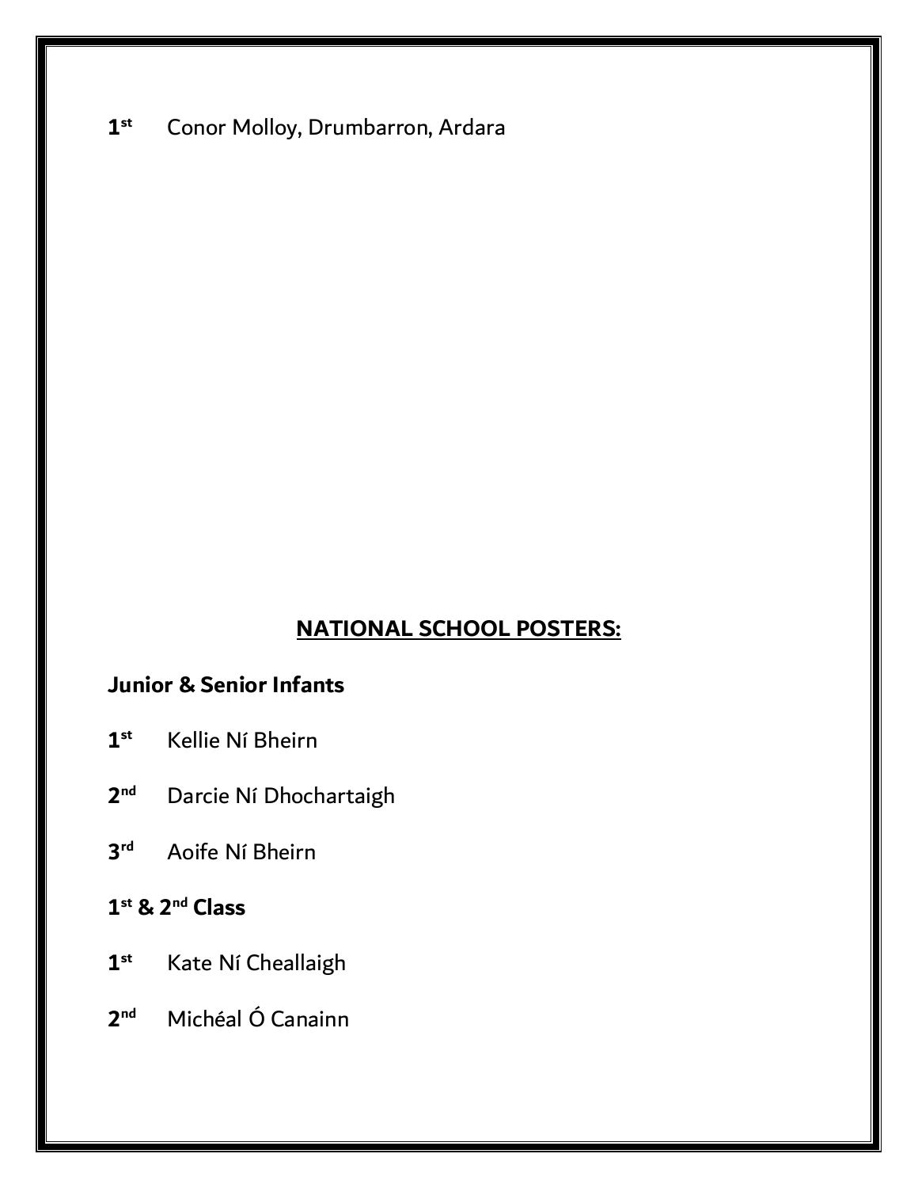**1st** Conor Molloy, Drumbarron, Ardara

## NATIONAL SCHOOL POSTERS:

### Junior & Senior Infants

**1st** Kellie Ní Bheirn

**2nd** Darcie Ní Dhochartaigh

**3rd** Aoife Ní Bheirn

### 1st & 2nd Class

**1st** Kate Ní Cheallaigh

**2nd** Michéal Ó Canainn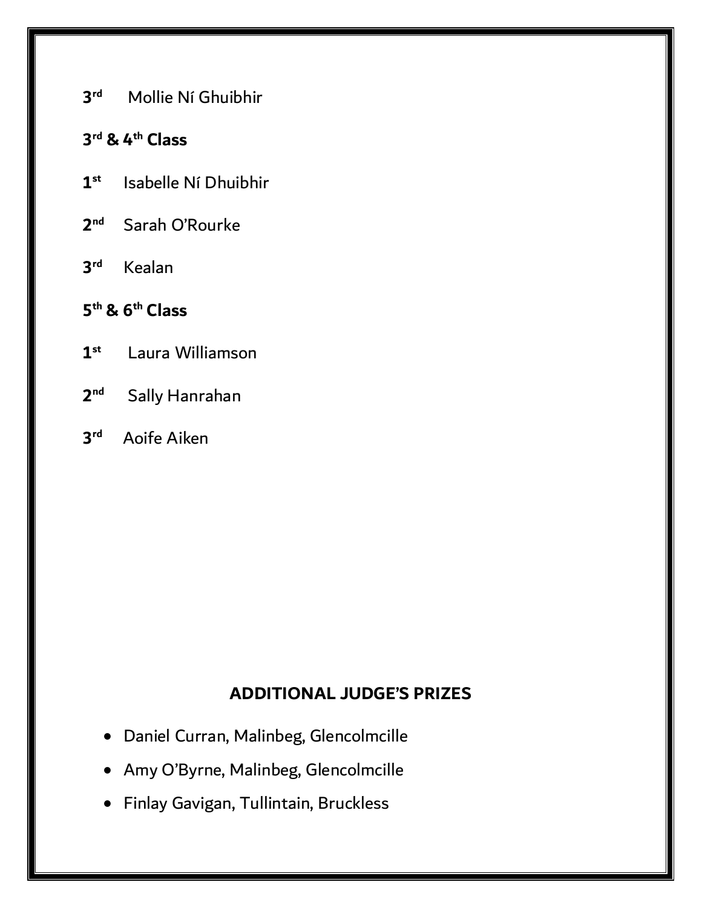**3rd** Mollie Ní Ghuibhir

**3rd & 4th Class**

**1st** Isabelle Ní Dhuibhir

**2nd** Sarah O'Rourke

**3rd** Kealan

**5th & 6th Class**

**1st** Laura Williamson

**2nd** Sally Hanrahan

**3rd** Aoife Aiken

## ADDITIONAL JUDGE'S PRIZES

- Daniel Curran, Malinbeg, Glencolmcille
- Amy O'Byrne, Malinbeg, Glencolmcille
- Finlay Gavigan, Tullintain, Bruckless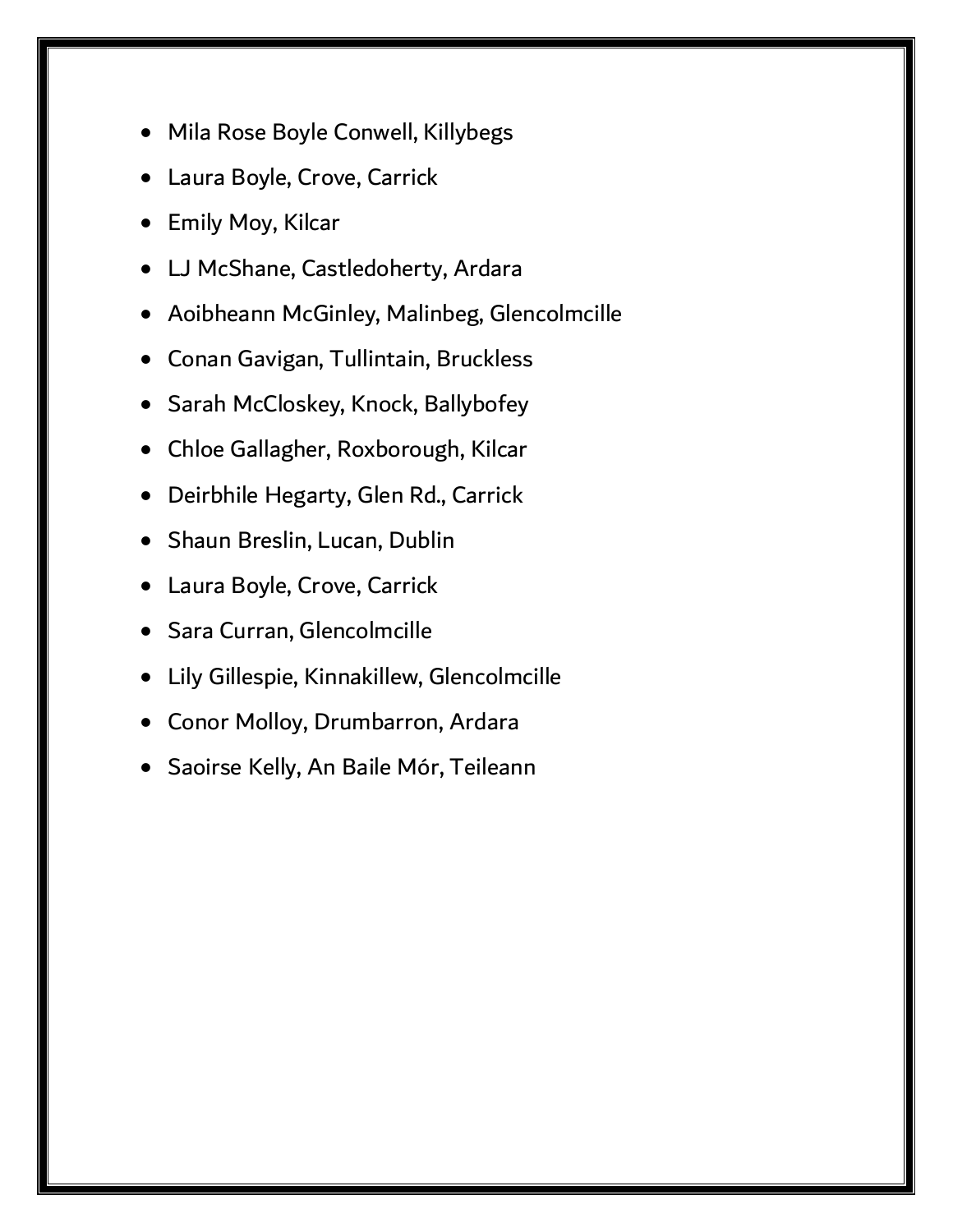- Mila Rose Boyle Conwell, Killybegs
- Laura Boyle, Crove, Carrick
- Emily Moy, Kilcar
- LJ McShane, Castledoherty, Ardara
- Aoibheann McGinley, Malinbeg, Glencolmcille
- Conan Gavigan, Tullintain, Bruckless
- Sarah McCloskey, Knock, Ballybofey
- Chloe Gallagher, Roxborough, Kilcar
- Deirbhile Hegarty, Glen Rd., Carrick
- Shaun Breslin, Lucan, Dublin
- Laura Boyle, Crove, Carrick
- Sara Curran, Glencolmcille
- Lily Gillespie, Kinnakillew, Glencolmcille
- Conor Molloy, Drumbarron, Ardara
- Saoirse Kelly, An Baile Mór, Teileann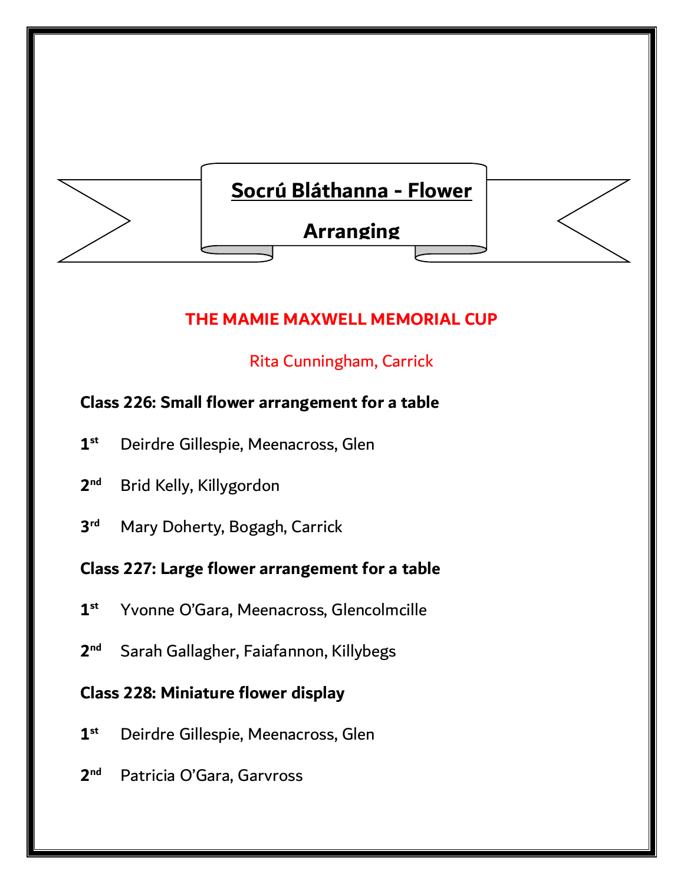# Socrú Bláthanna - Flower Arranging

**THE MAMIE MAXWELL MEMORIAL CUP**

Rita Cunningham, Carrick

**Class 226: Small flower arrangement for a table**

**1st** Deirdre Gillespie, Meenacross, Glen

**2nd** Brid Kelly, Killygordon

**3rd** Mary Doherty, Bogagh, Carrick

**Class 227: Large flower arrangement for a table**

**1st** Yvonne O'Gara, Meenacross, Glencolmcille

**2nd** Sarah Gallagher, Faiafannon, Killybegs

**Class 228: Miniature flower display**

**1st** Deirdre Gillespie, Meenacross, Glen

**2nd** Patricia O'Gara, Garvross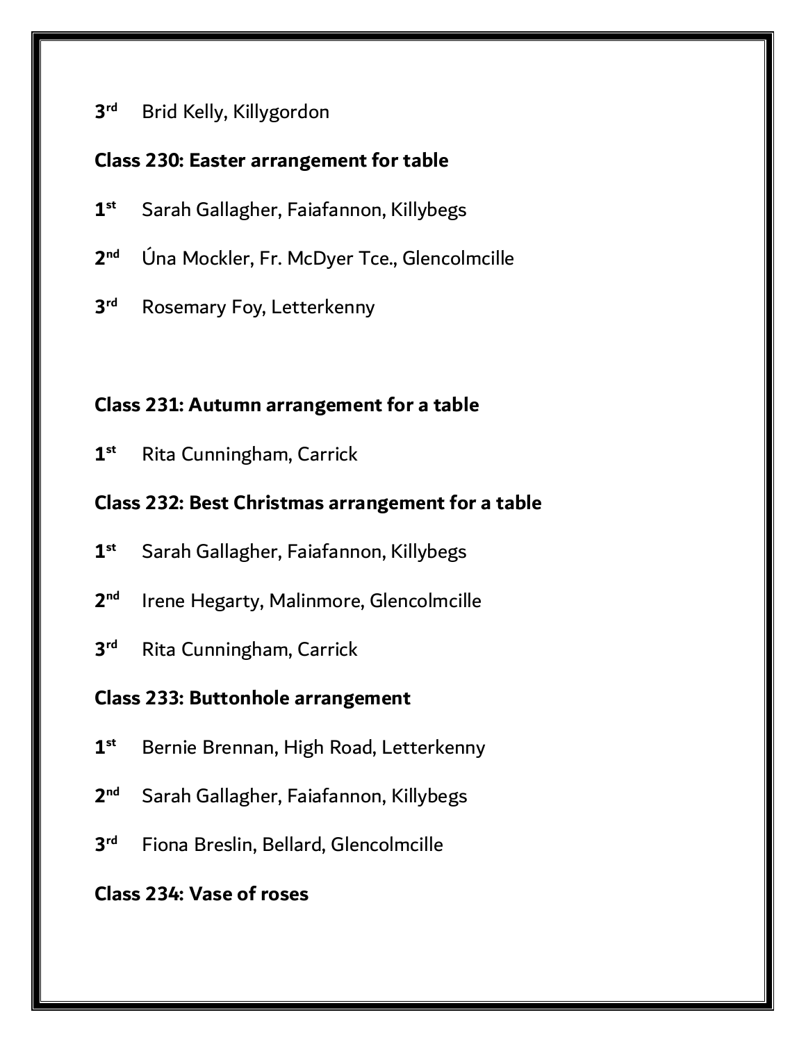**3rd** Brid Kelly, Killygordon

**Class 230: Easter arrangement for table**

**1st** Sarah Gallagher, Faiafannon, Killybegs

**2nd** Úna Mockler, Fr. McDyer Tce., Glencolmcille

**3rd** Rosemary Foy, Letterkenny

**Class 231: Autumn arrangement for a table**

**1st** Rita Cunningham, Carrick

**Class 232: Best Christmas arrangement for a table**

**1st** Sarah Gallagher, Faiafannon, Killybegs

**2nd** Irene Hegarty, Malinmore, Glencolmcille

**3rd** Rita Cunningham, Carrick

**Class 233: Buttonhole arrangement**

**1st** Bernie Brennan, High Road, Letterkenny

**2nd** Sarah Gallagher, Faiafannon, Killybegs

**3rd** Fiona Breslin, Bellard, Glencolmcille

**Class 234: Vase of roses**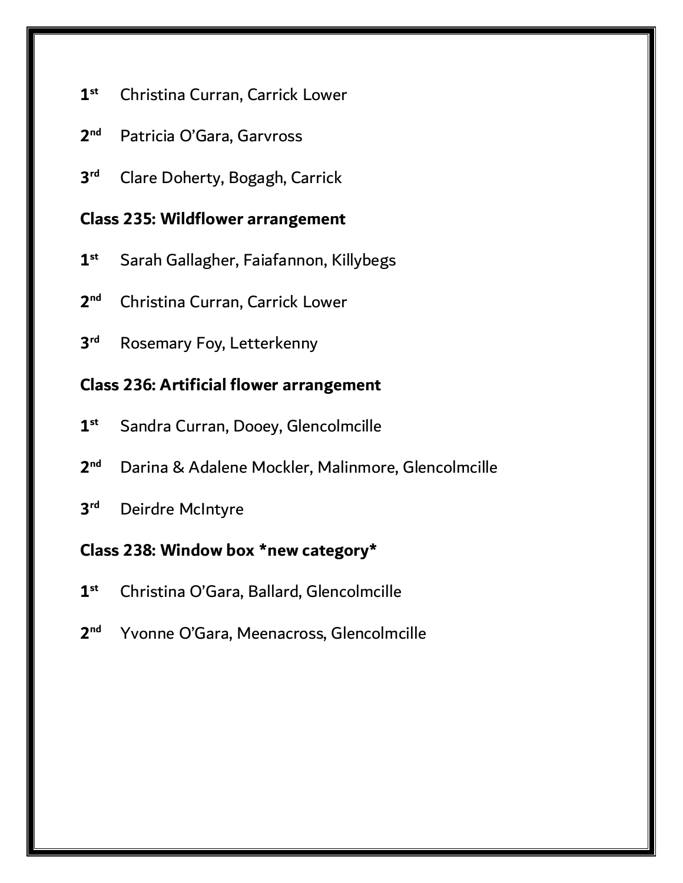**1st** Christina Curran, Carrick Lower

**2nd** Patricia O'Gara, Garvross

**3rd** Clare Doherty, Bogagh, Carrick

**Class 235: Wildflower arrangement**

**1st** Sarah Gallagher, Faiafannon, Killybegs

**2nd** Christina Curran, Carrick Lower

**3rd** Rosemary Foy, Letterkenny

**Class 236: Artificial flower arrangement**

**1st** Sandra Curran, Dooey, Glencolmcille

**2nd** Darina & Adalene Mockler, Malinmore, Glencolmcille

**3rd** Deirdre McIntyre

**Class 238: Window box *new category***

**1st** Christina O'Gara, Ballard, Glencolmcille

**2nd** Yvonne O'Gara, Meenacross, Glencolmcille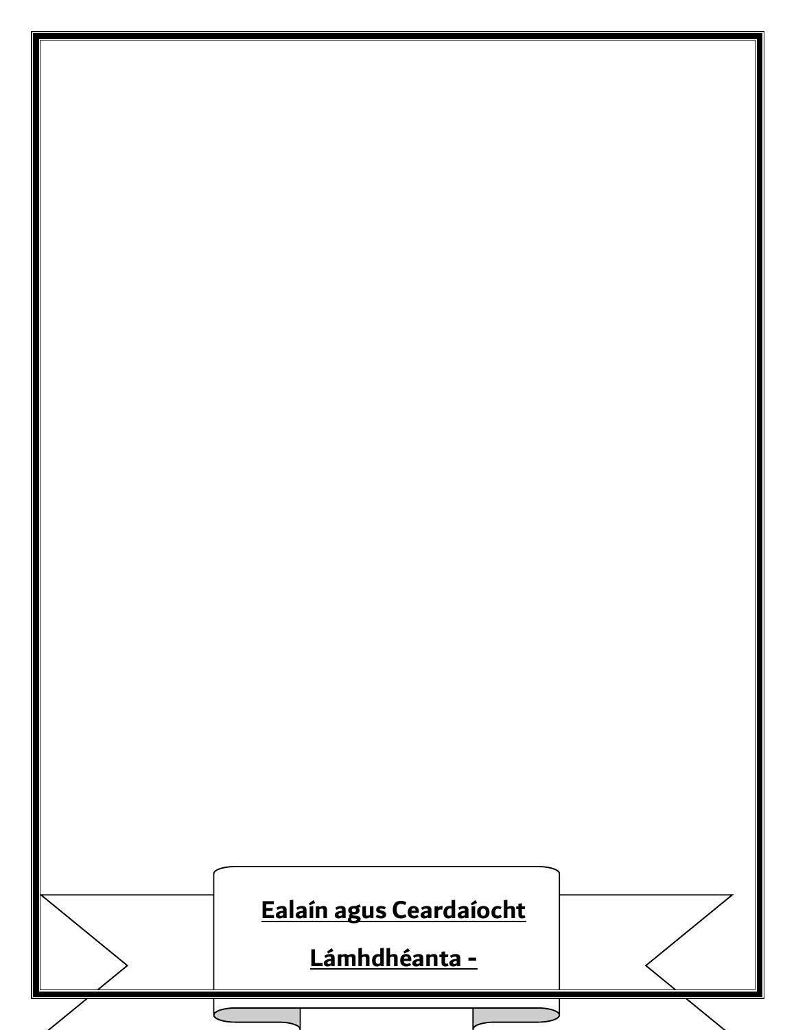**Ealaín agus Ceardaíocht**

**Lámhdhéanta -**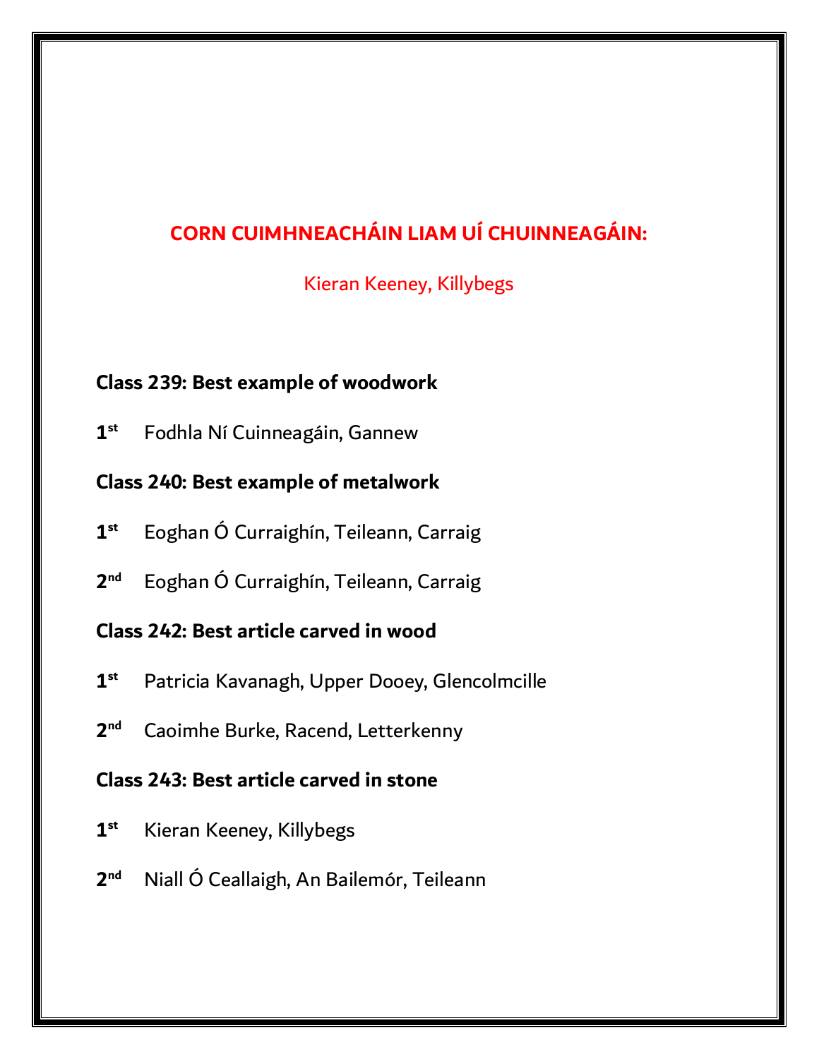**CORN CUIMHNEACHÁIN LIAM UÍ CHUINNEAGÁIN:**

Kieran Keeney, Killybegs

**Class 239: Best example of woodwork**

**1st** Fodhla Ní Cuinneagáin, Gannew

**Class 240: Best example of metalwork**

**1st** Eoghan Ó Curraighín, Teileann, Carraig

**2nd** Eoghan Ó Curraighín, Teileann, Carraig

**Class 242: Best article carved in wood**

**1st** Patricia Kavanagh, Upper Dooey, Glencolmcille

**2nd** Caoimhe Burke, Racend, Letterkenny

**Class 243: Best article carved in stone**

**1st** Kieran Keeney, Killybegs

**2nd** Niall Ó Ceallaigh, An Bailemór, Teileann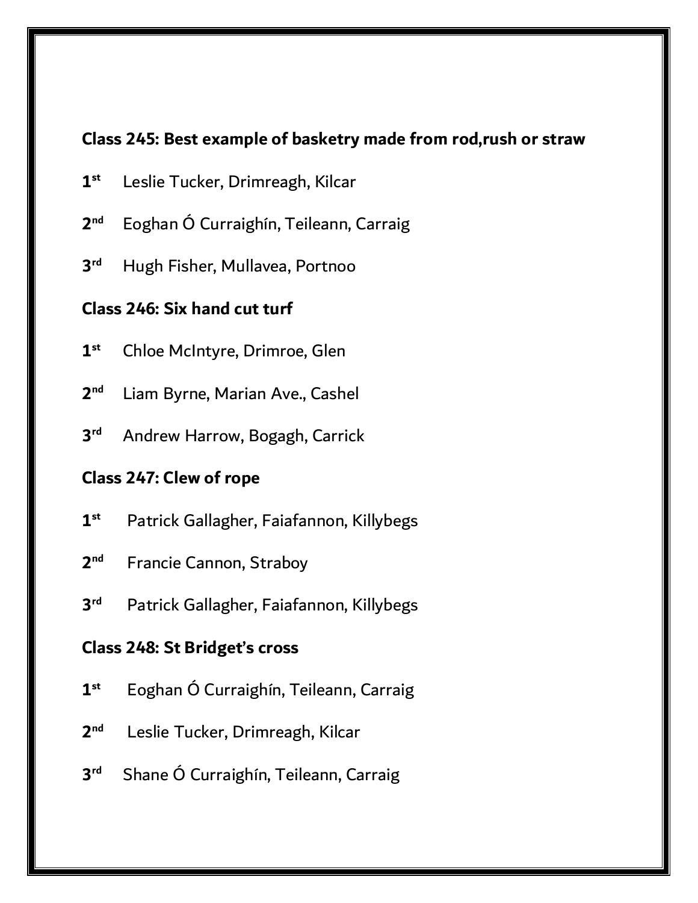**Class 245: Best example of basketry made from rod,rush or straw**

1st Leslie Tucker, Drimreagh, Kilcar

2nd Eoghan Ó Curraighín, Teileann, Carraig

3rd Hugh Fisher, Mullavea, Portnoo

**Class 246: Six hand cut turf**

1st Chloe McIntyre, Drimroe, Glen

2nd Liam Byrne, Marian Ave., Cashel

3rd Andrew Harrow, Bogagh, Carrick

**Class 247: Clew of rope**

1st Patrick Gallagher, Faiafannon, Killybegs

2nd Francie Cannon, Straboy

3rd Patrick Gallagher, Faiafannon, Killybegs

**Class 248: St Bridget's cross**

1st Eoghan Ó Curraighín, Teileann, Carraig

2nd Leslie Tucker, Drimreagh, Kilcar

3rd Shane Ó Curraighín, Teileann, Carraig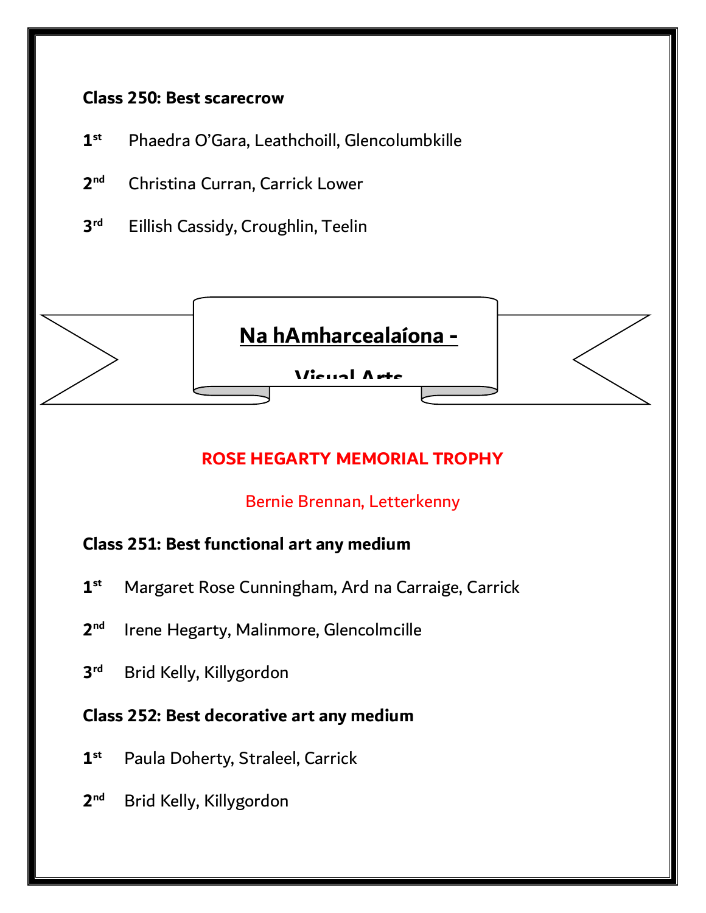**Class 250: Best scarecrow**

**1st** Phaedra O'Gara, Leathchoill, Glencolumbkille

**2nd** Christina Curran, Carrick Lower

**3rd** Eillish Cassidy, Croughlin, Teelin

## Na hAmharcealaíona - Visual Arts

**ROSE HEGARTY MEMORIAL TROPHY**

Bernie Brennan, Letterkenny

**Class 251: Best functional art any medium**

**1st** Margaret Rose Cunningham, Ard na Carraige, Carrick

**2nd** Irene Hegarty, Malinmore, Glencolmcille

**3rd** Brid Kelly, Killygordon

**Class 252: Best decorative art any medium**

**1st** Paula Doherty, Straleel, Carrick

**2nd** Brid Kelly, Killygordon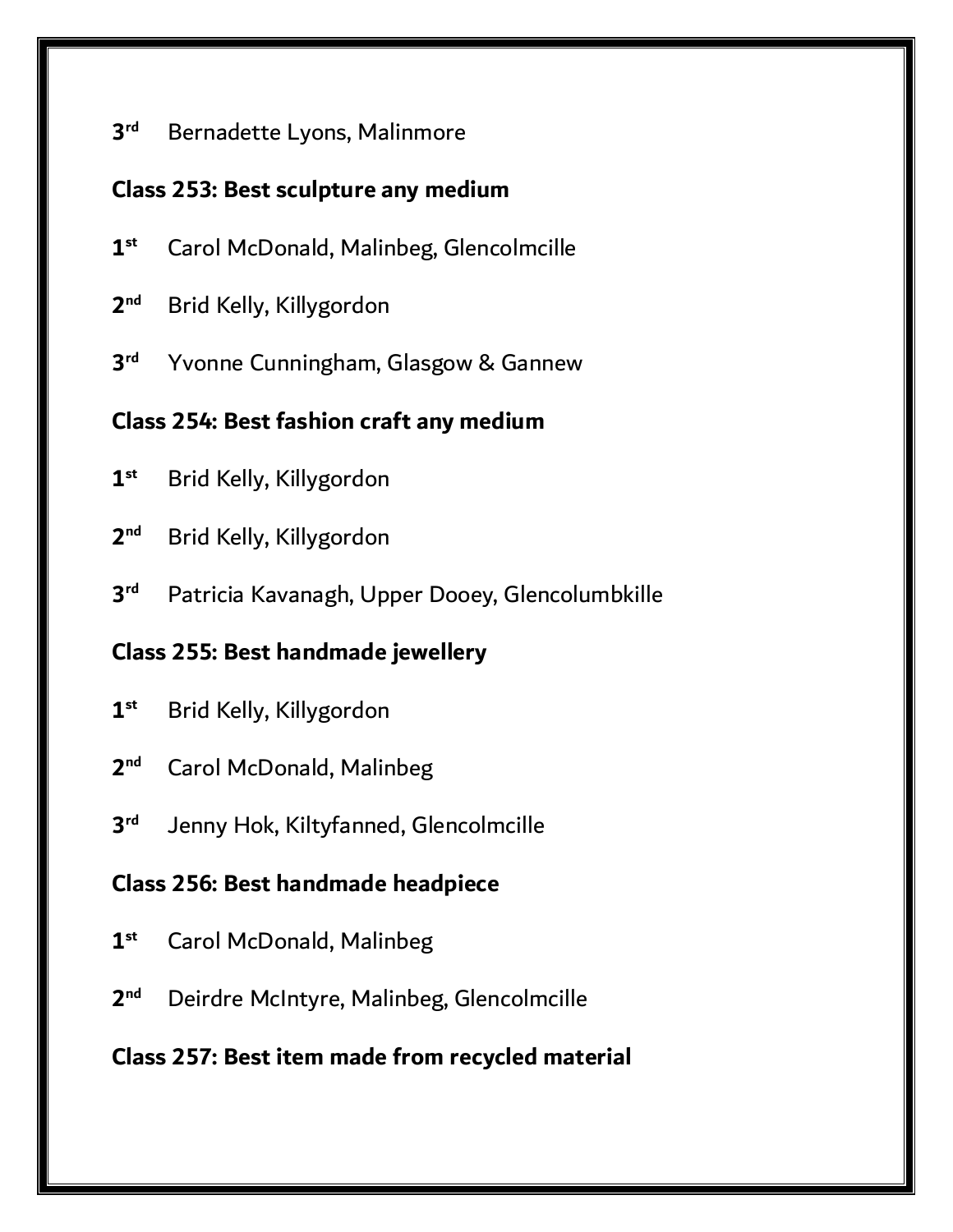3rd Bernadette Lyons, Malinmore

**Class 253: Best sculpture any medium**

1st Carol McDonald, Malinbeg, Glencolmcille

2nd Brid Kelly, Killygordon

3rd Yvonne Cunningham, Glasgow & Gannew

**Class 254: Best fashion craft any medium**

1st Brid Kelly, Killygordon

2nd Brid Kelly, Killygordon

3rd Patricia Kavanagh, Upper Dooey, Glencolumbkille

**Class 255: Best handmade jewellery**

1st Brid Kelly, Killygordon

2nd Carol McDonald, Malinbeg

3rd Jenny Hok, Kiltyfanned, Glencolmcille

**Class 256: Best handmade headpiece**

1st Carol McDonald, Malinbeg

2nd Deirdre McIntyre, Malinbeg, Glencolmcille

**Class 257: Best item made from recycled material**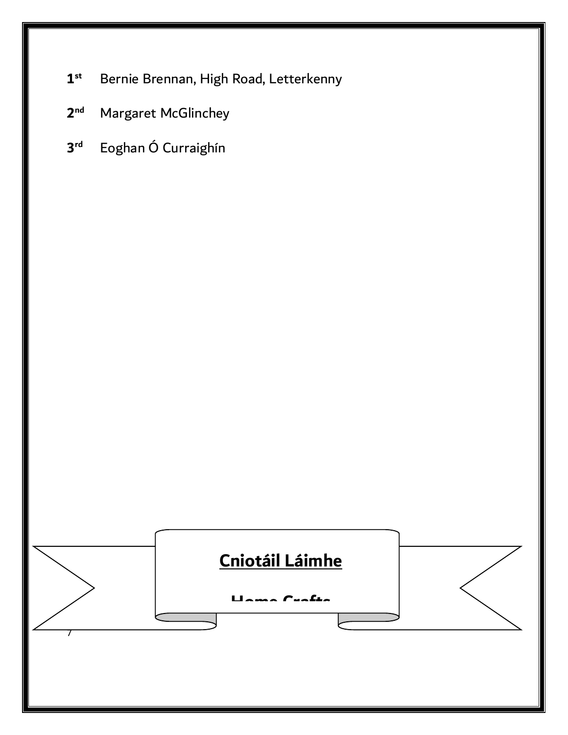**1st** Bernie Brennan, High Road, Letterkenny

**2nd** Margaret McGlinchey

**3rd** Eoghan Ó Curraighín

## Cniotáil Láimhe

## Home Crafts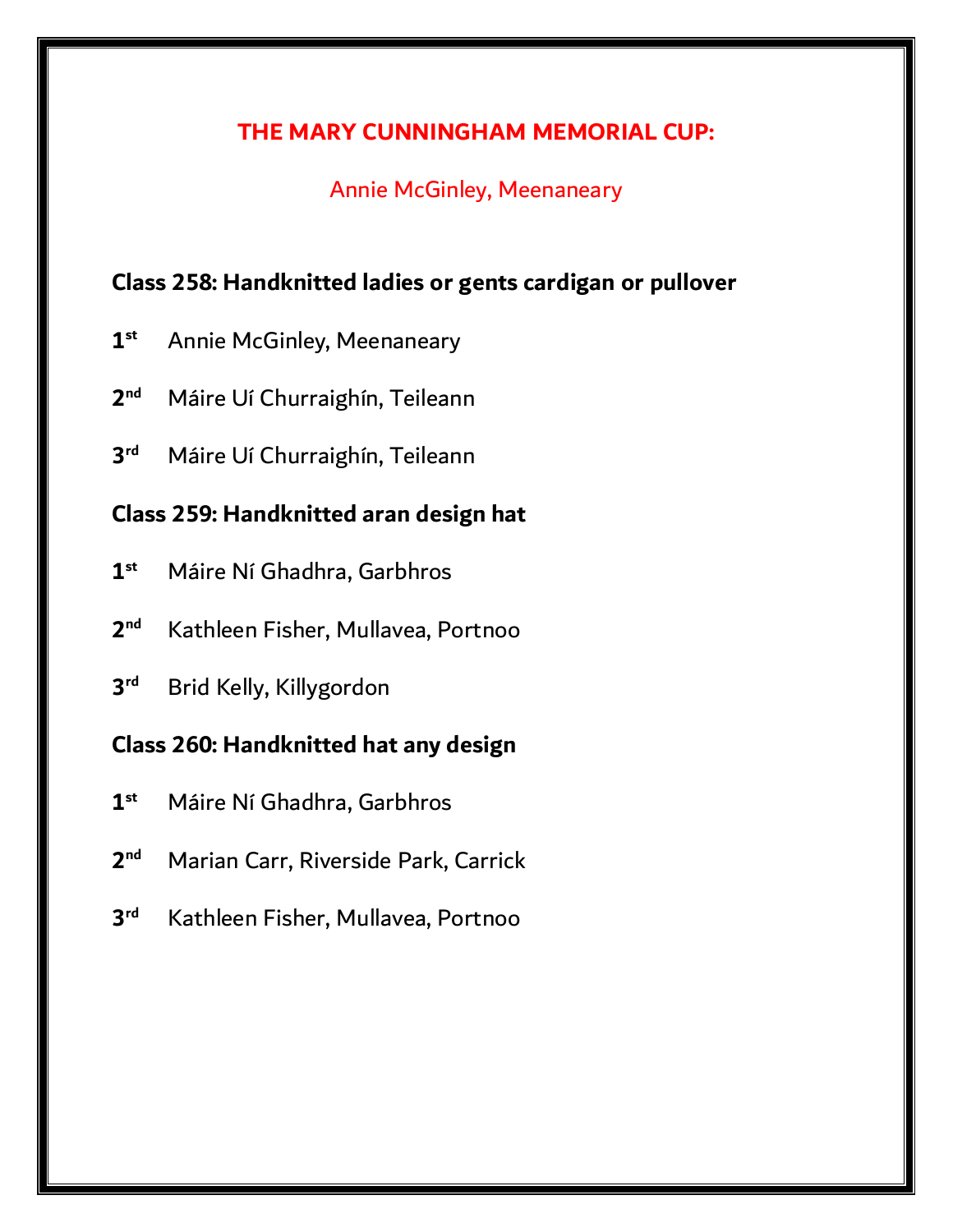## THE MARY CUNNINGHAM MEMORIAL CUP:

Annie McGinley, Meenaneary

**Class 258: Handknitted ladies or gents cardigan or pullover**

**1st** Annie McGinley, Meenaneary

**2nd** Máire Uí Churraighín, Teileann

**3rd** Máire Uí Churraighín, Teileann

**Class 259: Handknitted aran design hat**

**1st** Máire Ní Ghadhra, Garbhros

**2nd** Kathleen Fisher, Mullavea, Portnoo

**3rd** Brid Kelly, Killygordon

**Class 260: Handknitted hat any design**

**1st** Máire Ní Ghadhra, Garbhros

**2nd** Marian Carr, Riverside Park, Carrick

**3rd** Kathleen Fisher, Mullavea, Portnoo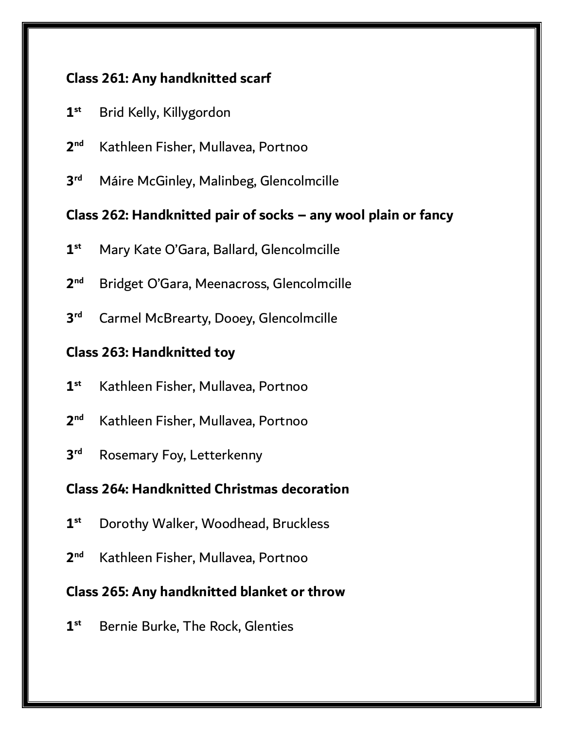**Class 261: Any handknitted scarf**

1st Brid Kelly, Killygordon

2nd Kathleen Fisher, Mullavea, Portnoo

3rd Máire McGinley, Malinbeg, Glencolmcille

**Class 262: Handknitted pair of socks – any wool plain or fancy**

1st Mary Kate O'Gara, Ballard, Glencolmcille

2nd Bridget O'Gara, Meenacross, Glencolmcille

3rd Carmel McBrearty, Dooey, Glencolmcille

**Class 263: Handknitted toy**

1st Kathleen Fisher, Mullavea, Portnoo

2nd Kathleen Fisher, Mullavea, Portnoo

3rd Rosemary Foy, Letterkenny

**Class 264: Handknitted Christmas decoration**

1st Dorothy Walker, Woodhead, Bruckless

2nd Kathleen Fisher, Mullavea, Portnoo

**Class 265: Any handknitted blanket or throw**

1st Bernie Burke, The Rock, Glenties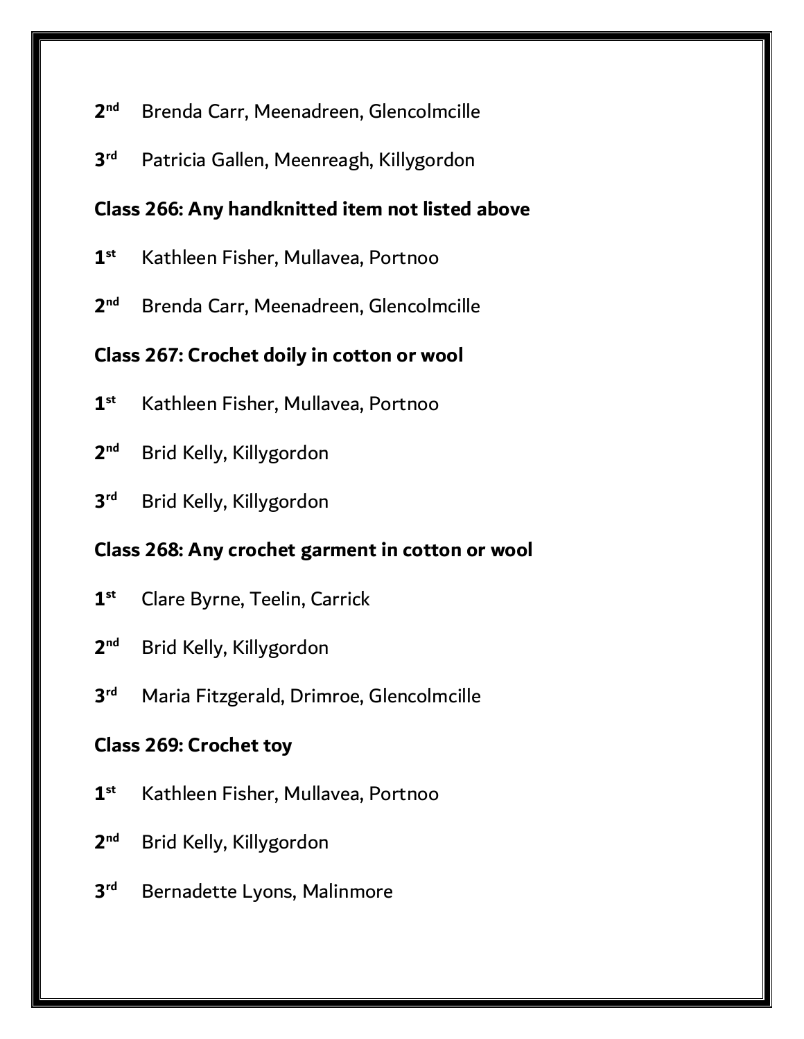2nd Brenda Carr, Meenadreen, Glencolmcille

3rd Patricia Gallen, Meenreagh, Killygordon

**Class 266: Any handknitted item not listed above**

1st Kathleen Fisher, Mullavea, Portnoo

2nd Brenda Carr, Meenadreen, Glencolmcille

**Class 267: Crochet doily in cotton or wool**

1st Kathleen Fisher, Mullavea, Portnoo

2nd Brid Kelly, Killygordon

3rd Brid Kelly, Killygordon

**Class 268: Any crochet garment in cotton or wool**

1st Clare Byrne, Teelin, Carrick

2nd Brid Kelly, Killygordon

3rd Maria Fitzgerald, Drimroe, Glencolmcille

**Class 269: Crochet toy**

1st Kathleen Fisher, Mullavea, Portnoo

2nd Brid Kelly, Killygordon

3rd Bernadette Lyons, Malinmore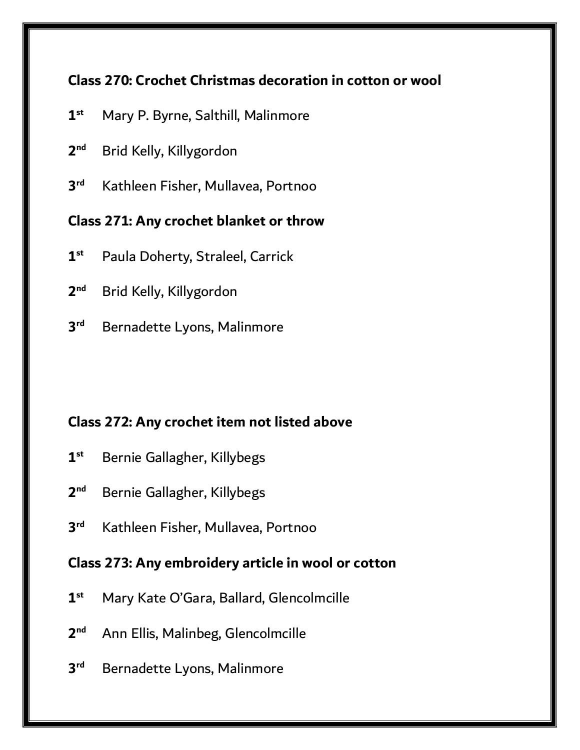**Class 270: Crochet Christmas decoration in cotton or wool**

1st Mary P. Byrne, Salthill, Malinmore

2nd Brid Kelly, Killygordon

3rd Kathleen Fisher, Mullavea, Portnoo

**Class 271: Any crochet blanket or throw**

1st Paula Doherty, Straleel, Carrick

2nd Brid Kelly, Killygordon

3rd Bernadette Lyons, Malinmore

**Class 272: Any crochet item not listed above**

1st Bernie Gallagher, Killybegs

2nd Bernie Gallagher, Killybegs

3rd Kathleen Fisher, Mullavea, Portnoo

**Class 273: Any embroidery article in wool or cotton**

1st Mary Kate O'Gara, Ballard, Glencolmcille

2nd Ann Ellis, Malinbeg, Glencolmcille

3rd Bernadette Lyons, Malinmore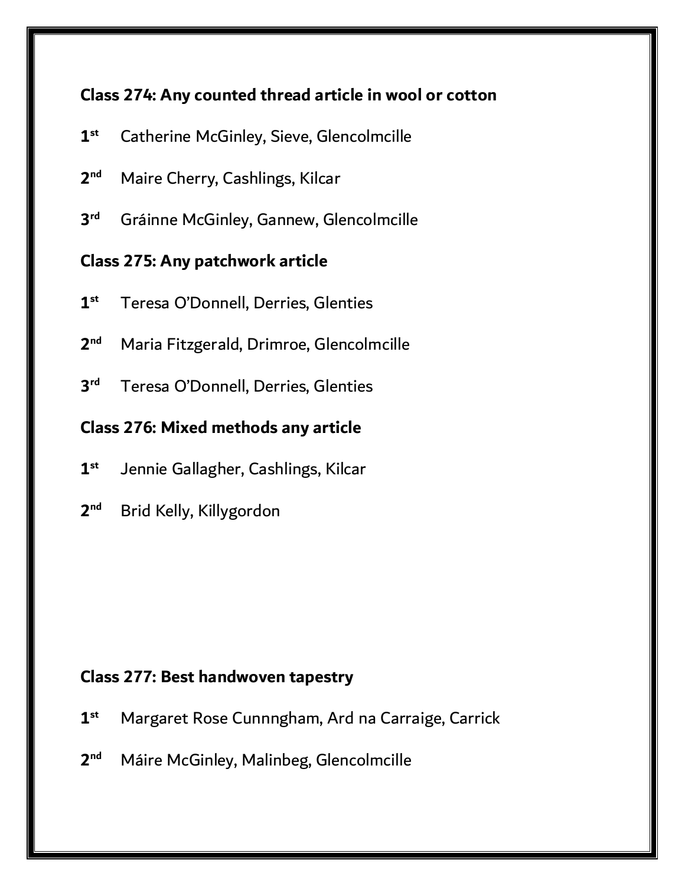**Class 274: Any counted thread article in wool or cotton**

1st Catherine McGinley, Sieve, Glencolmcille

2nd Maire Cherry, Cashlings, Kilcar

3rd Gráinne McGinley, Gannew, Glencolmcille

**Class 275: Any patchwork article**

1st Teresa O'Donnell, Derries, Glenties

2nd Maria Fitzgerald, Drimroe, Glencolmcille

3rd Teresa O'Donnell, Derries, Glenties

**Class 276: Mixed methods any article**

1st Jennie Gallagher, Cashlings, Kilcar

2nd Brid Kelly, Killygordon

**Class 277: Best handwoven tapestry**

1st Margaret Rose Cunnngham, Ard na Carraige, Carrick

2nd Máire McGinley, Malinbeg, Glencolmcille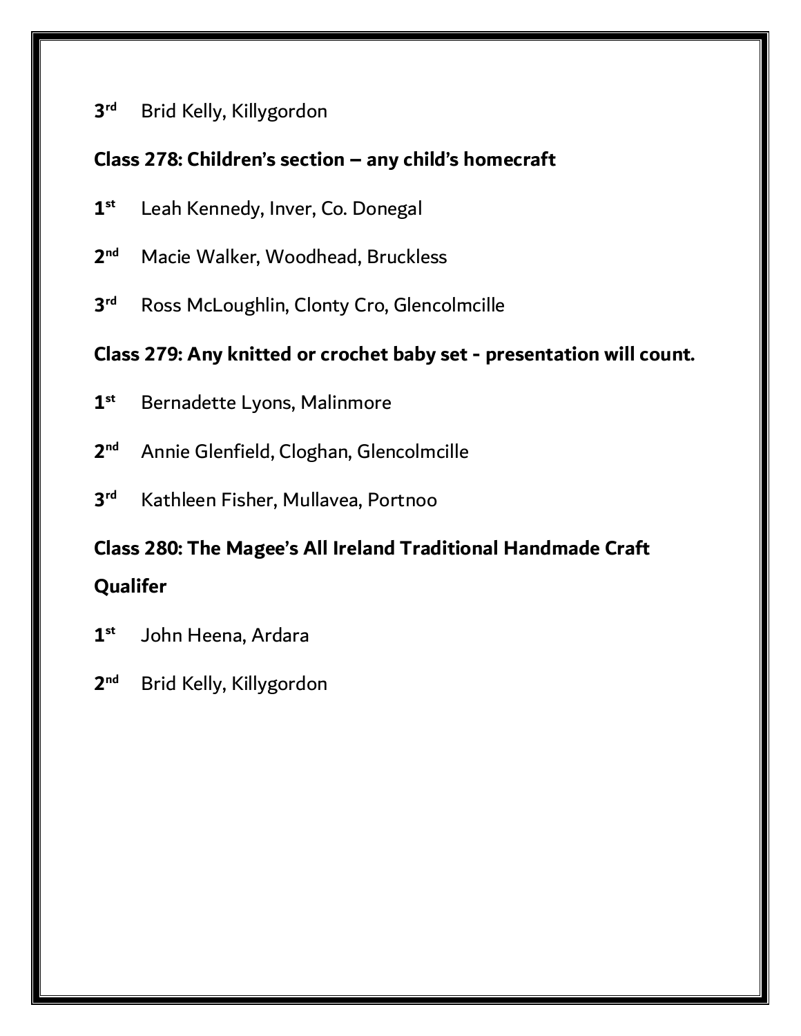**3rd** Brid Kelly, Killygordon

**Class 278: Children's section – any child's homecraft**

**1st** Leah Kennedy, Inver, Co. Donegal

**2nd** Macie Walker, Woodhead, Bruckless

**3rd** Ross McLoughlin, Clonty Cro, Glencolmcille

**Class 279: Any knitted or crochet baby set - presentation will count.**

**1st** Bernadette Lyons, Malinmore

**2nd** Annie Glenfield, Cloghan, Glencolmcille

**3rd** Kathleen Fisher, Mullavea, Portnoo

**Class 280: The Magee's All Ireland Traditional Handmade Craft Qualifer**

**1st** John Heena, Ardara

**2nd** Brid Kelly, Killygordon